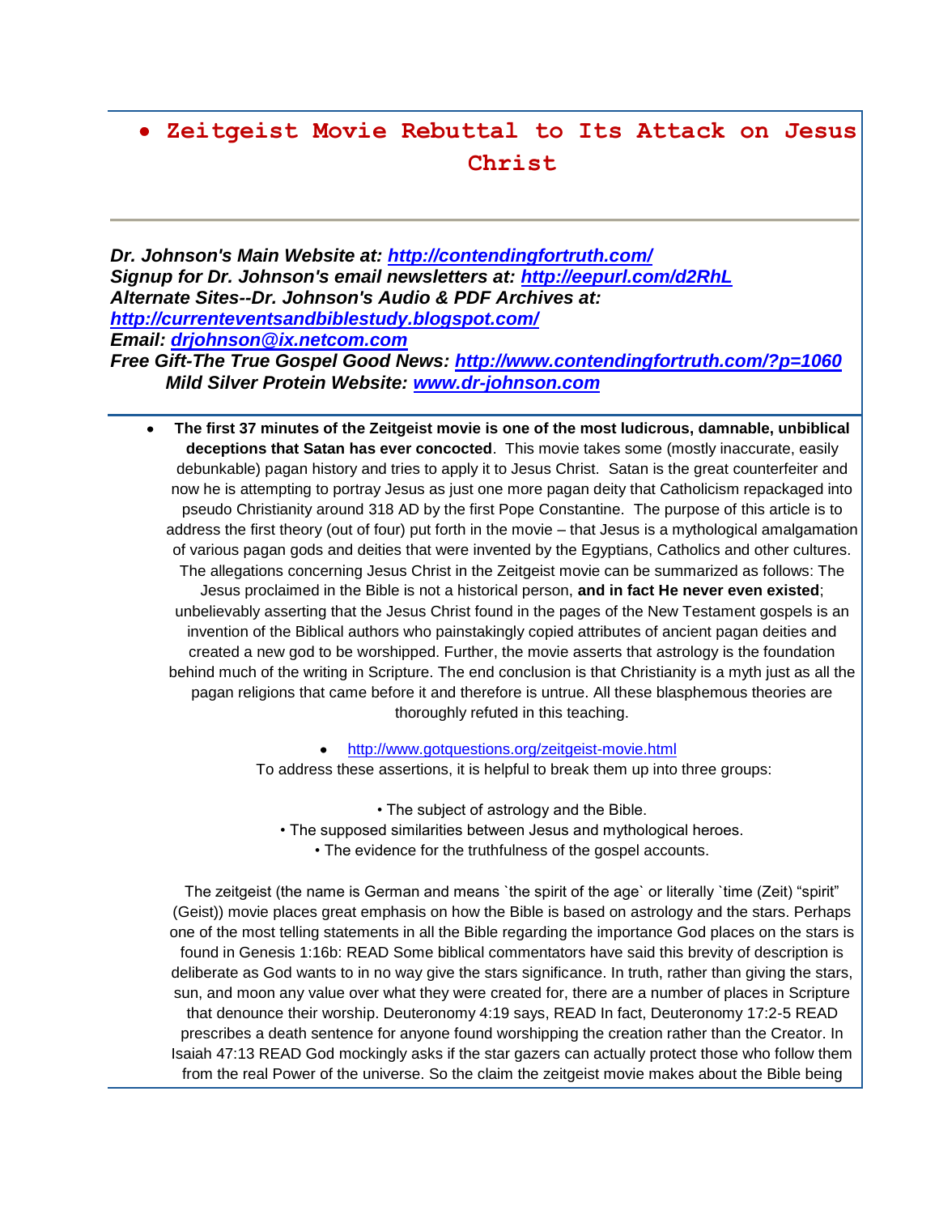# • Zeitgeist Movie Rebuttal to Its Attack on Jesus Christ

***Dr. Johnson's Main Website at: http://contendingfortruth.com/***
***Signup for Dr. Johnson's email newsletters at: http://eepurl.com/d2RhL***
***Alternate Sites--Dr. Johnson's Audio & PDF Archives at: http://currenteventsandbiblestudy.blogspot.com/***
***Email: drjohnson@ix.netcom.com***
***Free Gift-The True Gospel Good News: http://www.contendingfortruth.com/?p=1060***
***Mild Silver Protein Website: www.dr-johnson.com***

- **The first 37 minutes of the Zeitgeist movie is one of the most ludicrous, damnable, unbiblical deceptions that Satan has ever concocted**. This movie takes some (mostly inaccurate, easily debunkable) pagan history and tries to apply it to Jesus Christ. Satan is the great counterfeiter and now he is attempting to portray Jesus as just one more pagan deity that Catholicism repackaged into pseudo Christianity around 318 AD by the first Pope Constantine. The purpose of this article is to address the first theory (out of four) put forth in the movie – that Jesus is a mythological amalgamation of various pagan gods and deities that were invented by the Egyptians, Catholics and other cultures. The allegations concerning Jesus Christ in the Zeitgeist movie can be summarized as follows: The Jesus proclaimed in the Bible is not a historical person, **and in fact He never even existed**; unbelievably asserting that the Jesus Christ found in the pages of the New Testament gospels is an invention of the Biblical authors who painstakingly copied attributes of ancient pagan deities and created a new god to be worshipped. Further, the movie asserts that astrology is the foundation behind much of the writing in Scripture. The end conclusion is that Christianity is a myth just as all the pagan religions that came before it and therefore is untrue. All these blasphemous theories are thoroughly refuted in this teaching.

  - http://www.gotquestions.org/zeitgeist-movie.html

  To address these assertions, it is helpful to break them up into three groups:

  • The subject of astrology and the Bible.
  • The supposed similarities between Jesus and mythological heroes.
  • The evidence for the truthfulness of the gospel accounts.

  The zeitgeist (the name is German and means `the spirit of the age` or literally `time (Zeit) "spirit" (Geist)) movie places great emphasis on how the Bible is based on astrology and the stars. Perhaps one of the most telling statements in all the Bible regarding the importance God places on the stars is found in Genesis 1:16b: READ Some biblical commentators have said this brevity of description is deliberate as God wants to in no way give the stars significance. In truth, rather than giving the stars, sun, and moon any value over what they were created for, there are a number of places in Scripture that denounce their worship. Deuteronomy 4:19 says, READ In fact, Deuteronomy 17:2-5 READ prescribes a death sentence for anyone found worshipping the creation rather than the Creator. In Isaiah 47:13 READ God mockingly asks if the star gazers can actually protect those who follow them from the real Power of the universe. So the claim the zeitgeist movie makes about the Bible being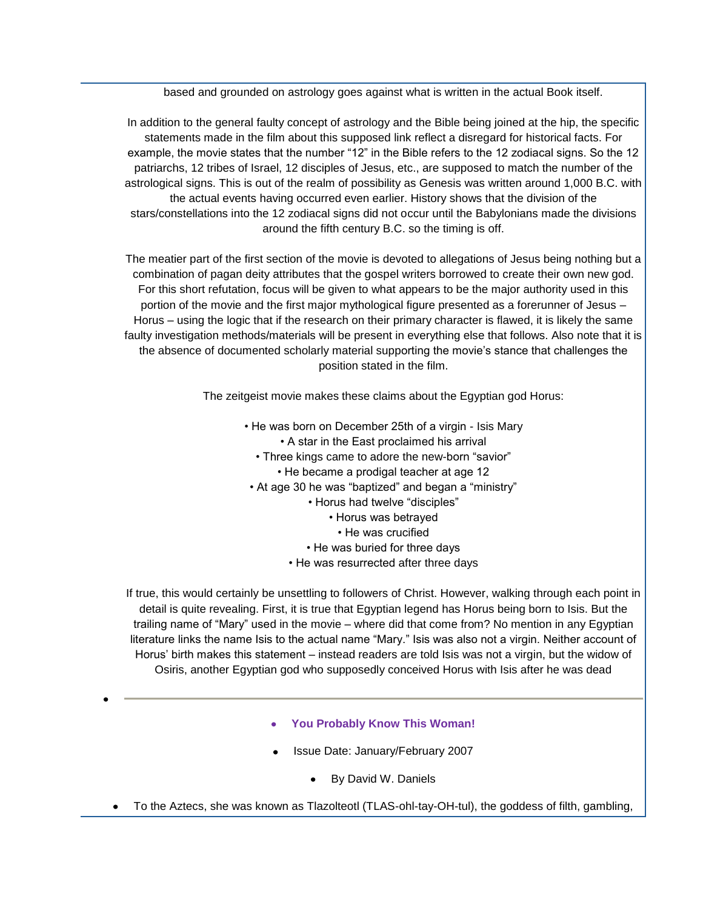based and grounded on astrology goes against what is written in the actual Book itself.

In addition to the general faulty concept of astrology and the Bible being joined at the hip, the specific statements made in the film about this supposed link reflect a disregard for historical facts. For example, the movie states that the number “12” in the Bible refers to the 12 zodiacal signs. So the 12 patriarchs, 12 tribes of Israel, 12 disciples of Jesus, etc., are supposed to match the number of the astrological signs. This is out of the realm of possibility as Genesis was written around 1,000 B.C. with the actual events having occurred even earlier. History shows that the division of the stars/constellations into the 12 zodiacal signs did not occur until the Babylonians made the divisions around the fifth century B.C. so the timing is off.

The meatier part of the first section of the movie is devoted to allegations of Jesus being nothing but a combination of pagan deity attributes that the gospel writers borrowed to create their own new god. For this short refutation, focus will be given to what appears to be the major authority used in this portion of the movie and the first major mythological figure presented as a forerunner of Jesus – Horus – using the logic that if the research on their primary character is flawed, it is likely the same faulty investigation methods/materials will be present in everything else that follows. Also note that it is the absence of documented scholarly material supporting the movie’s stance that challenges the position stated in the film.

The zeitgeist movie makes these claims about the Egyptian god Horus:

- He was born on December 25th of a virgin - Isis Mary
- A star in the East proclaimed his arrival
- Three kings came to adore the new-born “savior”
- He became a prodigal teacher at age 12
- At age 30 he was “baptized” and began a “ministry”
- Horus had twelve “disciples”
- Horus was betrayed
- He was crucified
- He was buried for three days
- He was resurrected after three days

If true, this would certainly be unsettling to followers of Christ. However, walking through each point in detail is quite revealing. First, it is true that Egyptian legend has Horus being born to Isis. But the trailing name of “Mary” used in the movie – where did that come from? No mention in any Egyptian literature links the name Isis to the actual name “Mary.” Isis was also not a virgin. Neither account of Horus’ birth makes this statement – instead readers are told Isis was not a virgin, but the widow of Osiris, another Egyptian god who supposedly conceived Horus with Isis after he was dead

---

- **You Probably Know This Woman!**
- Issue Date: January/February 2007
- By David W. Daniels

- To the Aztecs, she was known as Tlazolteotl (TLAS-ohl-tay-OH-tul), the goddess of filth, gambling,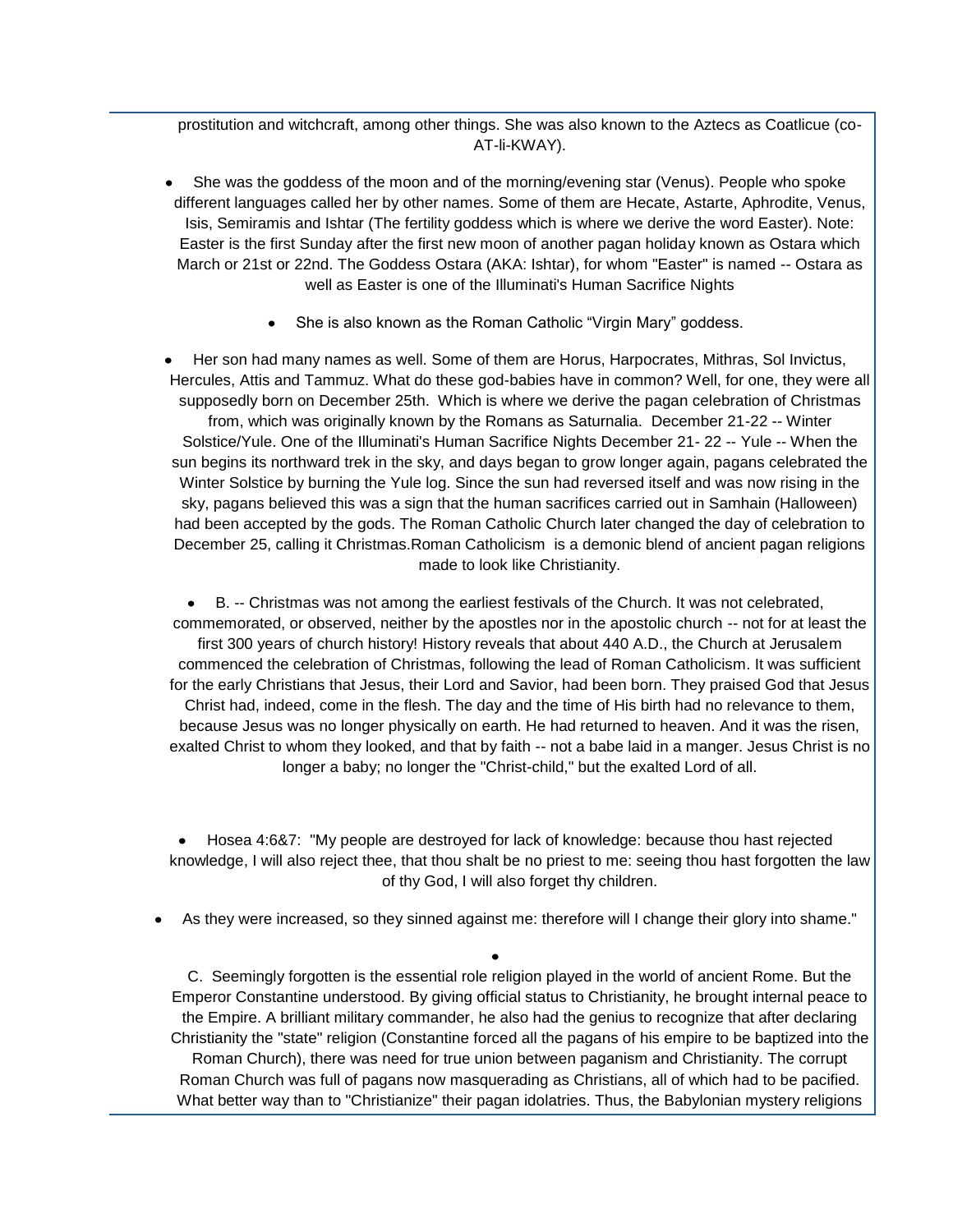prostitution and witchcraft, among other things. She was also known to the Aztecs as Coatlicue (co-AT-li-KWAY).

- She was the goddess of the moon and of the morning/evening star (Venus). People who spoke different languages called her by other names. Some of them are Hecate, Astarte, Aphrodite, Venus, Isis, Semiramis and Ishtar (The fertility goddess which is where we derive the word Easter). Note: Easter is the first Sunday after the first new moon of another pagan holiday known as Ostara which March or 21st or 22nd. The Goddess Ostara (AKA: Ishtar), for whom "Easter" is named -- Ostara as well as Easter is one of the Illuminati's Human Sacrifice Nights

- She is also known as the Roman Catholic "Virgin Mary" goddess.

- Her son had many names as well. Some of them are Horus, Harpocrates, Mithras, Sol Invictus, Hercules, Attis and Tammuz. What do these god-babies have in common? Well, for one, they were all supposedly born on December 25th. Which is where we derive the pagan celebration of Christmas from, which was originally known by the Romans as Saturnalia. December 21-22 -- Winter Solstice/Yule. One of the Illuminati's Human Sacrifice Nights December 21- 22 -- Yule -- When the sun begins its northward trek in the sky, and days began to grow longer again, pagans celebrated the Winter Solstice by burning the Yule log. Since the sun had reversed itself and was now rising in the sky, pagans believed this was a sign that the human sacrifices carried out in Samhain (Halloween) had been accepted by the gods. The Roman Catholic Church later changed the day of celebration to December 25, calling it Christmas.Roman Catholicism is a demonic blend of ancient pagan religions made to look like Christianity.

- B. -- Christmas was not among the earliest festivals of the Church. It was not celebrated, commemorated, or observed, neither by the apostles nor in the apostolic church -- not for at least the first 300 years of church history! History reveals that about 440 A.D., the Church at Jerusalem commenced the celebration of Christmas, following the lead of Roman Catholicism. It was sufficient for the early Christians that Jesus, their Lord and Savior, had been born. They praised God that Jesus Christ had, indeed, come in the flesh. The day and the time of His birth had no relevance to them, because Jesus was no longer physically on earth. He had returned to heaven. And it was the risen, exalted Christ to whom they looked, and that by faith -- not a babe laid in a manger. Jesus Christ is no longer a baby; no longer the "Christ-child," but the exalted Lord of all.

- Hosea 4:6&7: "My people are destroyed for lack of knowledge: because thou hast rejected knowledge, I will also reject thee, that thou shalt be no priest to me: seeing thou hast forgotten the law of thy God, I will also forget thy children.

- As they were increased, so they sinned against me: therefore will I change their glory into shame."

- C. Seemingly forgotten is the essential role religion played in the world of ancient Rome. But the Emperor Constantine understood. By giving official status to Christianity, he brought internal peace to the Empire. A brilliant military commander, he also had the genius to recognize that after declaring Christianity the "state" religion (Constantine forced all the pagans of his empire to be baptized into the Roman Church), there was need for true union between paganism and Christianity. The corrupt Roman Church was full of pagans now masquerading as Christians, all of which had to be pacified. What better way than to "Christianize" their pagan idolatries. Thus, the Babylonian mystery religions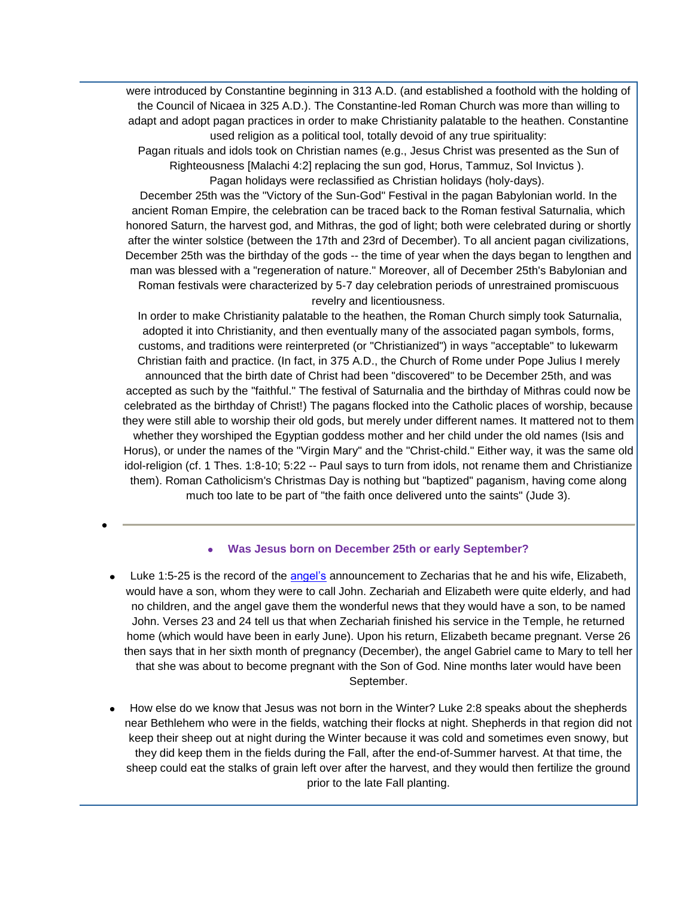were introduced by Constantine beginning in 313 A.D. (and established a foothold with the holding of the Council of Nicaea in 325 A.D.). The Constantine-led Roman Church was more than willing to adapt and adopt pagan practices in order to make Christianity palatable to the heathen. Constantine used religion as a political tool, totally devoid of any true spirituality:

Pagan rituals and idols took on Christian names (e.g., Jesus Christ was presented as the Sun of Righteousness [Malachi 4:2] replacing the sun god, Horus, Tammuz, Sol Invictus ).

Pagan holidays were reclassified as Christian holidays (holy-days).

December 25th was the "Victory of the Sun-God" Festival in the pagan Babylonian world. In the ancient Roman Empire, the celebration can be traced back to the Roman festival Saturnalia, which honored Saturn, the harvest god, and Mithras, the god of light; both were celebrated during or shortly after the winter solstice (between the 17th and 23rd of December). To all ancient pagan civilizations, December 25th was the birthday of the gods -- the time of year when the days began to lengthen and man was blessed with a "regeneration of nature." Moreover, all of December 25th's Babylonian and Roman festivals were characterized by 5-7 day celebration periods of unrestrained promiscuous revelry and licentiousness.

In order to make Christianity palatable to the heathen, the Roman Church simply took Saturnalia, adopted it into Christianity, and then eventually many of the associated pagan symbols, forms, customs, and traditions were reinterpreted (or "Christianized") in ways "acceptable" to lukewarm Christian faith and practice. (In fact, in 375 A.D., the Church of Rome under Pope Julius I merely announced that the birth date of Christ had been "discovered" to be December 25th, and was accepted as such by the "faithful." The festival of Saturnalia and the birthday of Mithras could now be celebrated as the birthday of Christ!) The pagans flocked into the Catholic places of worship, because they were still able to worship their old gods, but merely under different names. It mattered not to them whether they worshiped the Egyptian goddess mother and her child under the old names (Isis and Horus), or under the names of the "Virgin Mary" and the "Christ-child." Either way, it was the same old idol-religion (cf. 1 Thes. 1:8-10; 5:22 -- Paul says to turn from idols, not rename them and Christianize them). Roman Catholicism's Christmas Day is nothing but "baptized" paganism, having come along much too late to be part of "the faith once delivered unto the saints" (Jude 3).

---

- **Was Jesus born on December 25th or early September?**

- Luke 1:5-25 is the record of the angel's announcement to Zecharias that he and his wife, Elizabeth, would have a son, whom they were to call John. Zechariah and Elizabeth were quite elderly, and had no children, and the angel gave them the wonderful news that they would have a son, to be named John. Verses 23 and 24 tell us that when Zechariah finished his service in the Temple, he returned home (which would have been in early June). Upon his return, Elizabeth became pregnant. Verse 26 then says that in her sixth month of pregnancy (December), the angel Gabriel came to Mary to tell her that she was about to become pregnant with the Son of God. Nine months later would have been September.

- How else do we know that Jesus was not born in the Winter? Luke 2:8 speaks about the shepherds near Bethlehem who were in the fields, watching their flocks at night. Shepherds in that region did not keep their sheep out at night during the Winter because it was cold and sometimes even snowy, but they did keep them in the fields during the Fall, after the end-of-Summer harvest. At that time, the sheep could eat the stalks of grain left over after the harvest, and they would then fertilize the ground prior to the late Fall planting.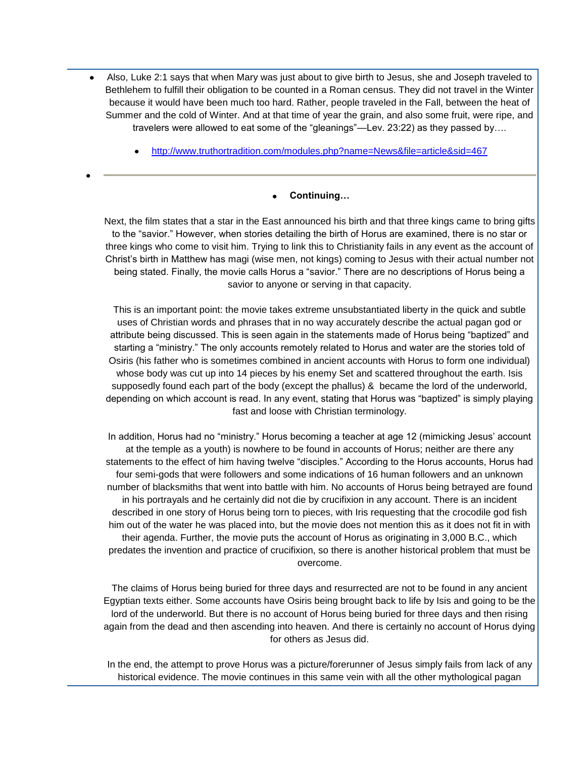- Also, Luke 2:1 says that when Mary was just about to give birth to Jesus, she and Joseph traveled to Bethlehem to fulfill their obligation to be counted in a Roman census. They did not travel in the Winter because it would have been much too hard. Rather, people traveled in the Fall, between the heat of Summer and the cold of Winter. And at that time of year the grain, and also some fruit, were ripe, and travelers were allowed to eat some of the "gleanings"—Lev. 23:22) as they passed by….

  - http://www.truthortradition.com/modules.php?name=News&file=article&sid=467

---

- **Continuing…**

Next, the film states that a star in the East announced his birth and that three kings came to bring gifts to the "savior." However, when stories detailing the birth of Horus are examined, there is no star or three kings who come to visit him. Trying to link this to Christianity fails in any event as the account of Christ's birth in Matthew has magi (wise men, not kings) coming to Jesus with their actual number not being stated. Finally, the movie calls Horus a "savior." There are no descriptions of Horus being a savior to anyone or serving in that capacity.

This is an important point: the movie takes extreme unsubstantiated liberty in the quick and subtle uses of Christian words and phrases that in no way accurately describe the actual pagan god or attribute being discussed. This is seen again in the statements made of Horus being "baptized" and starting a "ministry." The only accounts remotely related to Horus and water are the stories told of Osiris (his father who is sometimes combined in ancient accounts with Horus to form one individual) whose body was cut up into 14 pieces by his enemy Set and scattered throughout the earth. Isis supposedly found each part of the body (except the phallus) & became the lord of the underworld, depending on which account is read. In any event, stating that Horus was "baptized" is simply playing fast and loose with Christian terminology.

In addition, Horus had no "ministry." Horus becoming a teacher at age 12 (mimicking Jesus' account at the temple as a youth) is nowhere to be found in accounts of Horus; neither are there any statements to the effect of him having twelve "disciples." According to the Horus accounts, Horus had four semi-gods that were followers and some indications of 16 human followers and an unknown number of blacksmiths that went into battle with him. No accounts of Horus being betrayed are found in his portrayals and he certainly did not die by crucifixion in any account. There is an incident described in one story of Horus being torn to pieces, with Iris requesting that the crocodile god fish him out of the water he was placed into, but the movie does not mention this as it does not fit in with their agenda. Further, the movie puts the account of Horus as originating in 3,000 B.C., which predates the invention and practice of crucifixion, so there is another historical problem that must be overcome.

The claims of Horus being buried for three days and resurrected are not to be found in any ancient Egyptian texts either. Some accounts have Osiris being brought back to life by Isis and going to be the lord of the underworld. But there is no account of Horus being buried for three days and then rising again from the dead and then ascending into heaven. And there is certainly no account of Horus dying for others as Jesus did.

In the end, the attempt to prove Horus was a picture/forerunner of Jesus simply fails from lack of any historical evidence. The movie continues in this same vein with all the other mythological pagan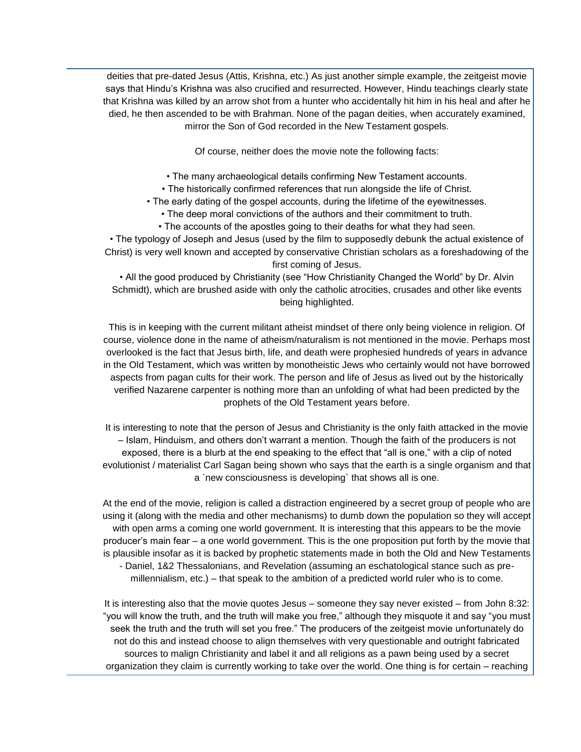deities that pre-dated Jesus (Attis, Krishna, etc.) As just another simple example, the zeitgeist movie says that Hindu's Krishna was also crucified and resurrected. However, Hindu teachings clearly state that Krishna was killed by an arrow shot from a hunter who accidentally hit him in his heal and after he died, he then ascended to be with Brahman. None of the pagan deities, when accurately examined, mirror the Son of God recorded in the New Testament gospels.

Of course, neither does the movie note the following facts:

- The many archaeological details confirming New Testament accounts.
- The historically confirmed references that run alongside the life of Christ.
- The early dating of the gospel accounts, during the lifetime of the eyewitnesses.
- The deep moral convictions of the authors and their commitment to truth.
- The accounts of the apostles going to their deaths for what they had seen.
- The typology of Joseph and Jesus (used by the film to supposedly debunk the actual existence of Christ) is very well known and accepted by conservative Christian scholars as a foreshadowing of the first coming of Jesus.
- All the good produced by Christianity (see "How Christianity Changed the World" by Dr. Alvin Schmidt), which are brushed aside with only the catholic atrocities, crusades and other like events being highlighted.

This is in keeping with the current militant atheist mindset of there only being violence in religion. Of course, violence done in the name of atheism/naturalism is not mentioned in the movie. Perhaps most overlooked is the fact that Jesus birth, life, and death were prophesied hundreds of years in advance in the Old Testament, which was written by monotheistic Jews who certainly would not have borrowed aspects from pagan cults for their work. The person and life of Jesus as lived out by the historically verified Nazarene carpenter is nothing more than an unfolding of what had been predicted by the prophets of the Old Testament years before.

It is interesting to note that the person of Jesus and Christianity is the only faith attacked in the movie – Islam, Hinduism, and others don't warrant a mention. Though the faith of the producers is not exposed, there is a blurb at the end speaking to the effect that "all is one," with a clip of noted evolutionist / materialist Carl Sagan being shown who says that the earth is a single organism and that a `new consciousness is developing` that shows all is one.

At the end of the movie, religion is called a distraction engineered by a secret group of people who are using it (along with the media and other mechanisms) to dumb down the population so they will accept with open arms a coming one world government. It is interesting that this appears to be the movie producer's main fear – a one world government. This is the one proposition put forth by the movie that is plausible insofar as it is backed by prophetic statements made in both the Old and New Testaments - Daniel, 1&2 Thessalonians, and Revelation (assuming an eschatological stance such as pre-millennialism, etc.) – that speak to the ambition of a predicted world ruler who is to come.

It is interesting also that the movie quotes Jesus – someone they say never existed – from John 8:32: "you will know the truth, and the truth will make you free," although they misquote it and say "you must seek the truth and the truth will set you free." The producers of the zeitgeist movie unfortunately do not do this and instead choose to align themselves with very questionable and outright fabricated sources to malign Christianity and label it and all religions as a pawn being used by a secret organization they claim is currently working to take over the world. One thing is for certain – reaching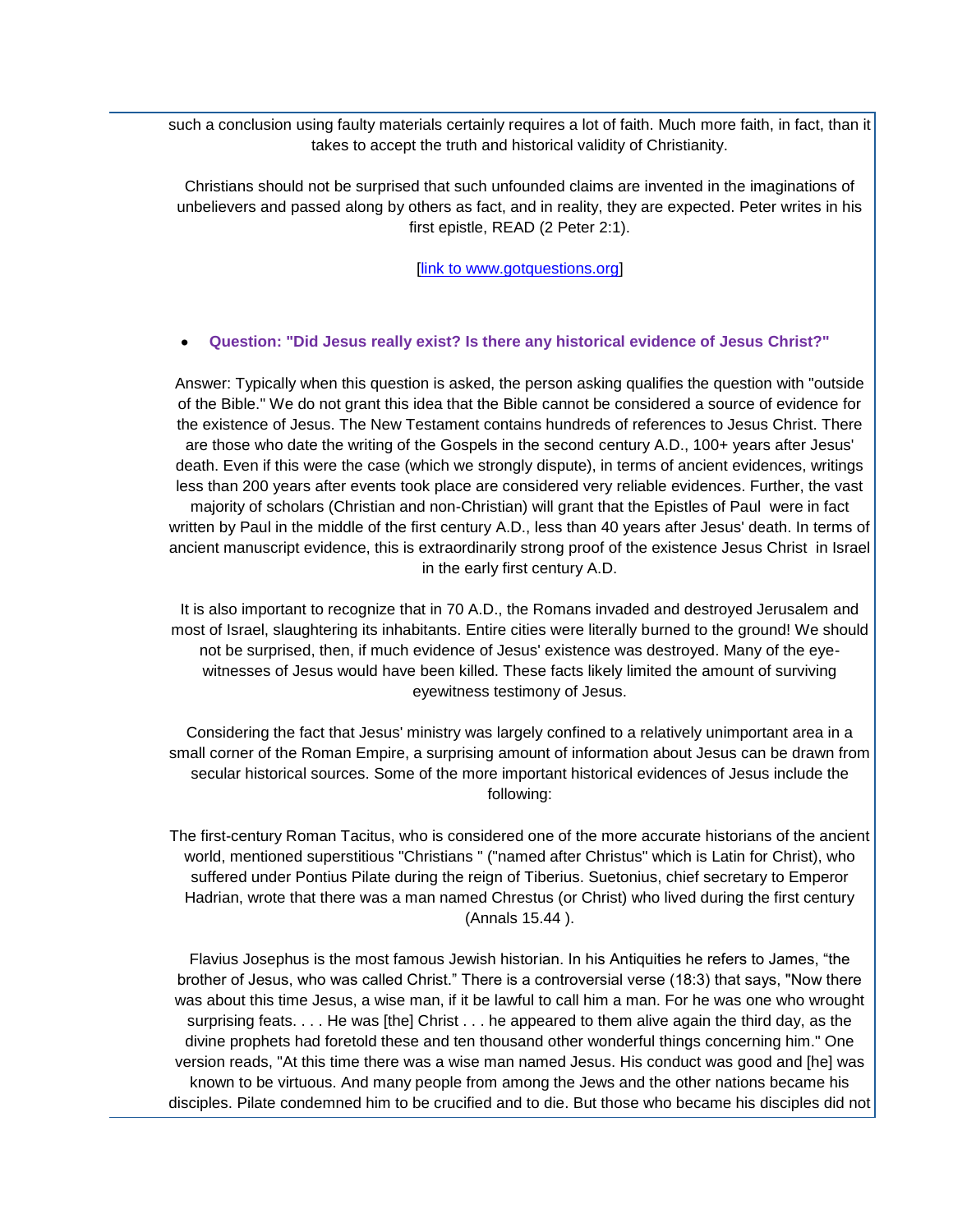such a conclusion using faulty materials certainly requires a lot of faith. Much more faith, in fact, than it takes to accept the truth and historical validity of Christianity.

Christians should not be surprised that such unfounded claims are invented in the imaginations of unbelievers and passed along by others as fact, and in reality, they are expected. Peter writes in his first epistle, READ (2 Peter 2:1).

[link to www.gotquestions.org]

- **Question: "Did Jesus really exist? Is there any historical evidence of Jesus Christ?"**

Answer: Typically when this question is asked, the person asking qualifies the question with "outside of the Bible." We do not grant this idea that the Bible cannot be considered a source of evidence for the existence of Jesus. The New Testament contains hundreds of references to Jesus Christ. There are those who date the writing of the Gospels in the second century A.D., 100+ years after Jesus' death. Even if this were the case (which we strongly dispute), in terms of ancient evidences, writings less than 200 years after events took place are considered very reliable evidences. Further, the vast majority of scholars (Christian and non-Christian) will grant that the Epistles of Paul were in fact written by Paul in the middle of the first century A.D., less than 40 years after Jesus' death. In terms of ancient manuscript evidence, this is extraordinarily strong proof of the existence Jesus Christ in Israel in the early first century A.D.

It is also important to recognize that in 70 A.D., the Romans invaded and destroyed Jerusalem and most of Israel, slaughtering its inhabitants. Entire cities were literally burned to the ground! We should not be surprised, then, if much evidence of Jesus' existence was destroyed. Many of the eye-witnesses of Jesus would have been killed. These facts likely limited the amount of surviving eyewitness testimony of Jesus.

Considering the fact that Jesus' ministry was largely confined to a relatively unimportant area in a small corner of the Roman Empire, a surprising amount of information about Jesus can be drawn from secular historical sources. Some of the more important historical evidences of Jesus include the following:

The first-century Roman Tacitus, who is considered one of the more accurate historians of the ancient world, mentioned superstitious "Christians " ("named after Christus" which is Latin for Christ), who suffered under Pontius Pilate during the reign of Tiberius. Suetonius, chief secretary to Emperor Hadrian, wrote that there was a man named Chrestus (or Christ) who lived during the first century (Annals 15.44 ).

Flavius Josephus is the most famous Jewish historian. In his Antiquities he refers to James, "the brother of Jesus, who was called Christ." There is a controversial verse (18:3) that says, "Now there was about this time Jesus, a wise man, if it be lawful to call him a man. For he was one who wrought surprising feats. . . . He was [the] Christ . . . he appeared to them alive again the third day, as the divine prophets had foretold these and ten thousand other wonderful things concerning him." One version reads, "At this time there was a wise man named Jesus. His conduct was good and [he] was known to be virtuous. And many people from among the Jews and the other nations became his disciples. Pilate condemned him to be crucified and to die. But those who became his disciples did not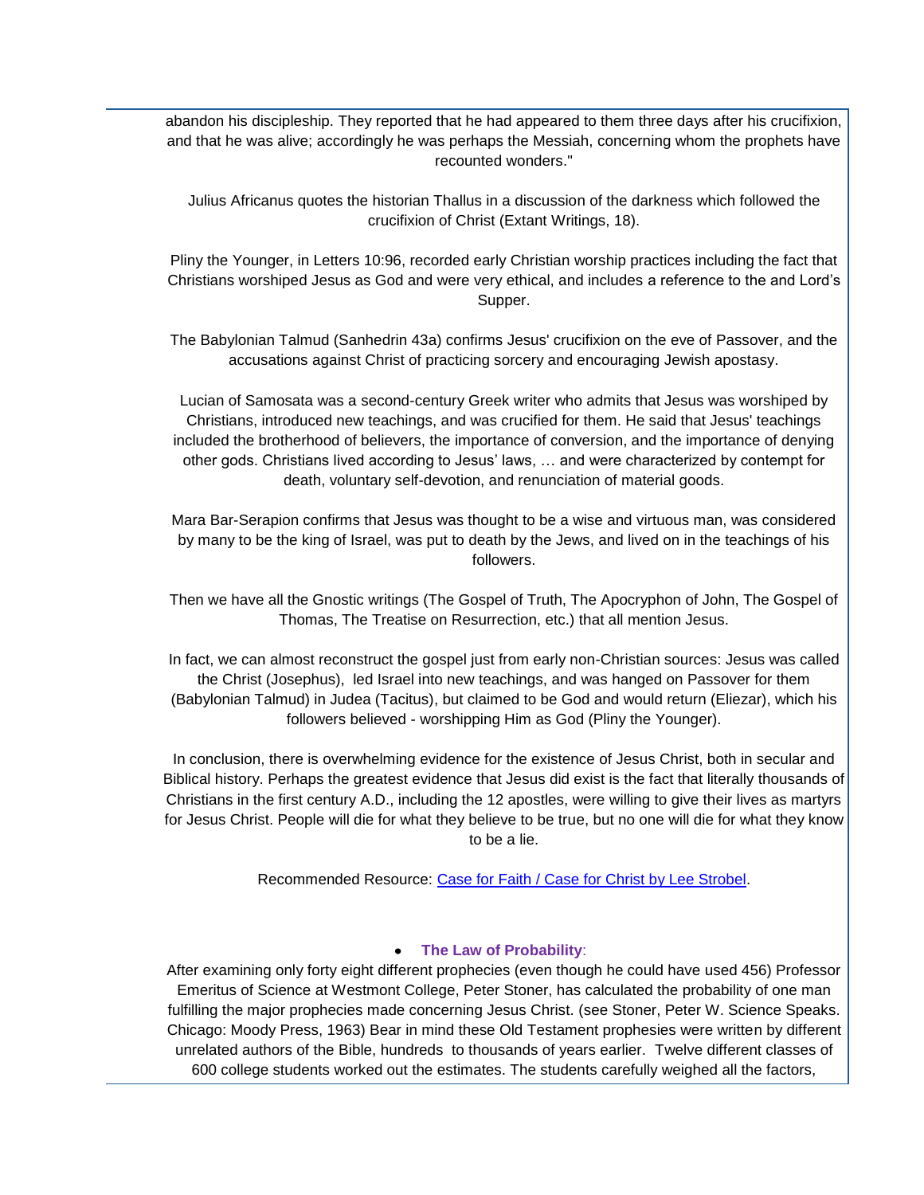abandon his discipleship. They reported that he had appeared to them three days after his crucifixion, and that he was alive; accordingly he was perhaps the Messiah, concerning whom the prophets have recounted wonders."

Julius Africanus quotes the historian Thallus in a discussion of the darkness which followed the crucifixion of Christ (Extant Writings, 18).

Pliny the Younger, in Letters 10:96, recorded early Christian worship practices including the fact that Christians worshiped Jesus as God and were very ethical, and includes a reference to the and Lord's Supper.

The Babylonian Talmud (Sanhedrin 43a) confirms Jesus' crucifixion on the eve of Passover, and the accusations against Christ of practicing sorcery and encouraging Jewish apostasy.

Lucian of Samosata was a second-century Greek writer who admits that Jesus was worshiped by Christians, introduced new teachings, and was crucified for them. He said that Jesus' teachings included the brotherhood of believers, the importance of conversion, and the importance of denying other gods. Christians lived according to Jesus' laws, … and were characterized by contempt for death, voluntary self-devotion, and renunciation of material goods.

Mara Bar-Serapion confirms that Jesus was thought to be a wise and virtuous man, was considered by many to be the king of Israel, was put to death by the Jews, and lived on in the teachings of his followers.

Then we have all the Gnostic writings (The Gospel of Truth, The Apocryphon of John, The Gospel of Thomas, The Treatise on Resurrection, etc.) that all mention Jesus.

In fact, we can almost reconstruct the gospel just from early non-Christian sources: Jesus was called the Christ (Josephus), led Israel into new teachings, and was hanged on Passover for them (Babylonian Talmud) in Judea (Tacitus), but claimed to be God and would return (Eliezar), which his followers believed - worshipping Him as God (Pliny the Younger).

In conclusion, there is overwhelming evidence for the existence of Jesus Christ, both in secular and Biblical history. Perhaps the greatest evidence that Jesus did exist is the fact that literally thousands of Christians in the first century A.D., including the 12 apostles, were willing to give their lives as martyrs for Jesus Christ. People will die for what they believe to be true, but no one will die for what they know to be a lie.

Recommended Resource: [Case for Faith / Case for Christ by Lee Strobel](#).

- **The Law of Probability**:

After examining only forty eight different prophecies (even though he could have used 456) Professor Emeritus of Science at Westmont College, Peter Stoner, has calculated the probability of one man fulfilling the major prophecies made concerning Jesus Christ. (see Stoner, Peter W. Science Speaks. Chicago: Moody Press, 1963) Bear in mind these Old Testament prophesies were written by different unrelated authors of the Bible, hundreds to thousands of years earlier. Twelve different classes of 600 college students worked out the estimates. The students carefully weighed all the factors,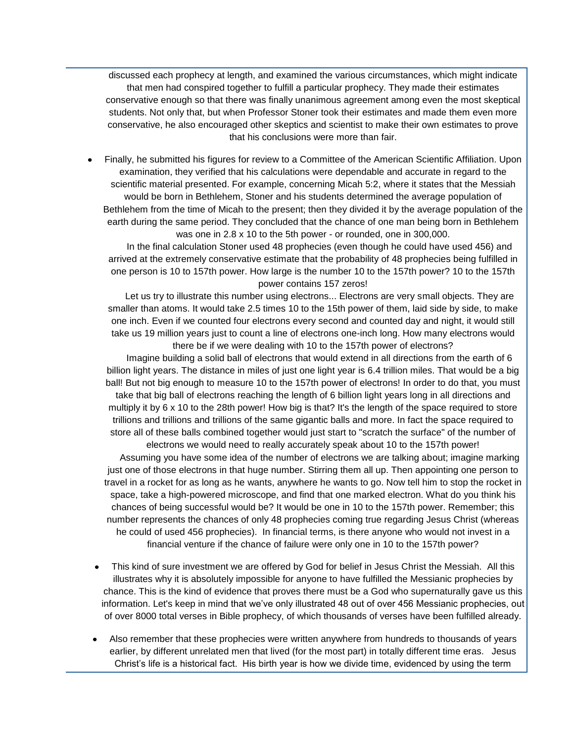discussed each prophecy at length, and examined the various circumstances, which might indicate that men had conspired together to fulfill a particular prophecy. They made their estimates conservative enough so that there was finally unanimous agreement among even the most skeptical students. Not only that, but when Professor Stoner took their estimates and made them even more conservative, he also encouraged other skeptics and scientist to make their own estimates to prove that his conclusions were more than fair.

- Finally, he submitted his figures for review to a Committee of the American Scientific Affiliation. Upon examination, they verified that his calculations were dependable and accurate in regard to the scientific material presented. For example, concerning Micah 5:2, where it states that the Messiah would be born in Bethlehem, Stoner and his students determined the average population of Bethlehem from the time of Micah to the present; then they divided it by the average population of the earth during the same period. They concluded that the chance of one man being born in Bethlehem was one in 2.8 x 10 to the 5th power - or rounded, one in 300,000.

  In the final calculation Stoner used 48 prophecies (even though he could have used 456) and arrived at the extremely conservative estimate that the probability of 48 prophecies being fulfilled in one person is 10 to 157th power. How large is the number 10 to the 157th power? 10 to the 157th power contains 157 zeros!

  Let us try to illustrate this number using electrons... Electrons are very small objects. They are smaller than atoms. It would take 2.5 times 10 to the 15th power of them, laid side by side, to make one inch. Even if we counted four electrons every second and counted day and night, it would still take us 19 million years just to count a line of electrons one-inch long. How many electrons would there be if we were dealing with 10 to the 157th power of electrons?

  Imagine building a solid ball of electrons that would extend in all directions from the earth of 6 billion light years. The distance in miles of just one light year is 6.4 trillion miles. That would be a big ball! But not big enough to measure 10 to the 157th power of electrons! In order to do that, you must take that big ball of electrons reaching the length of 6 billion light years long in all directions and multiply it by 6 x 10 to the 28th power! How big is that? It's the length of the space required to store trillions and trillions and trillions of the same gigantic balls and more. In fact the space required to store all of these balls combined together would just start to "scratch the surface" of the number of electrons we would need to really accurately speak about 10 to the 157th power!

  Assuming you have some idea of the number of electrons we are talking about; imagine marking just one of those electrons in that huge number. Stirring them all up. Then appointing one person to travel in a rocket for as long as he wants, anywhere he wants to go. Now tell him to stop the rocket in space, take a high-powered microscope, and find that one marked electron. What do you think his chances of being successful would be? It would be one in 10 to the 157th power. Remember; this number represents the chances of only 48 prophecies coming true regarding Jesus Christ (whereas he could of used 456 prophecies). In financial terms, is there anyone who would not invest in a financial venture if the chance of failure were only one in 10 to the 157th power?

- This kind of sure investment we are offered by God for belief in Jesus Christ the Messiah. All this illustrates why it is absolutely impossible for anyone to have fulfilled the Messianic prophecies by chance. This is the kind of evidence that proves there must be a God who supernaturally gave us this information. Let's keep in mind that we've only illustrated 48 out of over 456 Messianic prophecies, out of over 8000 total verses in Bible prophecy, of which thousands of verses have been fulfilled already.

- Also remember that these prophecies were written anywhere from hundreds to thousands of years earlier, by different unrelated men that lived (for the most part) in totally different time eras. Jesus Christ's life is a historical fact. His birth year is how we divide time, evidenced by using the term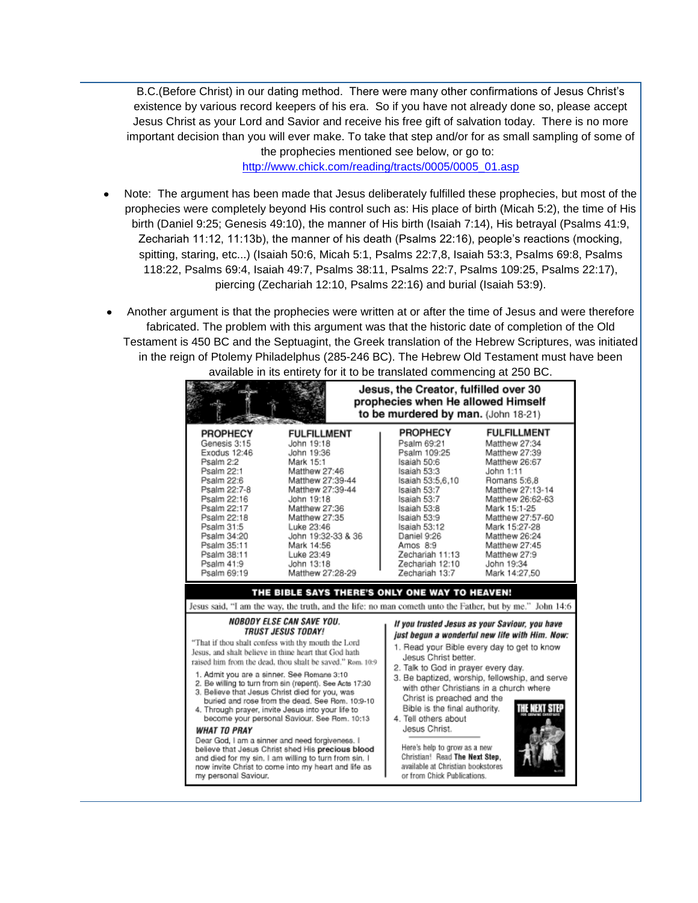B.C.(Before Christ) in our dating method. There were many other confirmations of Jesus Christ's existence by various record keepers of his era. So if you have not already done so, please accept Jesus Christ as your Lord and Savior and receive his free gift of salvation today. There is no more important decision than you will ever make. To take that step and/or for as small sampling of some of the prophecies mentioned see below, or go to: http://www.chick.com/reading/tracts/0005/0005_01.asp

- Note: The argument has been made that Jesus deliberately fulfilled these prophecies, but most of the prophecies were completely beyond His control such as: His place of birth (Micah 5:2), the time of His birth (Daniel 9:25; Genesis 49:10), the manner of His birth (Isaiah 7:14), His betrayal (Psalms 41:9, Zechariah 11:12, 11:13b), the manner of his death (Psalms 22:16), people's reactions (mocking, spitting, staring, etc...) (Isaiah 50:6, Micah 5:1, Psalms 22:7,8, Isaiah 53:3, Psalms 69:8, Psalms 118:22, Psalms 69:4, Isaiah 49:7, Psalms 38:11, Psalms 22:7, Psalms 109:25, Psalms 22:17), piercing (Zechariah 12:10, Psalms 22:16) and burial (Isaiah 53:9).

- Another argument is that the prophecies were written at or after the time of Jesus and were therefore fabricated. The problem with this argument was that the historic date of completion of the Old Testament is 450 BC and the Septuagint, the Greek translation of the Hebrew Scriptures, was initiated in the reign of Ptolemy Philadelphus (285-246 BC). The Hebrew Old Testament must have been available in its entirety for it to be translated commencing at 250 BC.

## Jesus, the Creator, fulfilled over 30 prophecies when He allowed Himself to be murdered by man. (John 18-21)

| PROPHECY | FULFILLMENT | PROPHECY | FULFILLMENT |
|---|---|---|---|
| Genesis 3:15 | John 19:18 | Psalm 69:21 | Matthew 27:34 |
| Exodus 12:46 | John 19:36 | Psalm 109:25 | Matthew 27:39 |
| Psalm 2:2 | Mark 15:1 | Isaiah 50:6 | Matthew 26:67 |
| Psalm 22:1 | Matthew 27:46 | Isaiah 53:3 | John 1:11 |
| Psalm 22:6 | Matthew 27:39-44 | Isaiah 53:5,6,10 | Romans 5:6,8 |
| Psalm 22:7-8 | Matthew 27:39-44 | Isaiah 53:7 | Matthew 27:13-14 |
| Psalm 22:16 | John 19:18 | Isaiah 53:7 | Matthew 26:62-63 |
| Psalm 22:17 | Matthew 27:36 | Isaiah 53:8 | Mark 15:1-25 |
| Psalm 22:18 | Matthew 27:35 | Isaiah 53:9 | Matthew 27:57-60 |
| Psalm 31:5 | Luke 23:46 | Isaiah 53:12 | Mark 15:27-28 |
| Psalm 34:20 | John 19:32-33 & 36 | Daniel 9:26 | Matthew 26:24 |
| Psalm 35:11 | Mark 14:56 | Amos 8:9 | Matthew 27:45 |
| Psalm 38:11 | Luke 23:49 | Zechariah 11:13 | Matthew 27:9 |
| Psalm 41:9 | John 13:18 | Zechariah 12:10 | John 19:34 |
| Psalm 69:19 | Matthew 27:28-29 | Zechariah 13:7 | Mark 14:27,50 |

## THE BIBLE SAYS THERE'S ONLY ONE WAY TO HEAVEN!

Jesus said, "I am the way, the truth, and the life: no man cometh unto the Father, but by me." John 14:6

### *NOBODY ELSE CAN SAVE YOU. TRUST JESUS TODAY!*

"That if thou shalt confess with thy mouth the Lord Jesus, and shalt believe in thine heart that God hath raised him from the dead, thou shalt be saved." Rom. 10:9

1. Admit you are a sinner. See Romans 3:10
2. Be willing to turn from sin (repent). See Acts 17:30
3. Believe that Jesus Christ died for you, was buried and rose from the dead. See Rom. 10:9-10
4. Through prayer, invite Jesus into your life to become your personal Saviour. See Rom. 10:13

### *WHAT TO PRAY*

Dear God, I am a sinner and need forgiveness. I believe that Jesus Christ shed His **precious blood** and died for my sin. I am willing to turn from sin. I now invite Christ to come into my heart and life as my personal Saviour.

***If you trusted Jesus as your Saviour, you have just begun a wonderful new life with Him. Now:***

1. Read your Bible every day to get to know Jesus Christ better.
2. Talk to God in prayer every day.
3. Be baptized, worship, fellowship, and serve with other Christians in a church where Christ is preached and the Bible is the final authority.
4. Tell others about Jesus Christ.

Here's help to grow as a new Christian! Read **The Next Step**, available at Christian bookstores or from Chick Publications.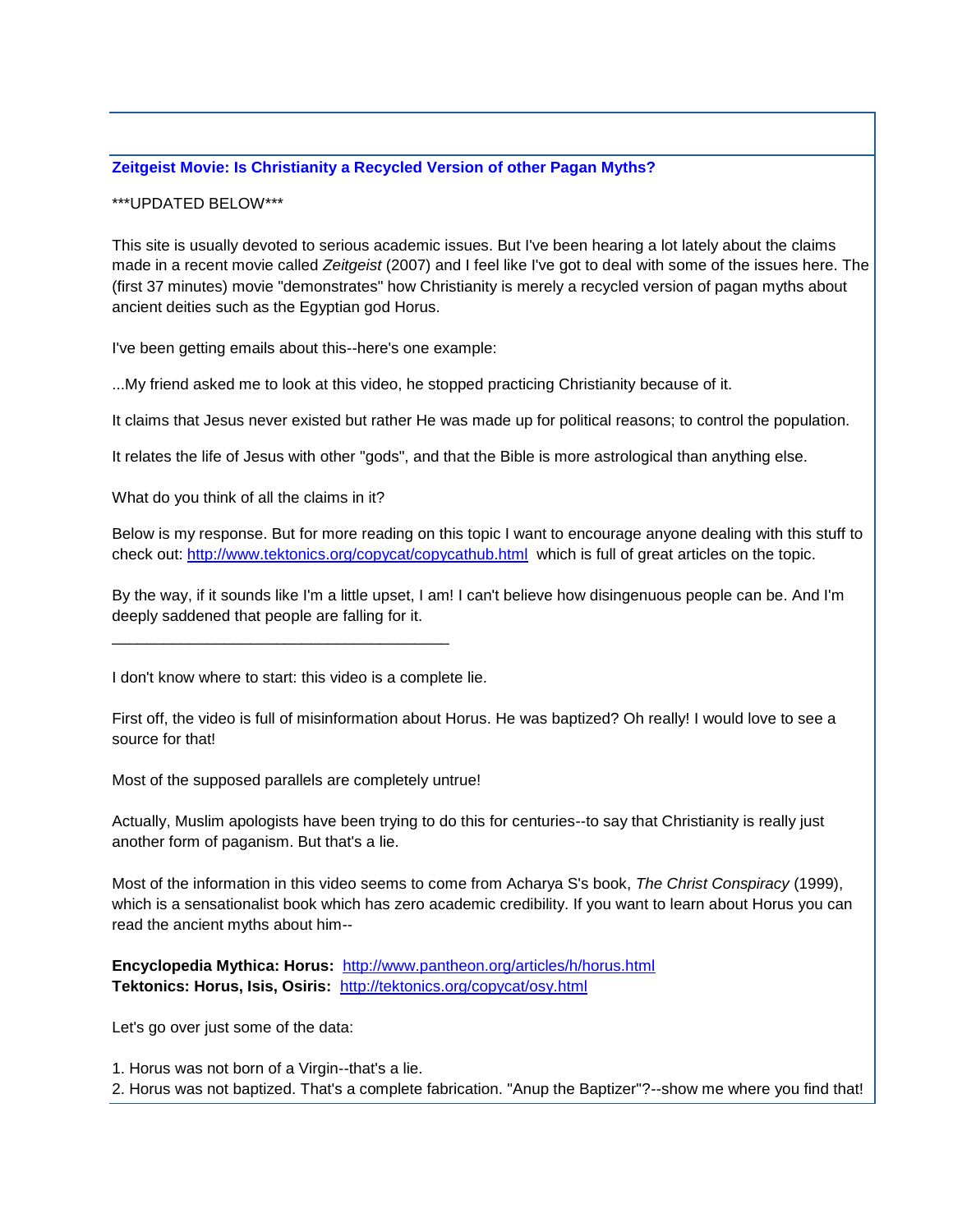## Zeitgeist Movie: Is Christianity a Recycled Version of other Pagan Myths?

***UPDATED BELOW***

This site is usually devoted to serious academic issues. But I've been hearing a lot lately about the claims made in a recent movie called *Zeitgeist* (2007) and I feel like I've got to deal with some of the issues here. The (first 37 minutes) movie "demonstrates" how Christianity is merely a recycled version of pagan myths about ancient deities such as the Egyptian god Horus.

I've been getting emails about this--here's one example:

...My friend asked me to look at this video, he stopped practicing Christianity because of it.

It claims that Jesus never existed but rather He was made up for political reasons; to control the population.

It relates the life of Jesus with other "gods", and that the Bible is more astrological than anything else.

What do you think of all the claims in it?

Below is my response. But for more reading on this topic I want to encourage anyone dealing with this stuff to check out: http://www.tektonics.org/copycat/copycathub.html which is full of great articles on the topic.

By the way, if it sounds like I'm a little upset, I am! I can't believe how disingenuous people can be. And I'm deeply saddened that people are falling for it.

---

I don't know where to start: this video is a complete lie.

First off, the video is full of misinformation about Horus. He was baptized? Oh really! I would love to see a source for that!

Most of the supposed parallels are completely untrue!

Actually, Muslim apologists have been trying to do this for centuries--to say that Christianity is really just another form of paganism. But that's a lie.

Most of the information in this video seems to come from Acharya S's book, *The Christ Conspiracy* (1999), which is a sensationalist book which has zero academic credibility. If you want to learn about Horus you can read the ancient myths about him--

**Encyclopedia Mythica: Horus:** http://www.pantheon.org/articles/h/horus.html
**Tektonics: Horus, Isis, Osiris:** http://tektonics.org/copycat/osy.html

Let's go over just some of the data:

1. Horus was not born of a Virgin--that's a lie.
2. Horus was not baptized. That's a complete fabrication. "Anup the Baptizer"?--show me where you find that!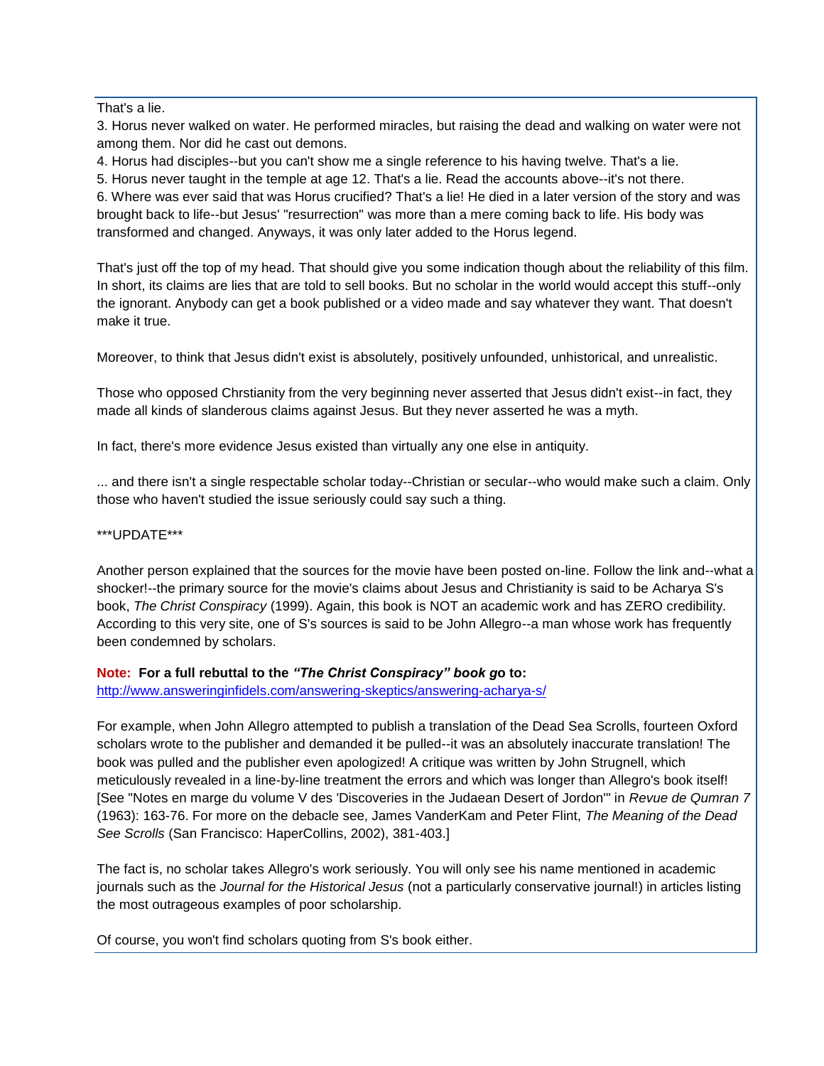That's a lie.

3. Horus never walked on water. He performed miracles, but raising the dead and walking on water were not among them. Nor did he cast out demons.
4. Horus had disciples--but you can't show me a single reference to his having twelve. That's a lie.
5. Horus never taught in the temple at age 12. That's a lie. Read the accounts above--it's not there.
6. Where was ever said that was Horus crucified? That's a lie! He died in a later version of the story and was brought back to life--but Jesus' "resurrection" was more than a mere coming back to life. His body was transformed and changed. Anyways, it was only later added to the Horus legend.

That's just off the top of my head. That should give you some indication though about the reliability of this film. In short, its claims are lies that are told to sell books. But no scholar in the world would accept this stuff--only the ignorant. Anybody can get a book published or a video made and say whatever they want. That doesn't make it true.

Moreover, to think that Jesus didn't exist is absolutely, positively unfounded, unhistorical, and unrealistic.

Those who opposed Chrstianity from the very beginning never asserted that Jesus didn't exist--in fact, they made all kinds of slanderous claims against Jesus. But they never asserted he was a myth.

In fact, there's more evidence Jesus existed than virtually any one else in antiquity.

... and there isn't a single respectable scholar today--Christian or secular--who would make such a claim. Only those who haven't studied the issue seriously could say such a thing.

\*\*\*UPDATE\*\*\*

Another person explained that the sources for the movie have been posted on-line. Follow the link and--what a shocker!--the primary source for the movie's claims about Jesus and Christianity is said to be Acharya S's book, *The Christ Conspiracy* (1999). Again, this book is NOT an academic work and has ZERO credibility. According to this very site, one of S's sources is said to be John Allegro--a man whose work has frequently been condemned by scholars.

**Note: For a full rebuttal to the *"The Christ Conspiracy" book g*o to:**
http://www.answeringinfidels.com/answering-skeptics/answering-acharya-s/

For example, when John Allegro attempted to publish a translation of the Dead Sea Scrolls, fourteen Oxford scholars wrote to the publisher and demanded it be pulled--it was an absolutely inaccurate translation! The book was pulled and the publisher even apologized! A critique was written by John Strugnell, which meticulously revealed in a line-by-line treatment the errors and which was longer than Allegro's book itself! [See "Notes en marge du volume V des 'Discoveries in the Judaean Desert of Jordon'" in *Revue de Qumran 7* (1963): 163-76. For more on the debacle see, James VanderKam and Peter Flint, *The Meaning of the Dead See Scrolls* (San Francisco: HaperCollins, 2002), 381-403.]

The fact is, no scholar takes Allegro's work seriously. You will only see his name mentioned in academic journals such as the *Journal for the Historical Jesus* (not a particularly conservative journal!) in articles listing the most outrageous examples of poor scholarship.

Of course, you won't find scholars quoting from S's book either.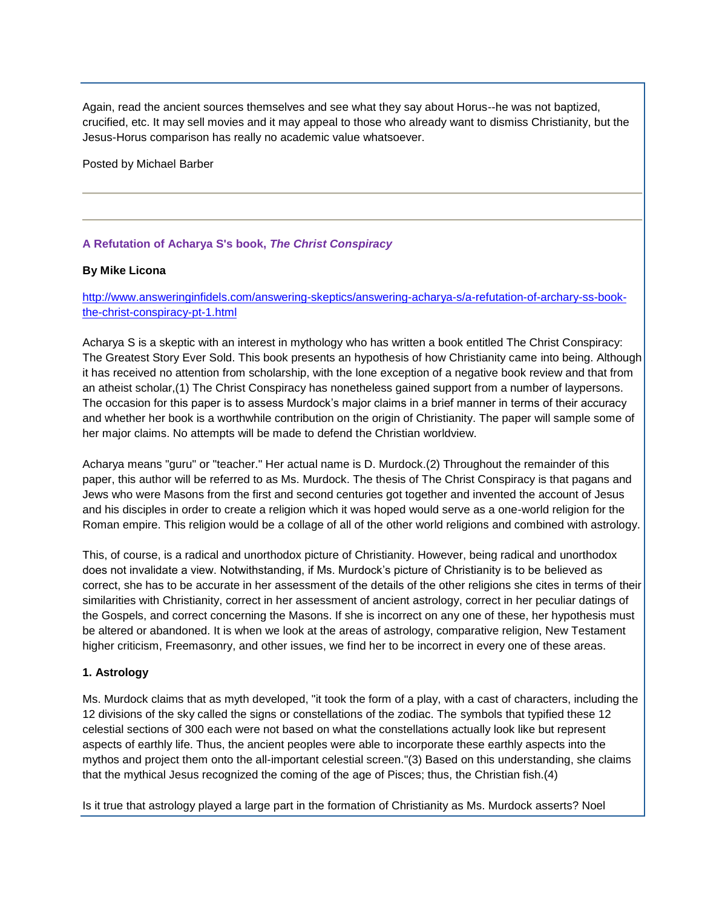Again, read the ancient sources themselves and see what they say about Horus--he was not baptized, crucified, etc. It may sell movies and it may appeal to those who already want to dismiss Christianity, but the Jesus-Horus comparison has really no academic value whatsoever.

Posted by Michael Barber

---

---

### A Refutation of Acharya S's book, *The Christ Conspiracy*

**By Mike Licona**

http://www.answeringinfidels.com/answering-skeptics/answering-acharya-s/a-refutation-of-archary-ss-book-the-christ-conspiracy-pt-1.html

Acharya S is a skeptic with an interest in mythology who has written a book entitled The Christ Conspiracy: The Greatest Story Ever Sold. This book presents an hypothesis of how Christianity came into being. Although it has received no attention from scholarship, with the lone exception of a negative book review and that from an atheist scholar,(1) The Christ Conspiracy has nonetheless gained support from a number of laypersons. The occasion for this paper is to assess Murdock's major claims in a brief manner in terms of their accuracy and whether her book is a worthwhile contribution on the origin of Christianity. The paper will sample some of her major claims. No attempts will be made to defend the Christian worldview.

Acharya means "guru" or "teacher." Her actual name is D. Murdock.(2) Throughout the remainder of this paper, this author will be referred to as Ms. Murdock. The thesis of The Christ Conspiracy is that pagans and Jews who were Masons from the first and second centuries got together and invented the account of Jesus and his disciples in order to create a religion which it was hoped would serve as a one-world religion for the Roman empire. This religion would be a collage of all of the other world religions and combined with astrology.

This, of course, is a radical and unorthodox picture of Christianity. However, being radical and unorthodox does not invalidate a view. Notwithstanding, if Ms. Murdock's picture of Christianity is to be believed as correct, she has to be accurate in her assessment of the details of the other religions she cites in terms of their similarities with Christianity, correct in her assessment of ancient astrology, correct in her peculiar datings of the Gospels, and correct concerning the Masons. If she is incorrect on any one of these, her hypothesis must be altered or abandoned. It is when we look at the areas of astrology, comparative religion, New Testament higher criticism, Freemasonry, and other issues, we find her to be incorrect in every one of these areas.

**1. Astrology**

Ms. Murdock claims that as myth developed, "it took the form of a play, with a cast of characters, including the 12 divisions of the sky called the signs or constellations of the zodiac. The symbols that typified these 12 celestial sections of 300 each were not based on what the constellations actually look like but represent aspects of earthly life. Thus, the ancient peoples were able to incorporate these earthly aspects into the mythos and project them onto the all-important celestial screen."(3) Based on this understanding, she claims that the mythical Jesus recognized the coming of the age of Pisces; thus, the Christian fish.(4)

Is it true that astrology played a large part in the formation of Christianity as Ms. Murdock asserts? Noel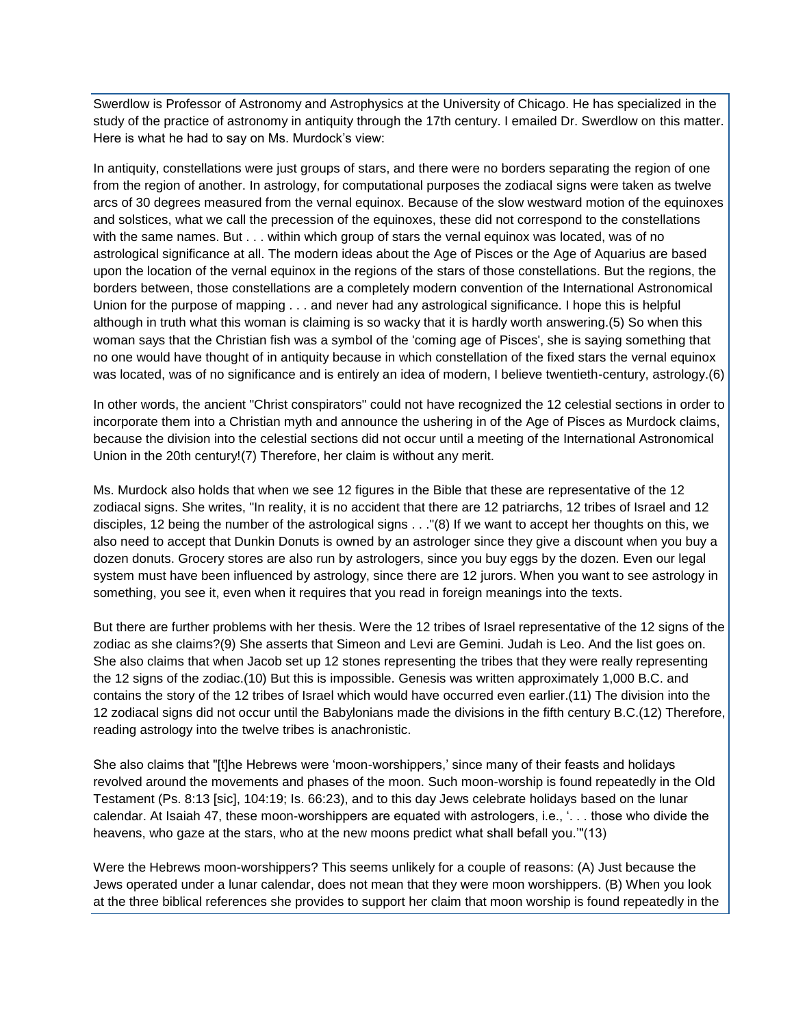Swerdlow is Professor of Astronomy and Astrophysics at the University of Chicago. He has specialized in the study of the practice of astronomy in antiquity through the 17th century. I emailed Dr. Swerdlow on this matter. Here is what he had to say on Ms. Murdock's view:

In antiquity, constellations were just groups of stars, and there were no borders separating the region of one from the region of another. In astrology, for computational purposes the zodiacal signs were taken as twelve arcs of 30 degrees measured from the vernal equinox. Because of the slow westward motion of the equinoxes and solstices, what we call the precession of the equinoxes, these did not correspond to the constellations with the same names. But . . . within which group of stars the vernal equinox was located, was of no astrological significance at all. The modern ideas about the Age of Pisces or the Age of Aquarius are based upon the location of the vernal equinox in the regions of the stars of those constellations. But the regions, the borders between, those constellations are a completely modern convention of the International Astronomical Union for the purpose of mapping . . . and never had any astrological significance. I hope this is helpful although in truth what this woman is claiming is so wacky that it is hardly worth answering.(5) So when this woman says that the Christian fish was a symbol of the 'coming age of Pisces', she is saying something that no one would have thought of in antiquity because in which constellation of the fixed stars the vernal equinox was located, was of no significance and is entirely an idea of modern, I believe twentieth-century, astrology.(6)

In other words, the ancient "Christ conspirators" could not have recognized the 12 celestial sections in order to incorporate them into a Christian myth and announce the ushering in of the Age of Pisces as Murdock claims, because the division into the celestial sections did not occur until a meeting of the International Astronomical Union in the 20th century!(7) Therefore, her claim is without any merit.

Ms. Murdock also holds that when we see 12 figures in the Bible that these are representative of the 12 zodiacal signs. She writes, "In reality, it is no accident that there are 12 patriarchs, 12 tribes of Israel and 12 disciples, 12 being the number of the astrological signs . . ."(8) If we want to accept her thoughts on this, we also need to accept that Dunkin Donuts is owned by an astrologer since they give a discount when you buy a dozen donuts. Grocery stores are also run by astrologers, since you buy eggs by the dozen. Even our legal system must have been influenced by astrology, since there are 12 jurors. When you want to see astrology in something, you see it, even when it requires that you read in foreign meanings into the texts.

But there are further problems with her thesis. Were the 12 tribes of Israel representative of the 12 signs of the zodiac as she claims?(9) She asserts that Simeon and Levi are Gemini. Judah is Leo. And the list goes on. She also claims that when Jacob set up 12 stones representing the tribes that they were really representing the 12 signs of the zodiac.(10) But this is impossible. Genesis was written approximately 1,000 B.C. and contains the story of the 12 tribes of Israel which would have occurred even earlier.(11) The division into the 12 zodiacal signs did not occur until the Babylonians made the divisions in the fifth century B.C.(12) Therefore, reading astrology into the twelve tribes is anachronistic.

She also claims that "[t]he Hebrews were 'moon-worshippers,' since many of their feasts and holidays revolved around the movements and phases of the moon. Such moon-worship is found repeatedly in the Old Testament (Ps. 8:13 [sic], 104:19; Is. 66:23), and to this day Jews celebrate holidays based on the lunar calendar. At Isaiah 47, these moon-worshippers are equated with astrologers, i.e., '. . . those who divide the heavens, who gaze at the stars, who at the new moons predict what shall befall you.'"(13)

Were the Hebrews moon-worshippers? This seems unlikely for a couple of reasons: (A) Just because the Jews operated under a lunar calendar, does not mean that they were moon worshippers. (B) When you look at the three biblical references she provides to support her claim that moon worship is found repeatedly in the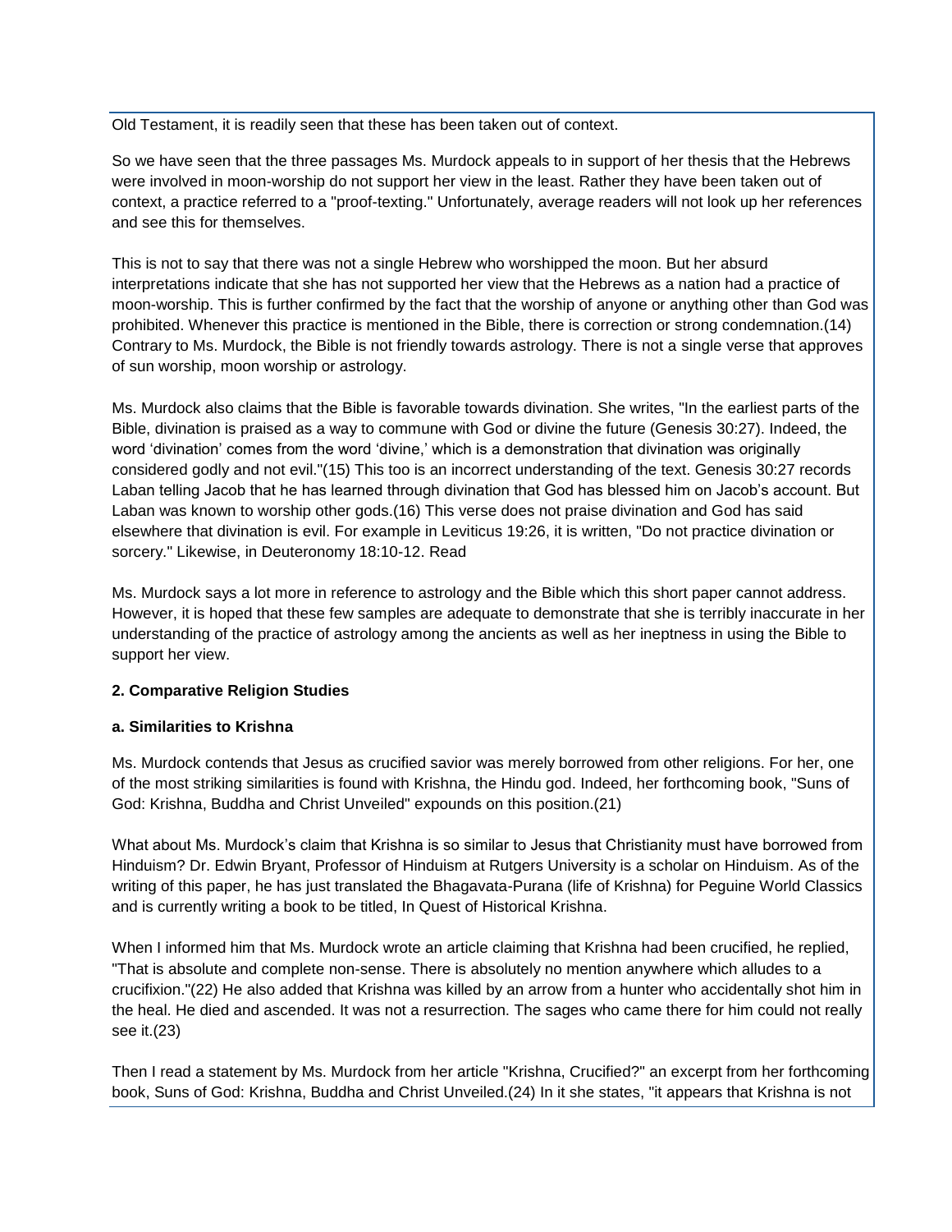Old Testament, it is readily seen that these has been taken out of context.

So we have seen that the three passages Ms. Murdock appeals to in support of her thesis that the Hebrews were involved in moon-worship do not support her view in the least. Rather they have been taken out of context, a practice referred to a "proof-texting." Unfortunately, average readers will not look up her references and see this for themselves.

This is not to say that there was not a single Hebrew who worshipped the moon. But her absurd interpretations indicate that she has not supported her view that the Hebrews as a nation had a practice of moon-worship. This is further confirmed by the fact that the worship of anyone or anything other than God was prohibited. Whenever this practice is mentioned in the Bible, there is correction or strong condemnation.(14) Contrary to Ms. Murdock, the Bible is not friendly towards astrology. There is not a single verse that approves of sun worship, moon worship or astrology.

Ms. Murdock also claims that the Bible is favorable towards divination. She writes, "In the earliest parts of the Bible, divination is praised as a way to commune with God or divine the future (Genesis 30:27). Indeed, the word 'divination' comes from the word 'divine,' which is a demonstration that divination was originally considered godly and not evil."(15) This too is an incorrect understanding of the text. Genesis 30:27 records Laban telling Jacob that he has learned through divination that God has blessed him on Jacob's account. But Laban was known to worship other gods.(16) This verse does not praise divination and God has said elsewhere that divination is evil. For example in Leviticus 19:26, it is written, "Do not practice divination or sorcery." Likewise, in Deuteronomy 18:10-12. Read

Ms. Murdock says a lot more in reference to astrology and the Bible which this short paper cannot address. However, it is hoped that these few samples are adequate to demonstrate that she is terribly inaccurate in her understanding of the practice of astrology among the ancients as well as her ineptness in using the Bible to support her view.

### 2. Comparative Religion Studies

#### a. Similarities to Krishna

Ms. Murdock contends that Jesus as crucified savior was merely borrowed from other religions. For her, one of the most striking similarities is found with Krishna, the Hindu god. Indeed, her forthcoming book, "Suns of God: Krishna, Buddha and Christ Unveiled" expounds on this position.(21)

What about Ms. Murdock's claim that Krishna is so similar to Jesus that Christianity must have borrowed from Hinduism? Dr. Edwin Bryant, Professor of Hinduism at Rutgers University is a scholar on Hinduism. As of the writing of this paper, he has just translated the Bhagavata-Purana (life of Krishna) for Peguine World Classics and is currently writing a book to be titled, In Quest of Historical Krishna.

When I informed him that Ms. Murdock wrote an article claiming that Krishna had been crucified, he replied, "That is absolute and complete non-sense. There is absolutely no mention anywhere which alludes to a crucifixion."(22) He also added that Krishna was killed by an arrow from a hunter who accidentally shot him in the heal. He died and ascended. It was not a resurrection. The sages who came there for him could not really see it.(23)

Then I read a statement by Ms. Murdock from her article "Krishna, Crucified?" an excerpt from her forthcoming book, Suns of God: Krishna, Buddha and Christ Unveiled.(24) In it she states, "it appears that Krishna is not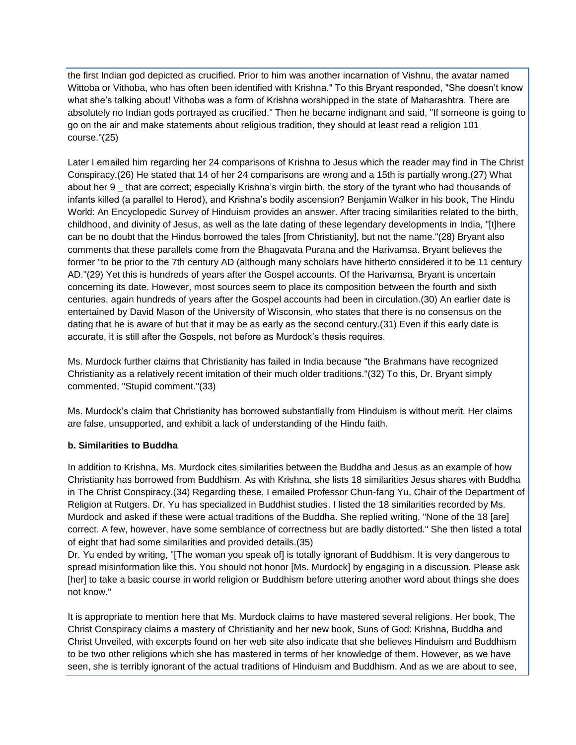the first Indian god depicted as crucified. Prior to him was another incarnation of Vishnu, the avatar named Wittoba or Vithoba, who has often been identified with Krishna." To this Bryant responded, "She doesn't know what she's talking about! Vithoba was a form of Krishna worshipped in the state of Maharashtra. There are absolutely no Indian gods portrayed as crucified." Then he became indignant and said, "If someone is going to go on the air and make statements about religious tradition, they should at least read a religion 101 course."(25)

Later I emailed him regarding her 24 comparisons of Krishna to Jesus which the reader may find in The Christ Conspiracy.(26) He stated that 14 of her 24 comparisons are wrong and a 15th is partially wrong.(27) What about her 9 _ that are correct; especially Krishna's virgin birth, the story of the tyrant who had thousands of infants killed (a parallel to Herod), and Krishna's bodily ascension? Benjamin Walker in his book, The Hindu World: An Encyclopedic Survey of Hinduism provides an answer. After tracing similarities related to the birth, childhood, and divinity of Jesus, as well as the late dating of these legendary developments in India, "[t]here can be no doubt that the Hindus borrowed the tales [from Christianity], but not the name."(28) Bryant also comments that these parallels come from the Bhagavata Purana and the Harivamsa. Bryant believes the former "to be prior to the 7th century AD (although many scholars have hitherto considered it to be 11 century AD."(29) Yet this is hundreds of years after the Gospel accounts. Of the Harivamsa, Bryant is uncertain concerning its date. However, most sources seem to place its composition between the fourth and sixth centuries, again hundreds of years after the Gospel accounts had been in circulation.(30) An earlier date is entertained by David Mason of the University of Wisconsin, who states that there is no consensus on the dating that he is aware of but that it may be as early as the second century.(31) Even if this early date is accurate, it is still after the Gospels, not before as Murdock's thesis requires.

Ms. Murdock further claims that Christianity has failed in India because "the Brahmans have recognized Christianity as a relatively recent imitation of their much older traditions."(32) To this, Dr. Bryant simply commented, "Stupid comment."(33)

Ms. Murdock's claim that Christianity has borrowed substantially from Hinduism is without merit. Her claims are false, unsupported, and exhibit a lack of understanding of the Hindu faith.

**b. Similarities to Buddha**

In addition to Krishna, Ms. Murdock cites similarities between the Buddha and Jesus as an example of how Christianity has borrowed from Buddhism. As with Krishna, she lists 18 similarities Jesus shares with Buddha in The Christ Conspiracy.(34) Regarding these, I emailed Professor Chun-fang Yu, Chair of the Department of Religion at Rutgers. Dr. Yu has specialized in Buddhist studies. I listed the 18 similarities recorded by Ms. Murdock and asked if these were actual traditions of the Buddha. She replied writing, "None of the 18 [are] correct. A few, however, have some semblance of correctness but are badly distorted." She then listed a total of eight that had some similarities and provided details.(35)
Dr. Yu ended by writing, "[The woman you speak of] is totally ignorant of Buddhism. It is very dangerous to spread misinformation like this. You should not honor [Ms. Murdock] by engaging in a discussion. Please ask [her] to take a basic course in world religion or Buddhism before uttering another word about things she does not know."

It is appropriate to mention here that Ms. Murdock claims to have mastered several religions. Her book, The Christ Conspiracy claims a mastery of Christianity and her new book, Suns of God: Krishna, Buddha and Christ Unveiled, with excerpts found on her web site also indicate that she believes Hinduism and Buddhism to be two other religions which she has mastered in terms of her knowledge of them. However, as we have seen, she is terribly ignorant of the actual traditions of Hinduism and Buddhism. And as we are about to see,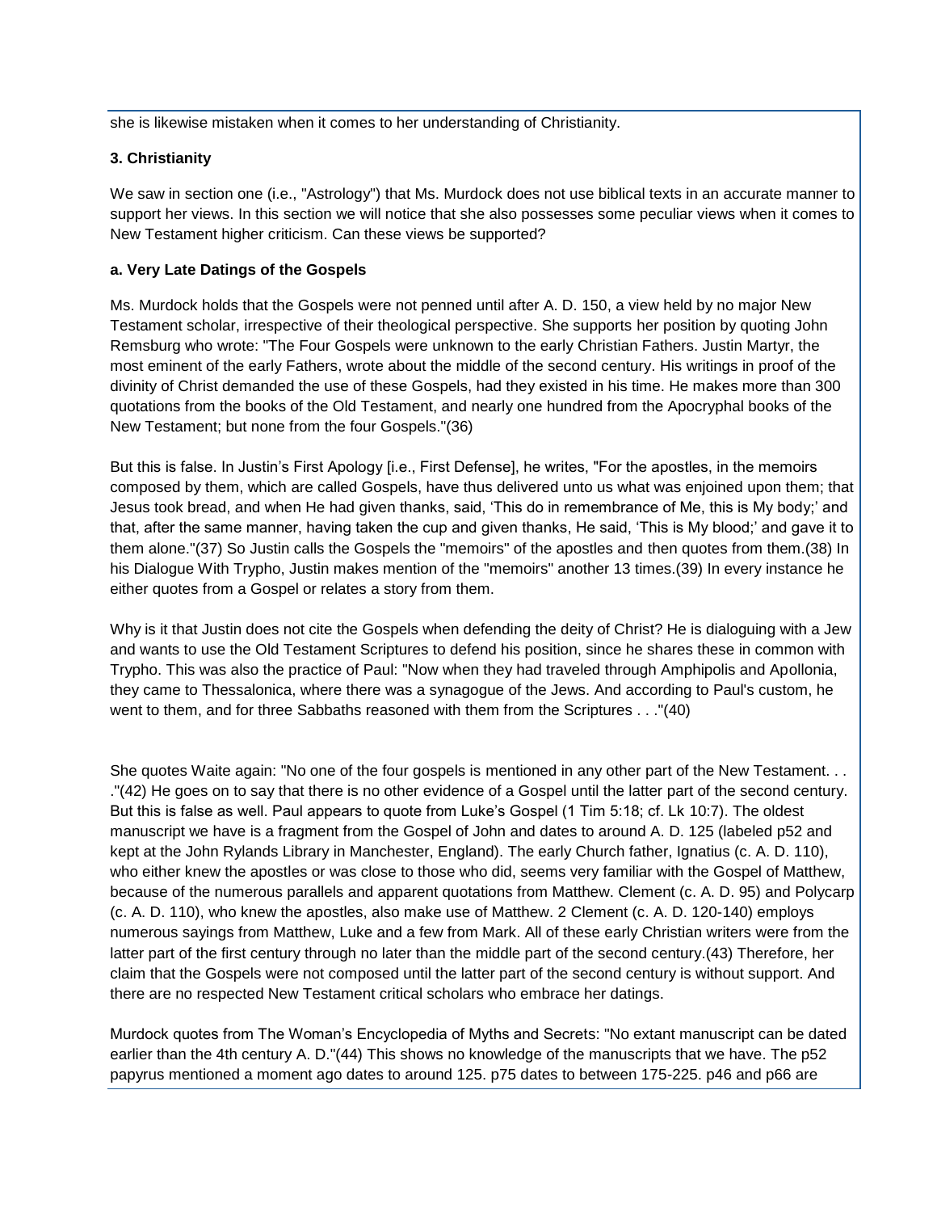she is likewise mistaken when it comes to her understanding of Christianity.

**3. Christianity**

We saw in section one (i.e., "Astrology") that Ms. Murdock does not use biblical texts in an accurate manner to support her views. In this section we will notice that she also possesses some peculiar views when it comes to New Testament higher criticism. Can these views be supported?

**a. Very Late Datings of the Gospels**

Ms. Murdock holds that the Gospels were not penned until after A. D. 150, a view held by no major New Testament scholar, irrespective of their theological perspective. She supports her position by quoting John Remsburg who wrote: "The Four Gospels were unknown to the early Christian Fathers. Justin Martyr, the most eminent of the early Fathers, wrote about the middle of the second century. His writings in proof of the divinity of Christ demanded the use of these Gospels, had they existed in his time. He makes more than 300 quotations from the books of the Old Testament, and nearly one hundred from the Apocryphal books of the New Testament; but none from the four Gospels."(36)

But this is false. In Justin's First Apology [i.e., First Defense], he writes, "For the apostles, in the memoirs composed by them, which are called Gospels, have thus delivered unto us what was enjoined upon them; that Jesus took bread, and when He had given thanks, said, 'This do in remembrance of Me, this is My body;' and that, after the same manner, having taken the cup and given thanks, He said, 'This is My blood;' and gave it to them alone."(37) So Justin calls the Gospels the "memoirs" of the apostles and then quotes from them.(38) In his Dialogue With Trypho, Justin makes mention of the "memoirs" another 13 times.(39) In every instance he either quotes from a Gospel or relates a story from them.

Why is it that Justin does not cite the Gospels when defending the deity of Christ? He is dialoguing with a Jew and wants to use the Old Testament Scriptures to defend his position, since he shares these in common with Trypho. This was also the practice of Paul: "Now when they had traveled through Amphipolis and Apollonia, they came to Thessalonica, where there was a synagogue of the Jews. And according to Paul's custom, he went to them, and for three Sabbaths reasoned with them from the Scriptures . . ."(40)

She quotes Waite again: "No one of the four gospels is mentioned in any other part of the New Testament. . . ."(42) He goes on to say that there is no other evidence of a Gospel until the latter part of the second century. But this is false as well. Paul appears to quote from Luke's Gospel (1 Tim 5:18; cf. Lk 10:7). The oldest manuscript we have is a fragment from the Gospel of John and dates to around A. D. 125 (labeled p52 and kept at the John Rylands Library in Manchester, England). The early Church father, Ignatius (c. A. D. 110), who either knew the apostles or was close to those who did, seems very familiar with the Gospel of Matthew, because of the numerous parallels and apparent quotations from Matthew. Clement (c. A. D. 95) and Polycarp (c. A. D. 110), who knew the apostles, also make use of Matthew. 2 Clement (c. A. D. 120-140) employs numerous sayings from Matthew, Luke and a few from Mark. All of these early Christian writers were from the latter part of the first century through no later than the middle part of the second century.(43) Therefore, her claim that the Gospels were not composed until the latter part of the second century is without support. And there are no respected New Testament critical scholars who embrace her datings.

Murdock quotes from The Woman's Encyclopedia of Myths and Secrets: "No extant manuscript can be dated earlier than the 4th century A. D."(44) This shows no knowledge of the manuscripts that we have. The p52 papyrus mentioned a moment ago dates to around 125. p75 dates to between 175-225. p46 and p66 are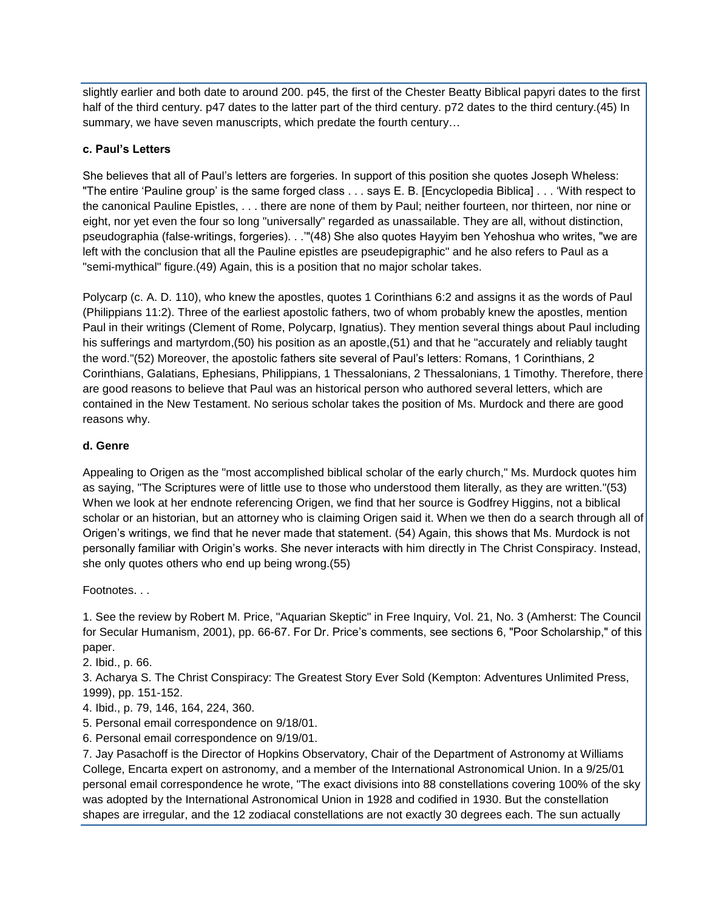slightly earlier and both date to around 200. p45, the first of the Chester Beatty Biblical papyri dates to the first half of the third century. p47 dates to the latter part of the third century. p72 dates to the third century.(45) In summary, we have seven manuscripts, which predate the fourth century…

**c. Paul's Letters**

She believes that all of Paul's letters are forgeries. In support of this position she quotes Joseph Wheless: "The entire 'Pauline group' is the same forged class . . . says E. B. [Encyclopedia Biblica] . . . 'With respect to the canonical Pauline Epistles, . . . there are none of them by Paul; neither fourteen, nor thirteen, nor nine or eight, nor yet even the four so long "universally" regarded as unassailable. They are all, without distinction, pseudographia (false-writings, forgeries). . .'"(48) She also quotes Hayyim ben Yehoshua who writes, "we are left with the conclusion that all the Pauline epistles are pseudepigraphic" and he also refers to Paul as a "semi-mythical" figure.(49) Again, this is a position that no major scholar takes.

Polycarp (c. A. D. 110), who knew the apostles, quotes 1 Corinthians 6:2 and assigns it as the words of Paul (Philippians 11:2). Three of the earliest apostolic fathers, two of whom probably knew the apostles, mention Paul in their writings (Clement of Rome, Polycarp, Ignatius). They mention several things about Paul including his sufferings and martyrdom,(50) his position as an apostle,(51) and that he "accurately and reliably taught the word."(52) Moreover, the apostolic fathers site several of Paul's letters: Romans, 1 Corinthians, 2 Corinthians, Galatians, Ephesians, Philippians, 1 Thessalonians, 2 Thessalonians, 1 Timothy. Therefore, there are good reasons to believe that Paul was an historical person who authored several letters, which are contained in the New Testament. No serious scholar takes the position of Ms. Murdock and there are good reasons why.

**d. Genre**

Appealing to Origen as the "most accomplished biblical scholar of the early church," Ms. Murdock quotes him as saying, "The Scriptures were of little use to those who understood them literally, as they are written."(53) When we look at her endnote referencing Origen, we find that her source is Godfrey Higgins, not a biblical scholar or an historian, but an attorney who is claiming Origen said it. When we then do a search through all of Origen's writings, we find that he never made that statement. (54) Again, this shows that Ms. Murdock is not personally familiar with Origin's works. She never interacts with him directly in The Christ Conspiracy. Instead, she only quotes others who end up being wrong.(55)

Footnotes. . .

1. See the review by Robert M. Price, "Aquarian Skeptic" in Free Inquiry, Vol. 21, No. 3 (Amherst: The Council for Secular Humanism, 2001), pp. 66-67. For Dr. Price's comments, see sections 6, "Poor Scholarship," of this paper.
2. Ibid., p. 66.
3. Acharya S. The Christ Conspiracy: The Greatest Story Ever Sold (Kempton: Adventures Unlimited Press, 1999), pp. 151-152.
4. Ibid., p. 79, 146, 164, 224, 360.
5. Personal email correspondence on 9/18/01.
6. Personal email correspondence on 9/19/01.
7. Jay Pasachoff is the Director of Hopkins Observatory, Chair of the Department of Astronomy at Williams College, Encarta expert on astronomy, and a member of the International Astronomical Union. In a 9/25/01 personal email correspondence he wrote, "The exact divisions into 88 constellations covering 100% of the sky was adopted by the International Astronomical Union in 1928 and codified in 1930. But the constellation shapes are irregular, and the 12 zodiacal constellations are not exactly 30 degrees each. The sun actually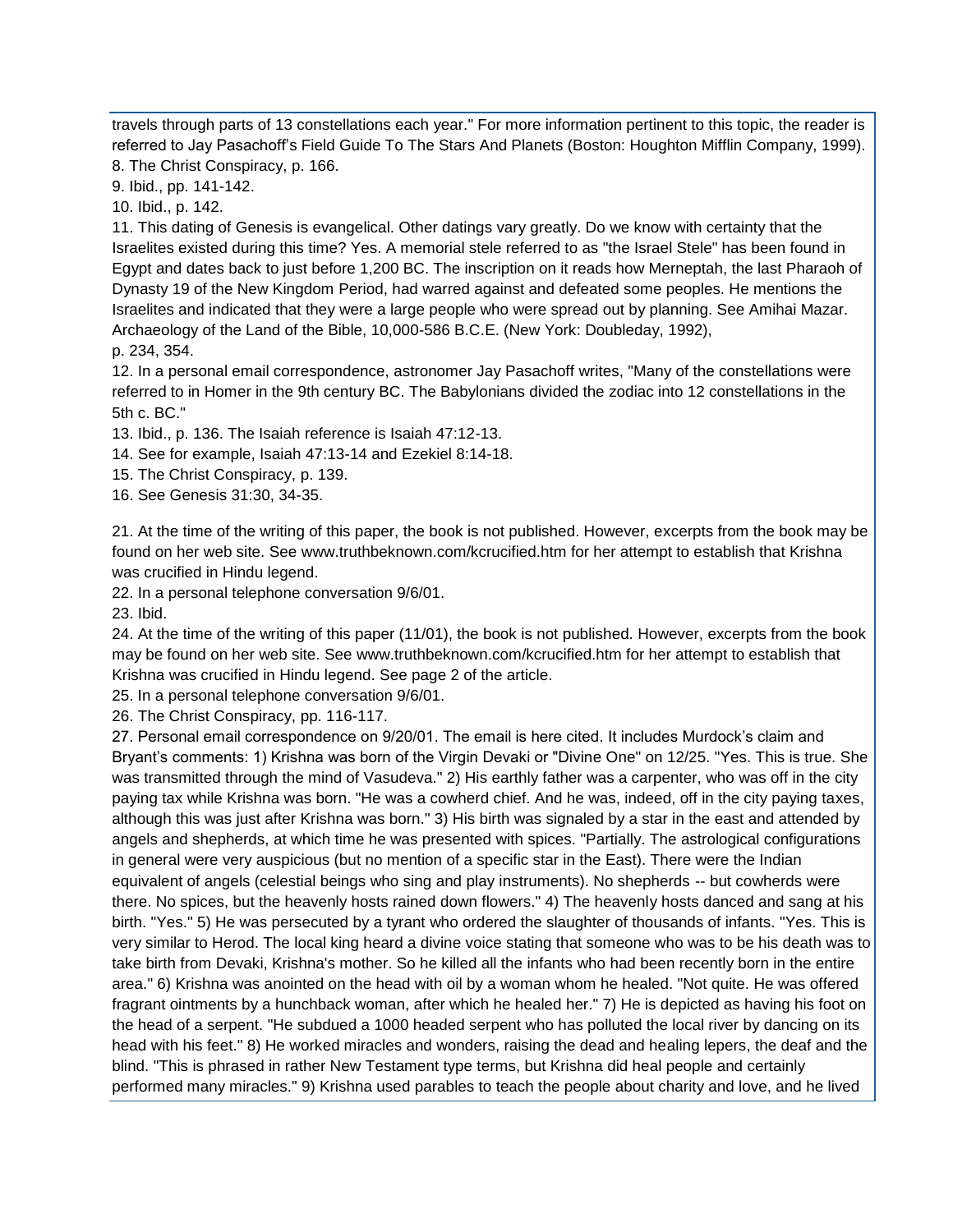travels through parts of 13 constellations each year." For more information pertinent to this topic, the reader is referred to Jay Pasachoff's Field Guide To The Stars And Planets (Boston: Houghton Mifflin Company, 1999).

8. The Christ Conspiracy, p. 166.

9. Ibid., pp. 141-142.

10. Ibid., p. 142.

11. This dating of Genesis is evangelical. Other datings vary greatly. Do we know with certainty that the Israelites existed during this time? Yes. A memorial stele referred to as "the Israel Stele" has been found in Egypt and dates back to just before 1,200 BC. The inscription on it reads how Merneptah, the last Pharaoh of Dynasty 19 of the New Kingdom Period, had warred against and defeated some peoples. He mentions the Israelites and indicated that they were a large people who were spread out by planning. See Amihai Mazar. Archaeology of the Land of the Bible, 10,000-586 B.C.E. (New York: Doubleday, 1992), p. 234, 354.

12. In a personal email correspondence, astronomer Jay Pasachoff writes, "Many of the constellations were referred to in Homer in the 9th century BC. The Babylonians divided the zodiac into 12 constellations in the 5th c. BC."

13. Ibid., p. 136. The Isaiah reference is Isaiah 47:12-13.

14. See for example, Isaiah 47:13-14 and Ezekiel 8:14-18.

15. The Christ Conspiracy, p. 139.

16. See Genesis 31:30, 34-35.

21. At the time of the writing of this paper, the book is not published. However, excerpts from the book may be found on her web site. See www.truthbeknown.com/kcrucified.htm for her attempt to establish that Krishna was crucified in Hindu legend.

22. In a personal telephone conversation 9/6/01.

23. Ibid.

24. At the time of the writing of this paper (11/01), the book is not published. However, excerpts from the book may be found on her web site. See www.truthbeknown.com/kcrucified.htm for her attempt to establish that Krishna was crucified in Hindu legend. See page 2 of the article.

25. In a personal telephone conversation 9/6/01.

26. The Christ Conspiracy, pp. 116-117.

27. Personal email correspondence on 9/20/01. The email is here cited. It includes Murdock's claim and Bryant's comments: 1) Krishna was born of the Virgin Devaki or "Divine One" on 12/25. "Yes. This is true. She was transmitted through the mind of Vasudeva." 2) His earthly father was a carpenter, who was off in the city paying tax while Krishna was born. "He was a cowherd chief. And he was, indeed, off in the city paying taxes, although this was just after Krishna was born." 3) His birth was signaled by a star in the east and attended by angels and shepherds, at which time he was presented with spices. "Partially. The astrological configurations in general were very auspicious (but no mention of a specific star in the East). There were the Indian equivalent of angels (celestial beings who sing and play instruments). No shepherds -- but cowherds were there. No spices, but the heavenly hosts rained down flowers." 4) The heavenly hosts danced and sang at his birth. "Yes." 5) He was persecuted by a tyrant who ordered the slaughter of thousands of infants. "Yes. This is very similar to Herod. The local king heard a divine voice stating that someone who was to be his death was to take birth from Devaki, Krishna's mother. So he killed all the infants who had been recently born in the entire area." 6) Krishna was anointed on the head with oil by a woman whom he healed. "Not quite. He was offered fragrant ointments by a hunchback woman, after which he healed her." 7) He is depicted as having his foot on the head of a serpent. "He subdued a 1000 headed serpent who has polluted the local river by dancing on its head with his feet." 8) He worked miracles and wonders, raising the dead and healing lepers, the deaf and the blind. "This is phrased in rather New Testament type terms, but Krishna did heal people and certainly performed many miracles." 9) Krishna used parables to teach the people about charity and love, and he lived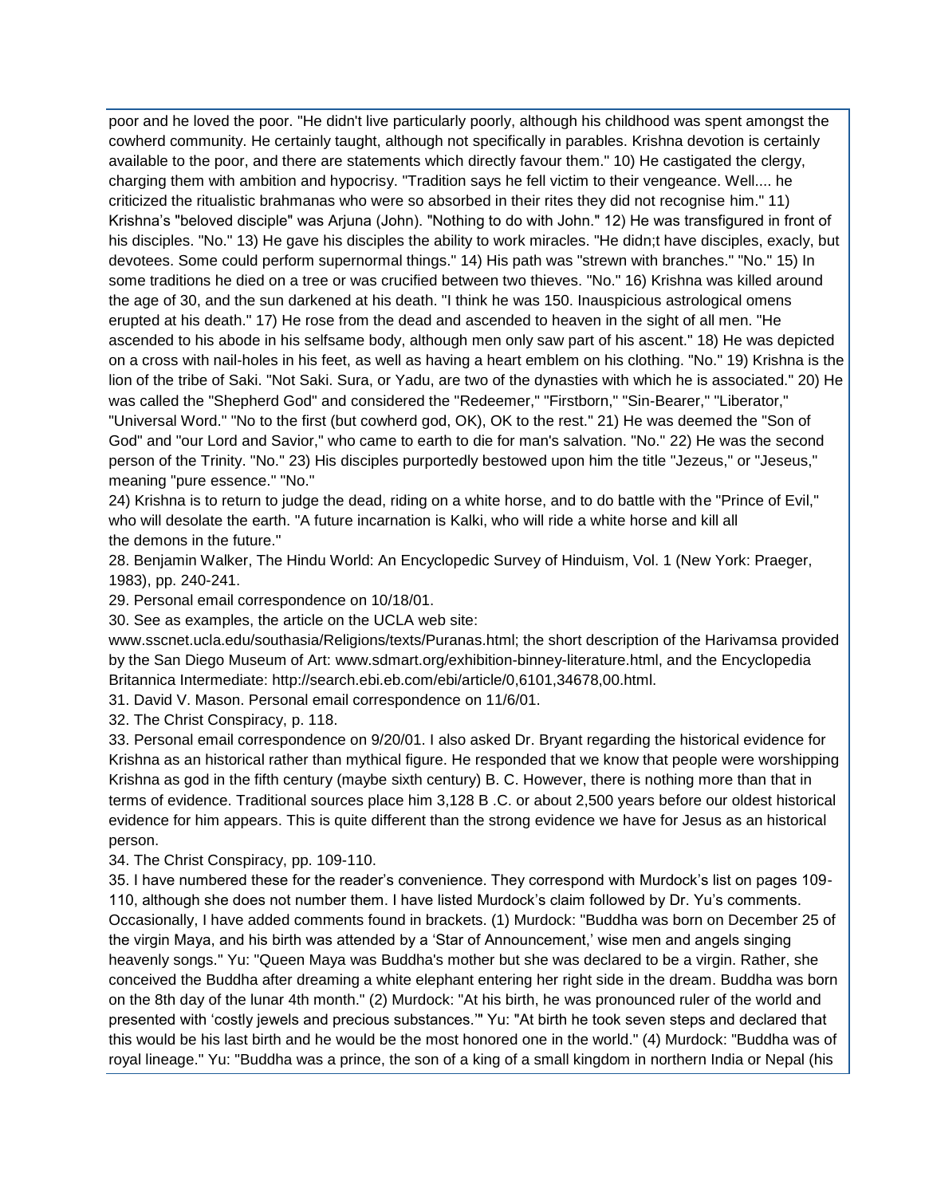poor and he loved the poor. "He didn't live particularly poorly, although his childhood was spent amongst the cowherd community. He certainly taught, although not specifically in parables. Krishna devotion is certainly available to the poor, and there are statements which directly favour them." 10) He castigated the clergy, charging them with ambition and hypocrisy. "Tradition says he fell victim to their vengeance. Well.... he criticized the ritualistic brahmanas who were so absorbed in their rites they did not recognise him." 11) Krishna's "beloved disciple" was Arjuna (John). "Nothing to do with John." 12) He was transfigured in front of his disciples. "No." 13) He gave his disciples the ability to work miracles. "He didn;t have disciples, exacly, but devotees. Some could perform supernormal things." 14) His path was "strewn with branches." "No." 15) In some traditions he died on a tree or was crucified between two thieves. "No." 16) Krishna was killed around the age of 30, and the sun darkened at his death. "I think he was 150. Inauspicious astrological omens erupted at his death." 17) He rose from the dead and ascended to heaven in the sight of all men. "He ascended to his abode in his selfsame body, although men only saw part of his ascent." 18) He was depicted on a cross with nail-holes in his feet, as well as having a heart emblem on his clothing. "No." 19) Krishna is the lion of the tribe of Saki. "Not Saki. Sura, or Yadu, are two of the dynasties with which he is associated." 20) He was called the "Shepherd God" and considered the "Redeemer," "Firstborn," "Sin-Bearer," "Liberator," "Universal Word." "No to the first (but cowherd god, OK), OK to the rest." 21) He was deemed the "Son of God" and "our Lord and Savior," who came to earth to die for man's salvation. "No." 22) He was the second person of the Trinity. "No." 23) His disciples purportedly bestowed upon him the title "Jezeus," or "Jeseus," meaning "pure essence." "No."

24) Krishna is to return to judge the dead, riding on a white horse, and to do battle with the "Prince of Evil," who will desolate the earth. "A future incarnation is Kalki, who will ride a white horse and kill all the demons in the future."

28. Benjamin Walker, The Hindu World: An Encyclopedic Survey of Hinduism, Vol. 1 (New York: Praeger, 1983), pp. 240-241.

29. Personal email correspondence on 10/18/01.

30. See as examples, the article on the UCLA web site: www.sscnet.ucla.edu/southasia/Religions/texts/Puranas.html; the short description of the Harivamsa provided by the San Diego Museum of Art: www.sdmart.org/exhibition-binney-literature.html, and the Encyclopedia Britannica Intermediate: http://search.ebi.eb.com/ebi/article/0,6101,34678,00.html.

31. David V. Mason. Personal email correspondence on 11/6/01.

32. The Christ Conspiracy, p. 118.

33. Personal email correspondence on 9/20/01. I also asked Dr. Bryant regarding the historical evidence for Krishna as an historical rather than mythical figure. He responded that we know that people were worshipping Krishna as god in the fifth century (maybe sixth century) B. C. However, there is nothing more than that in terms of evidence. Traditional sources place him 3,128 B .C. or about 2,500 years before our oldest historical evidence for him appears. This is quite different than the strong evidence we have for Jesus as an historical person.

34. The Christ Conspiracy, pp. 109-110.

35. I have numbered these for the reader's convenience. They correspond with Murdock's list on pages 109-110, although she does not number them. I have listed Murdock's claim followed by Dr. Yu's comments. Occasionally, I have added comments found in brackets. (1) Murdock: "Buddha was born on December 25 of the virgin Maya, and his birth was attended by a 'Star of Announcement,' wise men and angels singing heavenly songs." Yu: "Queen Maya was Buddha's mother but she was declared to be a virgin. Rather, she conceived the Buddha after dreaming a white elephant entering her right side in the dream. Buddha was born on the 8th day of the lunar 4th month." (2) Murdock: "At his birth, he was pronounced ruler of the world and presented with 'costly jewels and precious substances.'" Yu: "At birth he took seven steps and declared that this would be his last birth and he would be the most honored one in the world." (4) Murdock: "Buddha was of royal lineage." Yu: "Buddha was a prince, the son of a king of a small kingdom in northern India or Nepal (his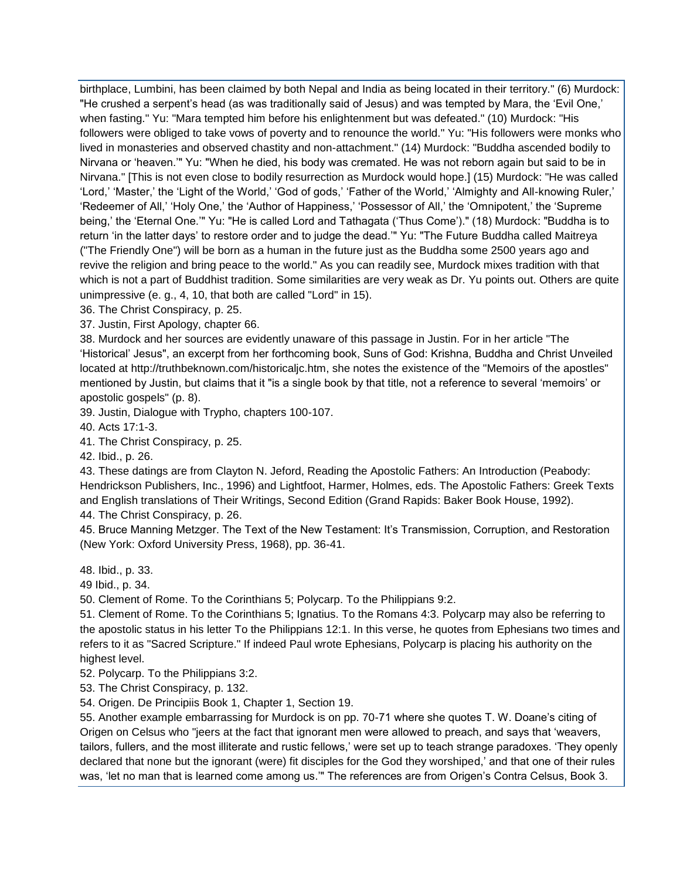birthplace, Lumbini, has been claimed by both Nepal and India as being located in their territory." (6) Murdock: "He crushed a serpent's head (as was traditionally said of Jesus) and was tempted by Mara, the 'Evil One,' when fasting." Yu: "Mara tempted him before his enlightenment but was defeated." (10) Murdock: "His followers were obliged to take vows of poverty and to renounce the world." Yu: "His followers were monks who lived in monasteries and observed chastity and non-attachment." (14) Murdock: "Buddha ascended bodily to Nirvana or 'heaven.'" Yu: "When he died, his body was cremated. He was not reborn again but said to be in Nirvana." [This is not even close to bodily resurrection as Murdock would hope.] (15) Murdock: "He was called 'Lord,' 'Master,' the 'Light of the World,' 'God of gods,' 'Father of the World,' 'Almighty and All-knowing Ruler,' 'Redeemer of All,' 'Holy One,' the 'Author of Happiness,' 'Possessor of All,' the 'Omnipotent,' the 'Supreme being,' the 'Eternal One.'" Yu: "He is called Lord and Tathagata ('Thus Come')." (18) Murdock: "Buddha is to return 'in the latter days' to restore order and to judge the dead.'" Yu: "The Future Buddha called Maitreya ("The Friendly One") will be born as a human in the future just as the Buddha some 2500 years ago and revive the religion and bring peace to the world." As you can readily see, Murdock mixes tradition with that which is not a part of Buddhist tradition. Some similarities are very weak as Dr. Yu points out. Others are quite unimpressive (e. g., 4, 10, that both are called "Lord" in 15).

36. The Christ Conspiracy, p. 25.

37. Justin, First Apology, chapter 66.

38. Murdock and her sources are evidently unaware of this passage in Justin. For in her article "The 'Historical' Jesus", an excerpt from her forthcoming book, Suns of God: Krishna, Buddha and Christ Unveiled located at http://truthbeknown.com/historicaljc.htm, she notes the existence of the "Memoirs of the apostles" mentioned by Justin, but claims that it "is a single book by that title, not a reference to several 'memoirs' or apostolic gospels" (p. 8).

39. Justin, Dialogue with Trypho, chapters 100-107.

40. Acts 17:1-3.

41. The Christ Conspiracy, p. 25.

42. Ibid., p. 26.

43. These datings are from Clayton N. Jeford, Reading the Apostolic Fathers: An Introduction (Peabody: Hendrickson Publishers, Inc., 1996) and Lightfoot, Harmer, Holmes, eds. The Apostolic Fathers: Greek Texts and English translations of Their Writings, Second Edition (Grand Rapids: Baker Book House, 1992).

44. The Christ Conspiracy, p. 26.

45. Bruce Manning Metzger. The Text of the New Testament: It's Transmission, Corruption, and Restoration (New York: Oxford University Press, 1968), pp. 36-41.

48. Ibid., p. 33.

49 Ibid., p. 34.

50. Clement of Rome. To the Corinthians 5; Polycarp. To the Philippians 9:2.

51. Clement of Rome. To the Corinthians 5; Ignatius. To the Romans 4:3. Polycarp may also be referring to the apostolic status in his letter To the Philippians 12:1. In this verse, he quotes from Ephesians two times and refers to it as "Sacred Scripture." If indeed Paul wrote Ephesians, Polycarp is placing his authority on the highest level.

52. Polycarp. To the Philippians 3:2.

53. The Christ Conspiracy, p. 132.

54. Origen. De Principiis Book 1, Chapter 1, Section 19.

55. Another example embarrassing for Murdock is on pp. 70-71 where she quotes T. W. Doane's citing of Origen on Celsus who "jeers at the fact that ignorant men were allowed to preach, and says that 'weavers, tailors, fullers, and the most illiterate and rustic fellows,' were set up to teach strange paradoxes. 'They openly declared that none but the ignorant (were) fit disciples for the God they worshiped,' and that one of their rules was, 'let no man that is learned come among us.'" The references are from Origen's Contra Celsus, Book 3.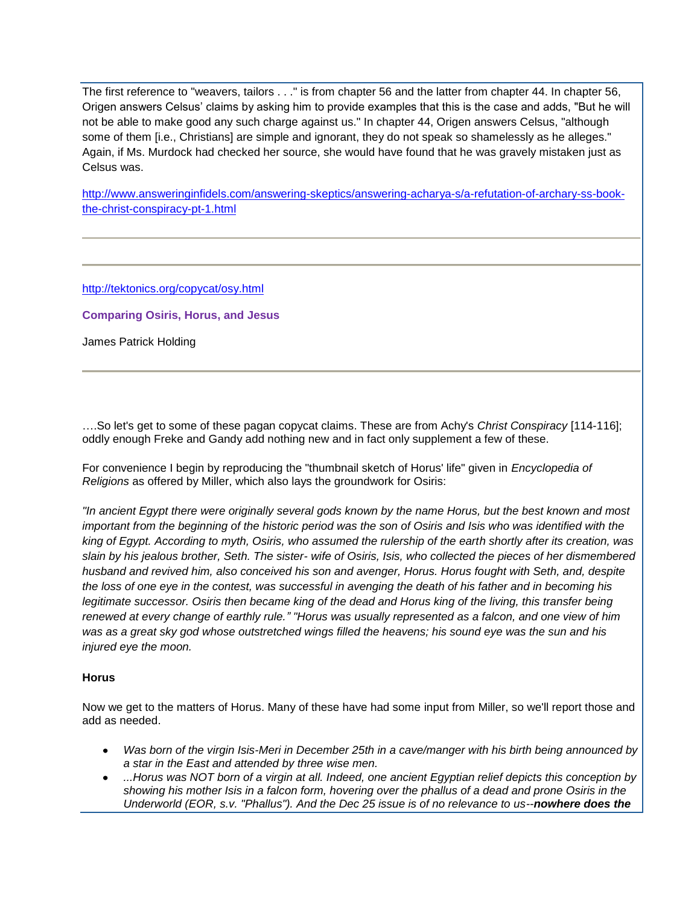The first reference to "weavers, tailors . . ." is from chapter 56 and the latter from chapter 44. In chapter 56, Origen answers Celsus' claims by asking him to provide examples that this is the case and adds, "But he will not be able to make good any such charge against us." In chapter 44, Origen answers Celsus, "although some of them [i.e., Christians] are simple and ignorant, they do not speak so shamelessly as he alleges." Again, if Ms. Murdock had checked her source, she would have found that he was gravely mistaken just as Celsus was.

http://www.answeringinfidels.com/answering-skeptics/answering-acharya-s/a-refutation-of-archary-ss-book-the-christ-conspiracy-pt-1.html

---

---

http://tektonics.org/copycat/osy.html

**Comparing Osiris, Horus, and Jesus**

James Patrick Holding

---

….So let's get to some of these pagan copycat claims. These are from Achy's *Christ Conspiracy* [114-116]; oddly enough Freke and Gandy add nothing new and in fact only supplement a few of these.

For convenience I begin by reproducing the "thumbnail sketch of Horus' life" given in *Encyclopedia of Religions* as offered by Miller, which also lays the groundwork for Osiris:

*"In ancient Egypt there were originally several gods known by the name Horus, but the best known and most important from the beginning of the historic period was the son of Osiris and Isis who was identified with the king of Egypt. According to myth, Osiris, who assumed the rulership of the earth shortly after its creation, was slain by his jealous brother, Seth. The sister- wife of Osiris, Isis, who collected the pieces of her dismembered husband and revived him, also conceived his son and avenger, Horus. Horus fought with Seth, and, despite the loss of one eye in the contest, was successful in avenging the death of his father and in becoming his legitimate successor. Osiris then became king of the dead and Horus king of the living, this transfer being renewed at every change of earthly rule." "Horus was usually represented as a falcon, and one view of him was as a great sky god whose outstretched wings filled the heavens; his sound eye was the sun and his injured eye the moon.*

**Horus**

Now we get to the matters of Horus. Many of these have had some input from Miller, so we'll report those and add as needed.

- *Was born of the virgin Isis-Meri in December 25th in a cave/manger with his birth being announced by a star in the East and attended by three wise men.*
- *...Horus was NOT born of a virgin at all. Indeed, one ancient Egyptian relief depicts this conception by showing his mother Isis in a falcon form, hovering over the phallus of a dead and prone Osiris in the Underworld (EOR, s.v. "Phallus"). And the Dec 25 issue is of no relevance to us--**nowhere does the***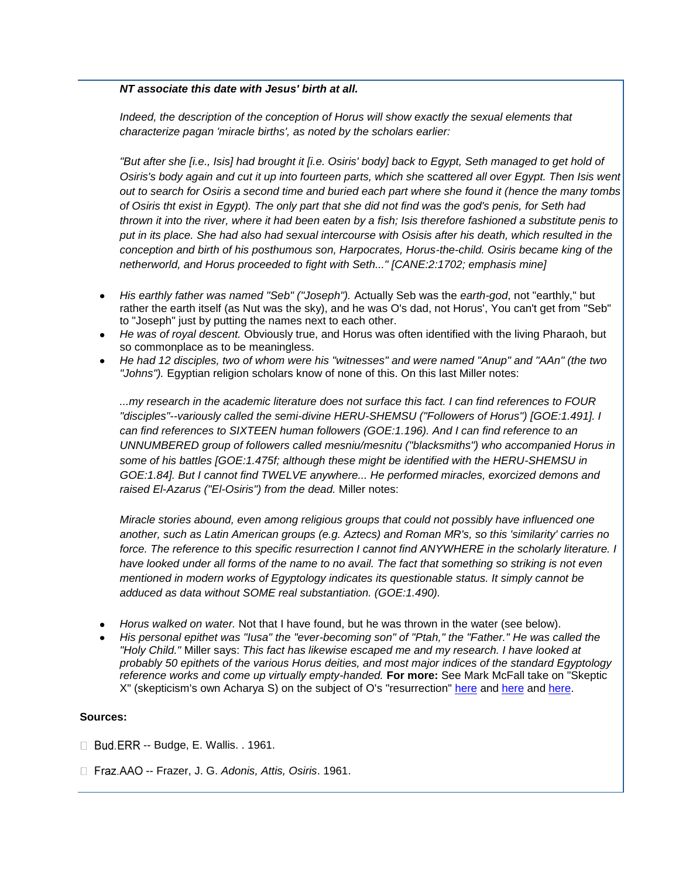***NT associate this date with Jesus' birth at all.***

*Indeed, the description of the conception of Horus will show exactly the sexual elements that characterize pagan 'miracle births', as noted by the scholars earlier:*

*"But after she [i.e., Isis] had brought it [i.e. Osiris' body] back to Egypt, Seth managed to get hold of Osiris's body again and cut it up into fourteen parts, which she scattered all over Egypt. Then Isis went out to search for Osiris a second time and buried each part where she found it (hence the many tombs of Osiris tht exist in Egypt). The only part that she did not find was the god's penis, for Seth had thrown it into the river, where it had been eaten by a fish; Isis therefore fashioned a substitute penis to put in its place. She had also had sexual intercourse with Osisis after his death, which resulted in the conception and birth of his posthumous son, Harpocrates, Horus-the-child. Osiris became king of the netherworld, and Horus proceeded to fight with Seth..." [CANE:2:1702; emphasis mine]*

- *His earthly father was named "Seb" ("Joseph").* Actually Seb was the *earth-god*, not "earthly," but rather the earth itself (as Nut was the sky), and he was O's dad, not Horus', You can't get from "Seb" to "Joseph" just by putting the names next to each other.
- *He was of royal descent.* Obviously true, and Horus was often identified with the living Pharaoh, but so commonplace as to be meaningless.
- *He had 12 disciples, two of whom were his "witnesses" and were named "Anup" and "AAn" (the two "Johns").* Egyptian religion scholars know of none of this. On this last Miller notes:

*...my research in the academic literature does not surface this fact. I can find references to FOUR "disciples"--variously called the semi-divine HERU-SHEMSU ("Followers of Horus") [GOE:1.491]. I can find references to SIXTEEN human followers (GOE:1.196). And I can find reference to an UNNUMBERED group of followers called mesniu/mesnitu ("blacksmiths") who accompanied Horus in some of his battles [GOE:1.475f; although these might be identified with the HERU-SHEMSU in GOE:1.84]. But I cannot find TWELVE anywhere... He performed miracles, exorcized demons and raised El-Azarus ("El-Osiris") from the dead.* Miller notes:

*Miracle stories abound, even among religious groups that could not possibly have influenced one another, such as Latin American groups (e.g. Aztecs) and Roman MR's, so this 'similarity' carries no force. The reference to this specific resurrection I cannot find ANYWHERE in the scholarly literature. I have looked under all forms of the name to no avail. The fact that something so striking is not even mentioned in modern works of Egyptology indicates its questionable status. It simply cannot be adduced as data without SOME real substantiation. (GOE:1.490).*

- *Horus walked on water.* Not that I have found, but he was thrown in the water (see below).
- *His personal epithet was "Iusa" the "ever-becoming son" of "Ptah," the "Father." He was called the "Holy Child."* Miller says: *This fact has likewise escaped me and my research. I have looked at probably 50 epithets of the various Horus deities, and most major indices of the standard Egyptology reference works and come up virtually empty-handed.* **For more:** See Mark McFall take on "Skeptic X" (skepticism's own Acharya S) on the subject of O's "resurrection" here and here and here.

**Sources:**

- Bud.ERR -- Budge, E. Wallis. . 1961.
- Fraz.AAO -- Frazer, J. G. *Adonis, Attis, Osiris*. 1961.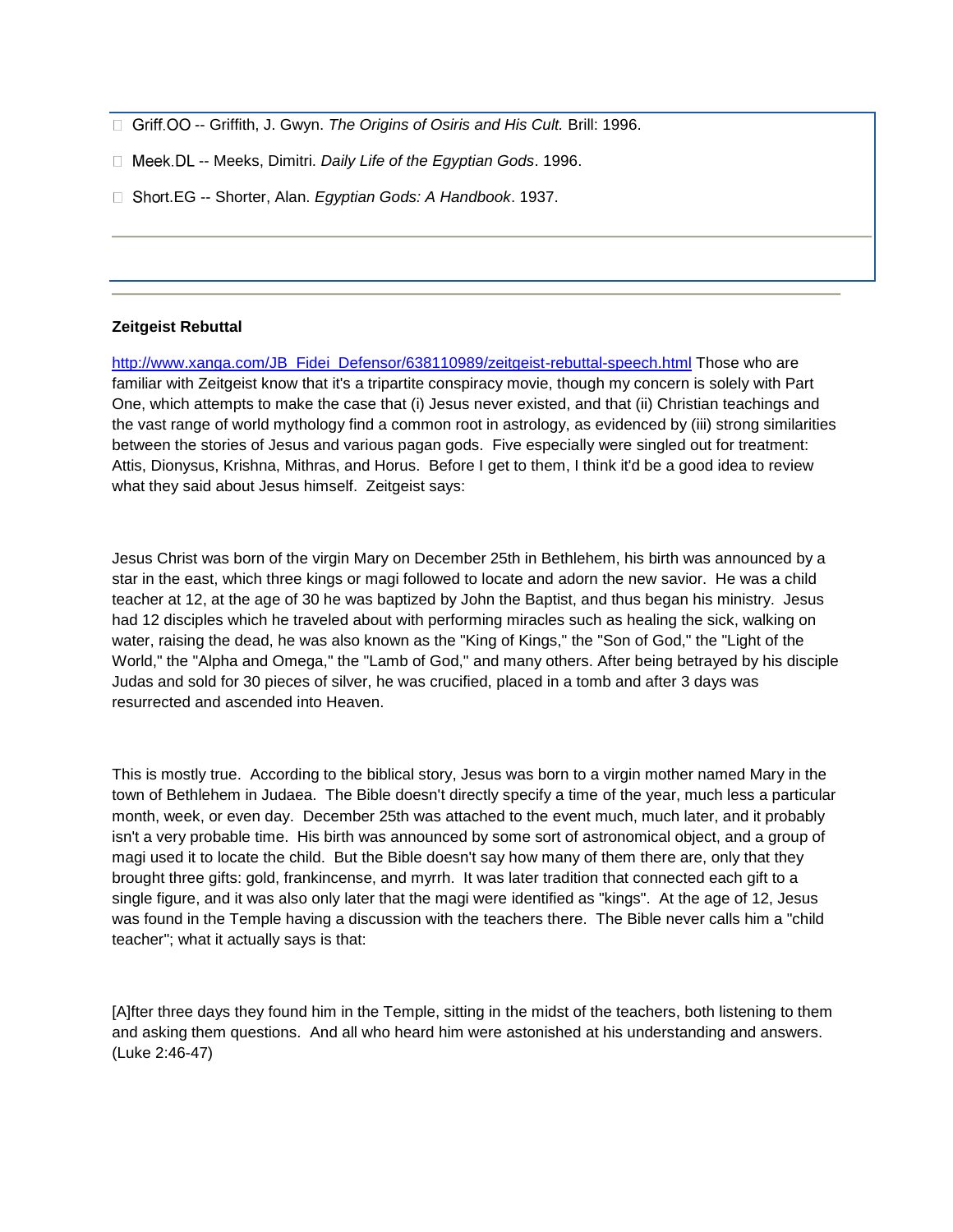- Griff.OO -- Griffith, J. Gwyn. *The Origins of Osiris and His Cult.* Brill: 1996.
- Meek.DL -- Meeks, Dimitri. *Daily Life of the Egyptian Gods*. 1996.
- Short.EG -- Shorter, Alan. *Egyptian Gods: A Handbook*. 1937.

---

**Zeitgeist Rebuttal**

http://www.xanga.com/JB_Fidei_Defensor/638110989/zeitgeist-rebuttal-speech.html Those who are familiar with Zeitgeist know that it's a tripartite conspiracy movie, though my concern is solely with Part One, which attempts to make the case that (i) Jesus never existed, and that (ii) Christian teachings and the vast range of world mythology find a common root in astrology, as evidenced by (iii) strong similarities between the stories of Jesus and various pagan gods. Five especially were singled out for treatment: Attis, Dionysus, Krishna, Mithras, and Horus. Before I get to them, I think it'd be a good idea to review what they said about Jesus himself. Zeitgeist says:

Jesus Christ was born of the virgin Mary on December 25th in Bethlehem, his birth was announced by a star in the east, which three kings or magi followed to locate and adorn the new savior. He was a child teacher at 12, at the age of 30 he was baptized by John the Baptist, and thus began his ministry. Jesus had 12 disciples which he traveled about with performing miracles such as healing the sick, walking on water, raising the dead, he was also known as the "King of Kings," the "Son of God," the "Light of the World," the "Alpha and Omega," the "Lamb of God," and many others. After being betrayed by his disciple Judas and sold for 30 pieces of silver, he was crucified, placed in a tomb and after 3 days was resurrected and ascended into Heaven.

This is mostly true. According to the biblical story, Jesus was born to a virgin mother named Mary in the town of Bethlehem in Judaea. The Bible doesn't directly specify a time of the year, much less a particular month, week, or even day. December 25th was attached to the event much, much later, and it probably isn't a very probable time. His birth was announced by some sort of astronomical object, and a group of magi used it to locate the child. But the Bible doesn't say how many of them there are, only that they brought three gifts: gold, frankincense, and myrrh. It was later tradition that connected each gift to a single figure, and it was also only later that the magi were identified as "kings". At the age of 12, Jesus was found in the Temple having a discussion with the teachers there. The Bible never calls him a "child teacher"; what it actually says is that:

[A]fter three days they found him in the Temple, sitting in the midst of the teachers, both listening to them and asking them questions. And all who heard him were astonished at his understanding and answers. (Luke 2:46-47)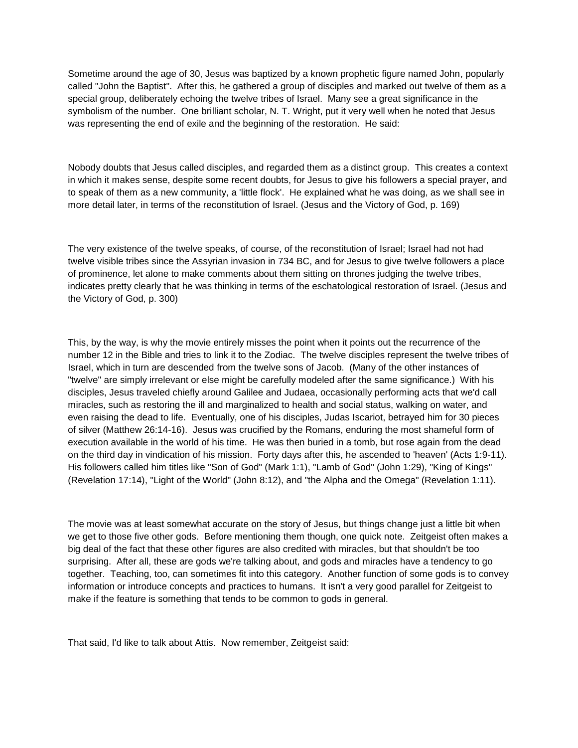Sometime around the age of 30, Jesus was baptized by a known prophetic figure named John, popularly called "John the Baptist". After this, he gathered a group of disciples and marked out twelve of them as a special group, deliberately echoing the twelve tribes of Israel. Many see a great significance in the symbolism of the number. One brilliant scholar, N. T. Wright, put it very well when he noted that Jesus was representing the end of exile and the beginning of the restoration. He said:

Nobody doubts that Jesus called disciples, and regarded them as a distinct group. This creates a context in which it makes sense, despite some recent doubts, for Jesus to give his followers a special prayer, and to speak of them as a new community, a 'little flock'. He explained what he was doing, as we shall see in more detail later, in terms of the reconstitution of Israel. (Jesus and the Victory of God, p. 169)

The very existence of the twelve speaks, of course, of the reconstitution of Israel; Israel had not had twelve visible tribes since the Assyrian invasion in 734 BC, and for Jesus to give twelve followers a place of prominence, let alone to make comments about them sitting on thrones judging the twelve tribes, indicates pretty clearly that he was thinking in terms of the eschatological restoration of Israel. (Jesus and the Victory of God, p. 300)

This, by the way, is why the movie entirely misses the point when it points out the recurrence of the number 12 in the Bible and tries to link it to the Zodiac. The twelve disciples represent the twelve tribes of Israel, which in turn are descended from the twelve sons of Jacob. (Many of the other instances of "twelve" are simply irrelevant or else might be carefully modeled after the same significance.) With his disciples, Jesus traveled chiefly around Galilee and Judaea, occasionally performing acts that we'd call miracles, such as restoring the ill and marginalized to health and social status, walking on water, and even raising the dead to life. Eventually, one of his disciples, Judas Iscariot, betrayed him for 30 pieces of silver (Matthew 26:14-16). Jesus was crucified by the Romans, enduring the most shameful form of execution available in the world of his time. He was then buried in a tomb, but rose again from the dead on the third day in vindication of his mission. Forty days after this, he ascended to 'heaven' (Acts 1:9-11). His followers called him titles like "Son of God" (Mark 1:1), "Lamb of God" (John 1:29), "King of Kings" (Revelation 17:14), "Light of the World" (John 8:12), and "the Alpha and the Omega" (Revelation 1:11).

The movie was at least somewhat accurate on the story of Jesus, but things change just a little bit when we get to those five other gods. Before mentioning them though, one quick note. Zeitgeist often makes a big deal of the fact that these other figures are also credited with miracles, but that shouldn't be too surprising. After all, these are gods we're talking about, and gods and miracles have a tendency to go together. Teaching, too, can sometimes fit into this category. Another function of some gods is to convey information or introduce concepts and practices to humans. It isn't a very good parallel for Zeitgeist to make if the feature is something that tends to be common to gods in general.

That said, I'd like to talk about Attis. Now remember, Zeitgeist said: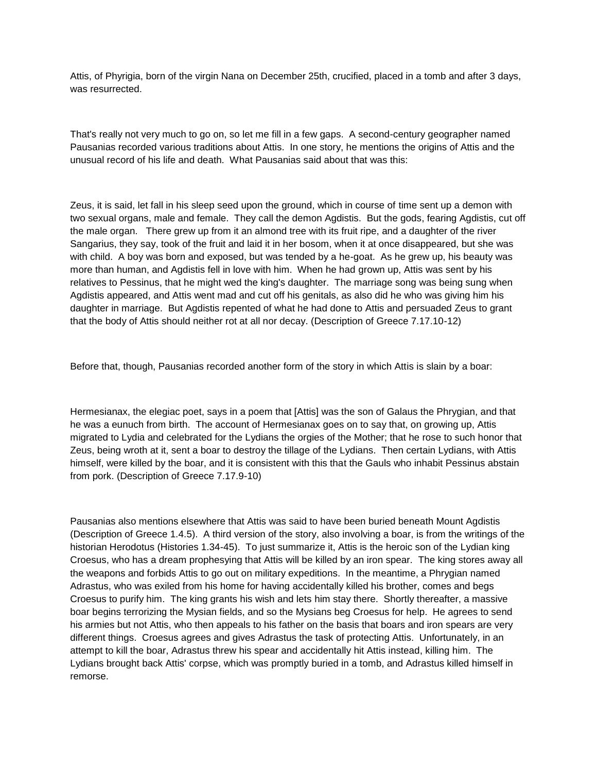Attis, of Phyrigia, born of the virgin Nana on December 25th, crucified, placed in a tomb and after 3 days, was resurrected.

That's really not very much to go on, so let me fill in a few gaps. A second-century geographer named Pausanias recorded various traditions about Attis. In one story, he mentions the origins of Attis and the unusual record of his life and death. What Pausanias said about that was this:

Zeus, it is said, let fall in his sleep seed upon the ground, which in course of time sent up a demon with two sexual organs, male and female. They call the demon Agdistis. But the gods, fearing Agdistis, cut off the male organ. There grew up from it an almond tree with its fruit ripe, and a daughter of the river Sangarius, they say, took of the fruit and laid it in her bosom, when it at once disappeared, but she was with child. A boy was born and exposed, but was tended by a he-goat. As he grew up, his beauty was more than human, and Agdistis fell in love with him. When he had grown up, Attis was sent by his relatives to Pessinus, that he might wed the king's daughter. The marriage song was being sung when Agdistis appeared, and Attis went mad and cut off his genitals, as also did he who was giving him his daughter in marriage. But Agdistis repented of what he had done to Attis and persuaded Zeus to grant that the body of Attis should neither rot at all nor decay. (Description of Greece 7.17.10-12)

Before that, though, Pausanias recorded another form of the story in which Attis is slain by a boar:

Hermesianax, the elegiac poet, says in a poem that [Attis] was the son of Galaus the Phrygian, and that he was a eunuch from birth. The account of Hermesianax goes on to say that, on growing up, Attis migrated to Lydia and celebrated for the Lydians the orgies of the Mother; that he rose to such honor that Zeus, being wroth at it, sent a boar to destroy the tillage of the Lydians. Then certain Lydians, with Attis himself, were killed by the boar, and it is consistent with this that the Gauls who inhabit Pessinus abstain from pork. (Description of Greece 7.17.9-10)

Pausanias also mentions elsewhere that Attis was said to have been buried beneath Mount Agdistis (Description of Greece 1.4.5). A third version of the story, also involving a boar, is from the writings of the historian Herodotus (Histories 1.34-45). To just summarize it, Attis is the heroic son of the Lydian king Croesus, who has a dream prophesying that Attis will be killed by an iron spear. The king stores away all the weapons and forbids Attis to go out on military expeditions. In the meantime, a Phrygian named Adrastus, who was exiled from his home for having accidentally killed his brother, comes and begs Croesus to purify him. The king grants his wish and lets him stay there. Shortly thereafter, a massive boar begins terrorizing the Mysian fields, and so the Mysians beg Croesus for help. He agrees to send his armies but not Attis, who then appeals to his father on the basis that boars and iron spears are very different things. Croesus agrees and gives Adrastus the task of protecting Attis. Unfortunately, in an attempt to kill the boar, Adrastus threw his spear and accidentally hit Attis instead, killing him. The Lydians brought back Attis' corpse, which was promptly buried in a tomb, and Adrastus killed himself in remorse.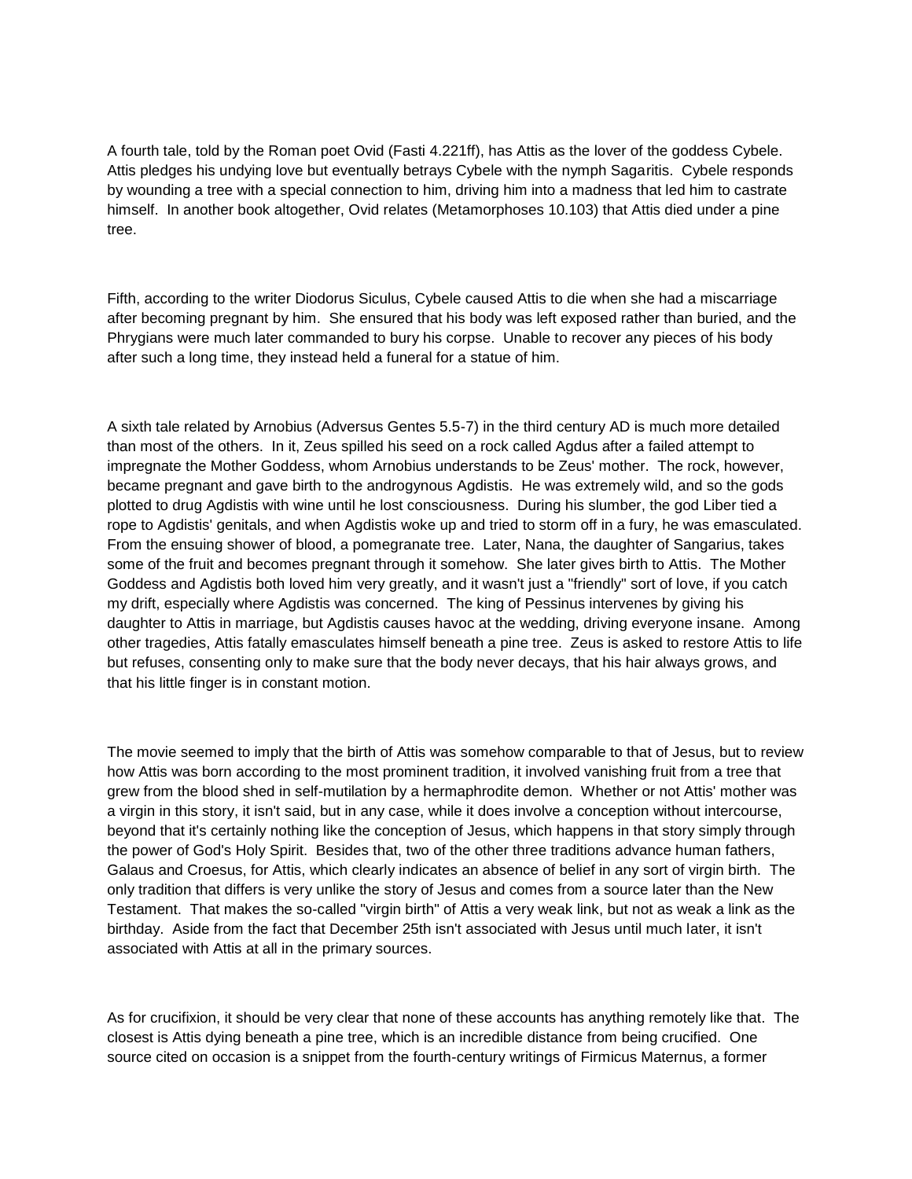A fourth tale, told by the Roman poet Ovid (Fasti 4.221ff), has Attis as the lover of the goddess Cybele. Attis pledges his undying love but eventually betrays Cybele with the nymph Sagaritis. Cybele responds by wounding a tree with a special connection to him, driving him into a madness that led him to castrate himself. In another book altogether, Ovid relates (Metamorphoses 10.103) that Attis died under a pine tree.

Fifth, according to the writer Diodorus Siculus, Cybele caused Attis to die when she had a miscarriage after becoming pregnant by him. She ensured that his body was left exposed rather than buried, and the Phrygians were much later commanded to bury his corpse. Unable to recover any pieces of his body after such a long time, they instead held a funeral for a statue of him.

A sixth tale related by Arnobius (Adversus Gentes 5.5-7) in the third century AD is much more detailed than most of the others. In it, Zeus spilled his seed on a rock called Agdus after a failed attempt to impregnate the Mother Goddess, whom Arnobius understands to be Zeus' mother. The rock, however, became pregnant and gave birth to the androgynous Agdistis. He was extremely wild, and so the gods plotted to drug Agdistis with wine until he lost consciousness. During his slumber, the god Liber tied a rope to Agdistis' genitals, and when Agdistis woke up and tried to storm off in a fury, he was emasculated. From the ensuing shower of blood, a pomegranate tree. Later, Nana, the daughter of Sangarius, takes some of the fruit and becomes pregnant through it somehow. She later gives birth to Attis. The Mother Goddess and Agdistis both loved him very greatly, and it wasn't just a "friendly" sort of love, if you catch my drift, especially where Agdistis was concerned. The king of Pessinus intervenes by giving his daughter to Attis in marriage, but Agdistis causes havoc at the wedding, driving everyone insane. Among other tragedies, Attis fatally emasculates himself beneath a pine tree. Zeus is asked to restore Attis to life but refuses, consenting only to make sure that the body never decays, that his hair always grows, and that his little finger is in constant motion.

The movie seemed to imply that the birth of Attis was somehow comparable to that of Jesus, but to review how Attis was born according to the most prominent tradition, it involved vanishing fruit from a tree that grew from the blood shed in self-mutilation by a hermaphrodite demon. Whether or not Attis' mother was a virgin in this story, it isn't said, but in any case, while it does involve a conception without intercourse, beyond that it's certainly nothing like the conception of Jesus, which happens in that story simply through the power of God's Holy Spirit. Besides that, two of the other three traditions advance human fathers, Galaus and Croesus, for Attis, which clearly indicates an absence of belief in any sort of virgin birth. The only tradition that differs is very unlike the story of Jesus and comes from a source later than the New Testament. That makes the so-called "virgin birth" of Attis a very weak link, but not as weak a link as the birthday. Aside from the fact that December 25th isn't associated with Jesus until much later, it isn't associated with Attis at all in the primary sources.

As for crucifixion, it should be very clear that none of these accounts has anything remotely like that. The closest is Attis dying beneath a pine tree, which is an incredible distance from being crucified. One source cited on occasion is a snippet from the fourth-century writings of Firmicus Maternus, a former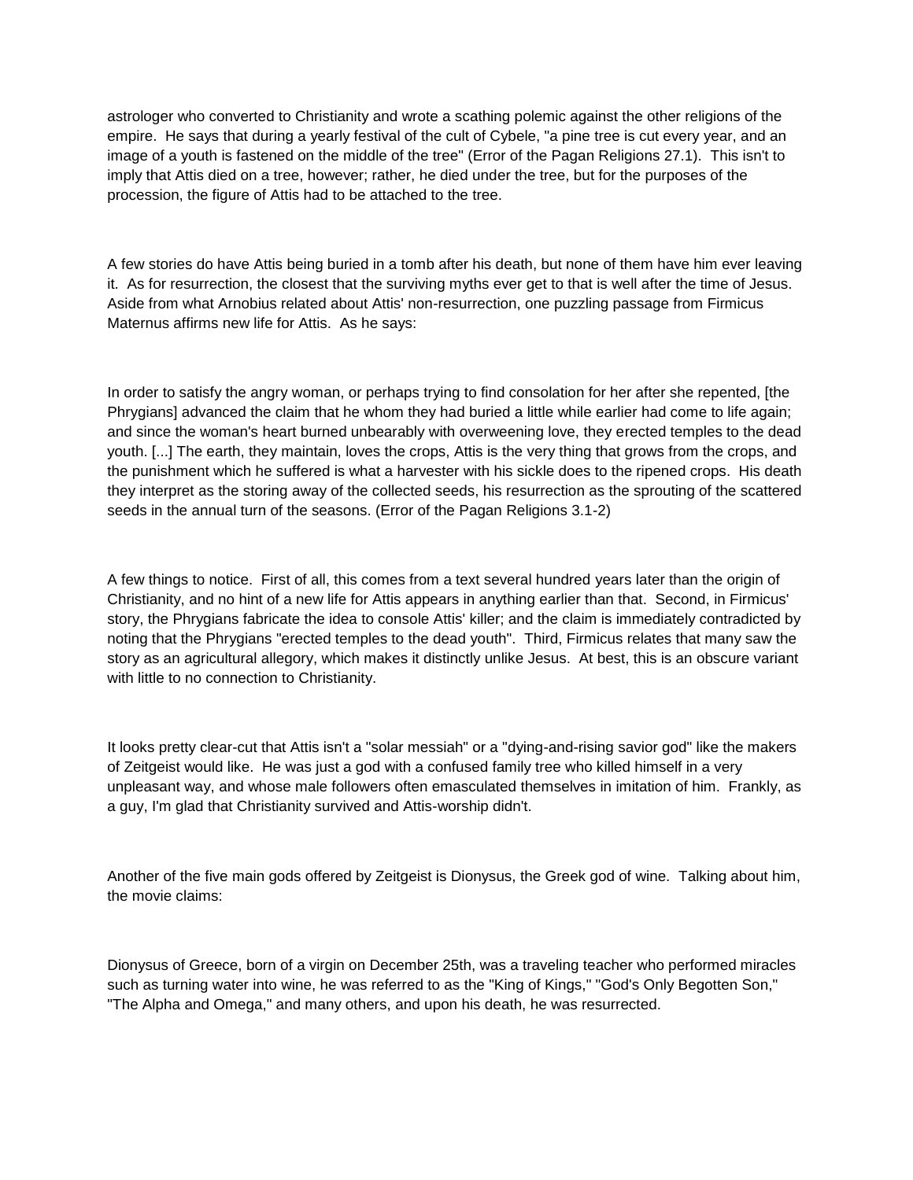astrologer who converted to Christianity and wrote a scathing polemic against the other religions of the empire. He says that during a yearly festival of the cult of Cybele, "a pine tree is cut every year, and an image of a youth is fastened on the middle of the tree" (Error of the Pagan Religions 27.1). This isn't to imply that Attis died on a tree, however; rather, he died under the tree, but for the purposes of the procession, the figure of Attis had to be attached to the tree.

A few stories do have Attis being buried in a tomb after his death, but none of them have him ever leaving it. As for resurrection, the closest that the surviving myths ever get to that is well after the time of Jesus. Aside from what Arnobius related about Attis' non-resurrection, one puzzling passage from Firmicus Maternus affirms new life for Attis. As he says:

In order to satisfy the angry woman, or perhaps trying to find consolation for her after she repented, [the Phrygians] advanced the claim that he whom they had buried a little while earlier had come to life again; and since the woman's heart burned unbearably with overweening love, they erected temples to the dead youth. [...] The earth, they maintain, loves the crops, Attis is the very thing that grows from the crops, and the punishment which he suffered is what a harvester with his sickle does to the ripened crops. His death they interpret as the storing away of the collected seeds, his resurrection as the sprouting of the scattered seeds in the annual turn of the seasons. (Error of the Pagan Religions 3.1-2)

A few things to notice. First of all, this comes from a text several hundred years later than the origin of Christianity, and no hint of a new life for Attis appears in anything earlier than that. Second, in Firmicus' story, the Phrygians fabricate the idea to console Attis' killer; and the claim is immediately contradicted by noting that the Phrygians "erected temples to the dead youth". Third, Firmicus relates that many saw the story as an agricultural allegory, which makes it distinctly unlike Jesus. At best, this is an obscure variant with little to no connection to Christianity.

It looks pretty clear-cut that Attis isn't a "solar messiah" or a "dying-and-rising savior god" like the makers of Zeitgeist would like. He was just a god with a confused family tree who killed himself in a very unpleasant way, and whose male followers often emasculated themselves in imitation of him. Frankly, as a guy, I'm glad that Christianity survived and Attis-worship didn't.

Another of the five main gods offered by Zeitgeist is Dionysus, the Greek god of wine. Talking about him, the movie claims:

Dionysus of Greece, born of a virgin on December 25th, was a traveling teacher who performed miracles such as turning water into wine, he was referred to as the "King of Kings," "God's Only Begotten Son," "The Alpha and Omega," and many others, and upon his death, he was resurrected.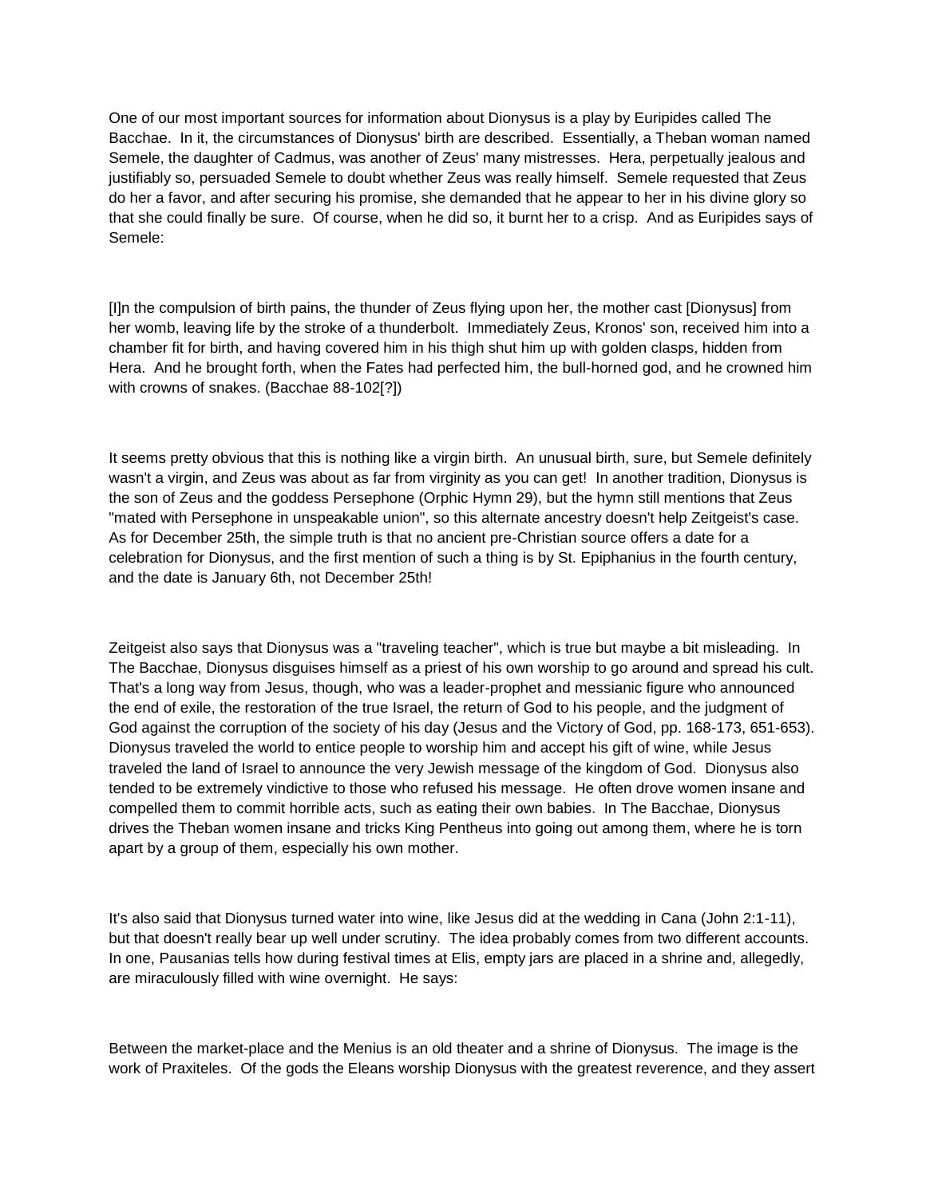One of our most important sources for information about Dionysus is a play by Euripides called The Bacchae. In it, the circumstances of Dionysus' birth are described. Essentially, a Theban woman named Semele, the daughter of Cadmus, was another of Zeus' many mistresses. Hera, perpetually jealous and justifiably so, persuaded Semele to doubt whether Zeus was really himself. Semele requested that Zeus do her a favor, and after securing his promise, she demanded that he appear to her in his divine glory so that she could finally be sure. Of course, when he did so, it burnt her to a crisp. And as Euripides says of Semele:

[I]n the compulsion of birth pains, the thunder of Zeus flying upon her, the mother cast [Dionysus] from her womb, leaving life by the stroke of a thunderbolt. Immediately Zeus, Kronos' son, received him into a chamber fit for birth, and having covered him in his thigh shut him up with golden clasps, hidden from Hera. And he brought forth, when the Fates had perfected him, the bull-horned god, and he crowned him with crowns of snakes. (Bacchae 88-102[?])

It seems pretty obvious that this is nothing like a virgin birth. An unusual birth, sure, but Semele definitely wasn't a virgin, and Zeus was about as far from virginity as you can get! In another tradition, Dionysus is the son of Zeus and the goddess Persephone (Orphic Hymn 29), but the hymn still mentions that Zeus "mated with Persephone in unspeakable union", so this alternate ancestry doesn't help Zeitgeist's case. As for December 25th, the simple truth is that no ancient pre-Christian source offers a date for a celebration for Dionysus, and the first mention of such a thing is by St. Epiphanius in the fourth century, and the date is January 6th, not December 25th!

Zeitgeist also says that Dionysus was a "traveling teacher", which is true but maybe a bit misleading. In The Bacchae, Dionysus disguises himself as a priest of his own worship to go around and spread his cult. That's a long way from Jesus, though, who was a leader-prophet and messianic figure who announced the end of exile, the restoration of the true Israel, the return of God to his people, and the judgment of God against the corruption of the society of his day (Jesus and the Victory of God, pp. 168-173, 651-653). Dionysus traveled the world to entice people to worship him and accept his gift of wine, while Jesus traveled the land of Israel to announce the very Jewish message of the kingdom of God. Dionysus also tended to be extremely vindictive to those who refused his message. He often drove women insane and compelled them to commit horrible acts, such as eating their own babies. In The Bacchae, Dionysus drives the Theban women insane and tricks King Pentheus into going out among them, where he is torn apart by a group of them, especially his own mother.

It's also said that Dionysus turned water into wine, like Jesus did at the wedding in Cana (John 2:1-11), but that doesn't really bear up well under scrutiny. The idea probably comes from two different accounts. In one, Pausanias tells how during festival times at Elis, empty jars are placed in a shrine and, allegedly, are miraculously filled with wine overnight. He says:

Between the market-place and the Menius is an old theater and a shrine of Dionysus. The image is the work of Praxiteles. Of the gods the Eleans worship Dionysus with the greatest reverence, and they assert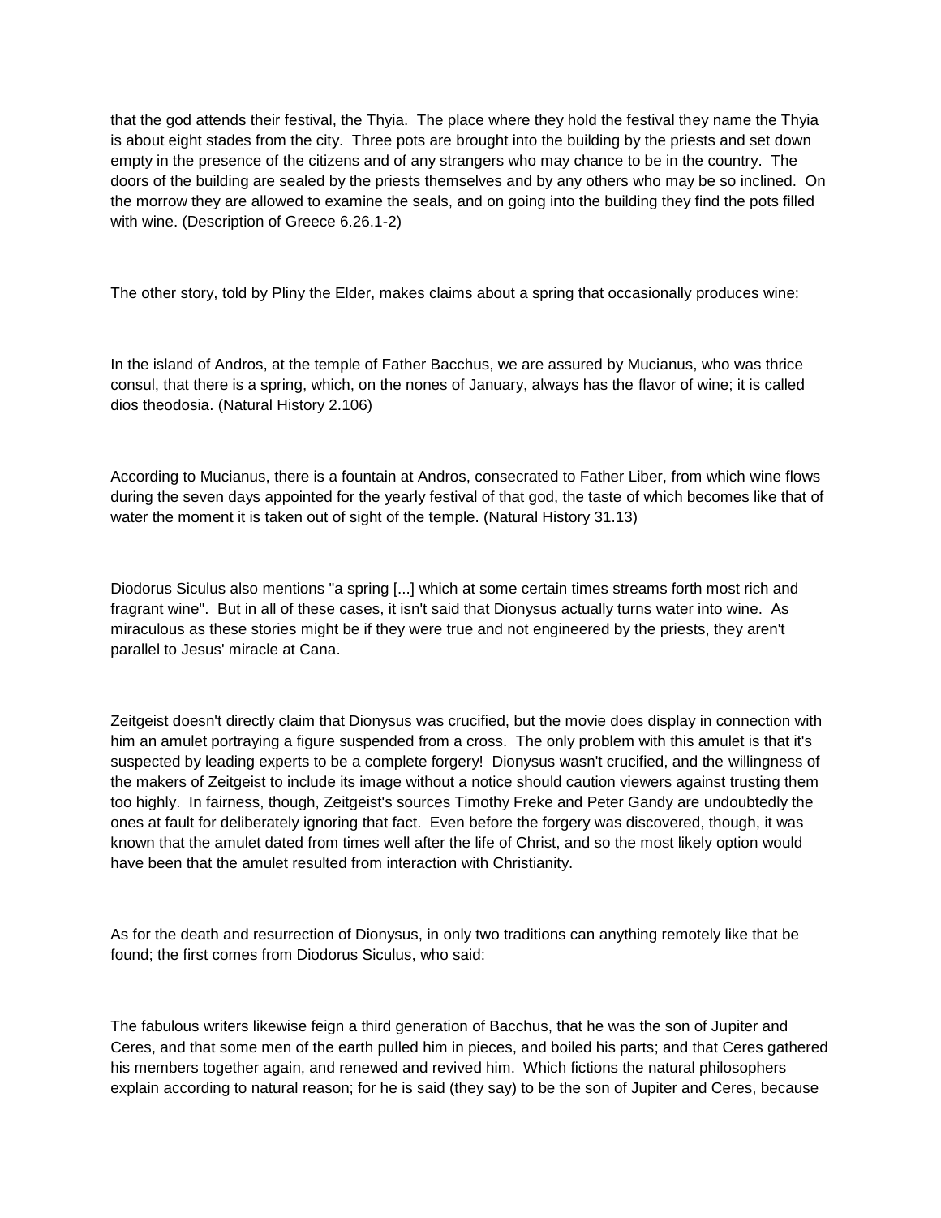that the god attends their festival, the Thyia. The place where they hold the festival they name the Thyia is about eight stades from the city. Three pots are brought into the building by the priests and set down empty in the presence of the citizens and of any strangers who may chance to be in the country. The doors of the building are sealed by the priests themselves and by any others who may be so inclined. On the morrow they are allowed to examine the seals, and on going into the building they find the pots filled with wine. (Description of Greece 6.26.1-2)

The other story, told by Pliny the Elder, makes claims about a spring that occasionally produces wine:

In the island of Andros, at the temple of Father Bacchus, we are assured by Mucianus, who was thrice consul, that there is a spring, which, on the nones of January, always has the flavor of wine; it is called dios theodosia. (Natural History 2.106)

According to Mucianus, there is a fountain at Andros, consecrated to Father Liber, from which wine flows during the seven days appointed for the yearly festival of that god, the taste of which becomes like that of water the moment it is taken out of sight of the temple. (Natural History 31.13)

Diodorus Siculus also mentions "a spring [...] which at some certain times streams forth most rich and fragrant wine". But in all of these cases, it isn't said that Dionysus actually turns water into wine. As miraculous as these stories might be if they were true and not engineered by the priests, they aren't parallel to Jesus' miracle at Cana.

Zeitgeist doesn't directly claim that Dionysus was crucified, but the movie does display in connection with him an amulet portraying a figure suspended from a cross. The only problem with this amulet is that it's suspected by leading experts to be a complete forgery! Dionysus wasn't crucified, and the willingness of the makers of Zeitgeist to include its image without a notice should caution viewers against trusting them too highly. In fairness, though, Zeitgeist's sources Timothy Freke and Peter Gandy are undoubtedly the ones at fault for deliberately ignoring that fact. Even before the forgery was discovered, though, it was known that the amulet dated from times well after the life of Christ, and so the most likely option would have been that the amulet resulted from interaction with Christianity.

As for the death and resurrection of Dionysus, in only two traditions can anything remotely like that be found; the first comes from Diodorus Siculus, who said:

The fabulous writers likewise feign a third generation of Bacchus, that he was the son of Jupiter and Ceres, and that some men of the earth pulled him in pieces, and boiled his parts; and that Ceres gathered his members together again, and renewed and revived him. Which fictions the natural philosophers explain according to natural reason; for he is said (they say) to be the son of Jupiter and Ceres, because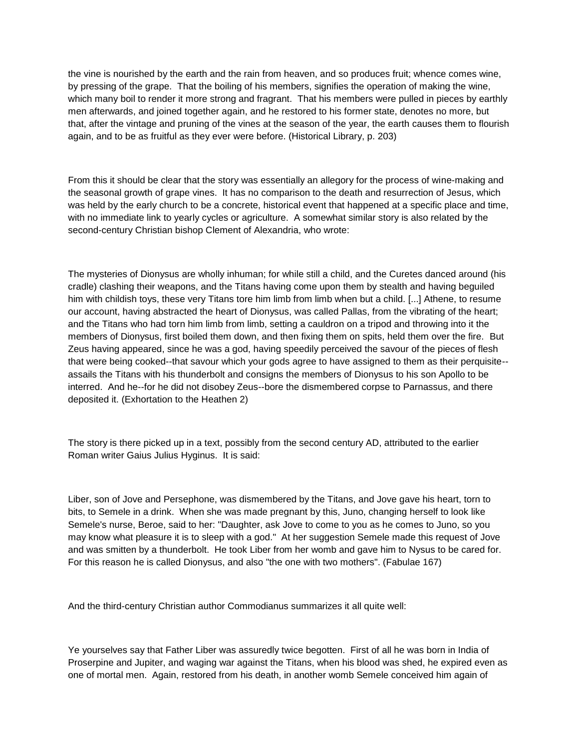the vine is nourished by the earth and the rain from heaven, and so produces fruit; whence comes wine, by pressing of the grape. That the boiling of his members, signifies the operation of making the wine, which many boil to render it more strong and fragrant. That his members were pulled in pieces by earthly men afterwards, and joined together again, and he restored to his former state, denotes no more, but that, after the vintage and pruning of the vines at the season of the year, the earth causes them to flourish again, and to be as fruitful as they ever were before. (Historical Library, p. 203)

From this it should be clear that the story was essentially an allegory for the process of wine-making and the seasonal growth of grape vines. It has no comparison to the death and resurrection of Jesus, which was held by the early church to be a concrete, historical event that happened at a specific place and time, with no immediate link to yearly cycles or agriculture. A somewhat similar story is also related by the second-century Christian bishop Clement of Alexandria, who wrote:

The mysteries of Dionysus are wholly inhuman; for while still a child, and the Curetes danced around (his cradle) clashing their weapons, and the Titans having come upon them by stealth and having beguiled him with childish toys, these very Titans tore him limb from limb when but a child. [...] Athene, to resume our account, having abstracted the heart of Dionysus, was called Pallas, from the vibrating of the heart; and the Titans who had torn him limb from limb, setting a cauldron on a tripod and throwing into it the members of Dionysus, first boiled them down, and then fixing them on spits, held them over the fire. But Zeus having appeared, since he was a god, having speedily perceived the savour of the pieces of flesh that were being cooked--that savour which your gods agree to have assigned to them as their perquisite--assails the Titans with his thunderbolt and consigns the members of Dionysus to his son Apollo to be interred. And he--for he did not disobey Zeus--bore the dismembered corpse to Parnassus, and there deposited it. (Exhortation to the Heathen 2)

The story is there picked up in a text, possibly from the second century AD, attributed to the earlier Roman writer Gaius Julius Hyginus. It is said:

Liber, son of Jove and Persephone, was dismembered by the Titans, and Jove gave his heart, torn to bits, to Semele in a drink. When she was made pregnant by this, Juno, changing herself to look like Semele's nurse, Beroe, said to her: "Daughter, ask Jove to come to you as he comes to Juno, so you may know what pleasure it is to sleep with a god." At her suggestion Semele made this request of Jove and was smitten by a thunderbolt. He took Liber from her womb and gave him to Nysus to be cared for. For this reason he is called Dionysus, and also "the one with two mothers". (Fabulae 167)

And the third-century Christian author Commodianus summarizes it all quite well:

Ye yourselves say that Father Liber was assuredly twice begotten. First of all he was born in India of Proserpine and Jupiter, and waging war against the Titans, when his blood was shed, he expired even as one of mortal men. Again, restored from his death, in another womb Semele conceived him again of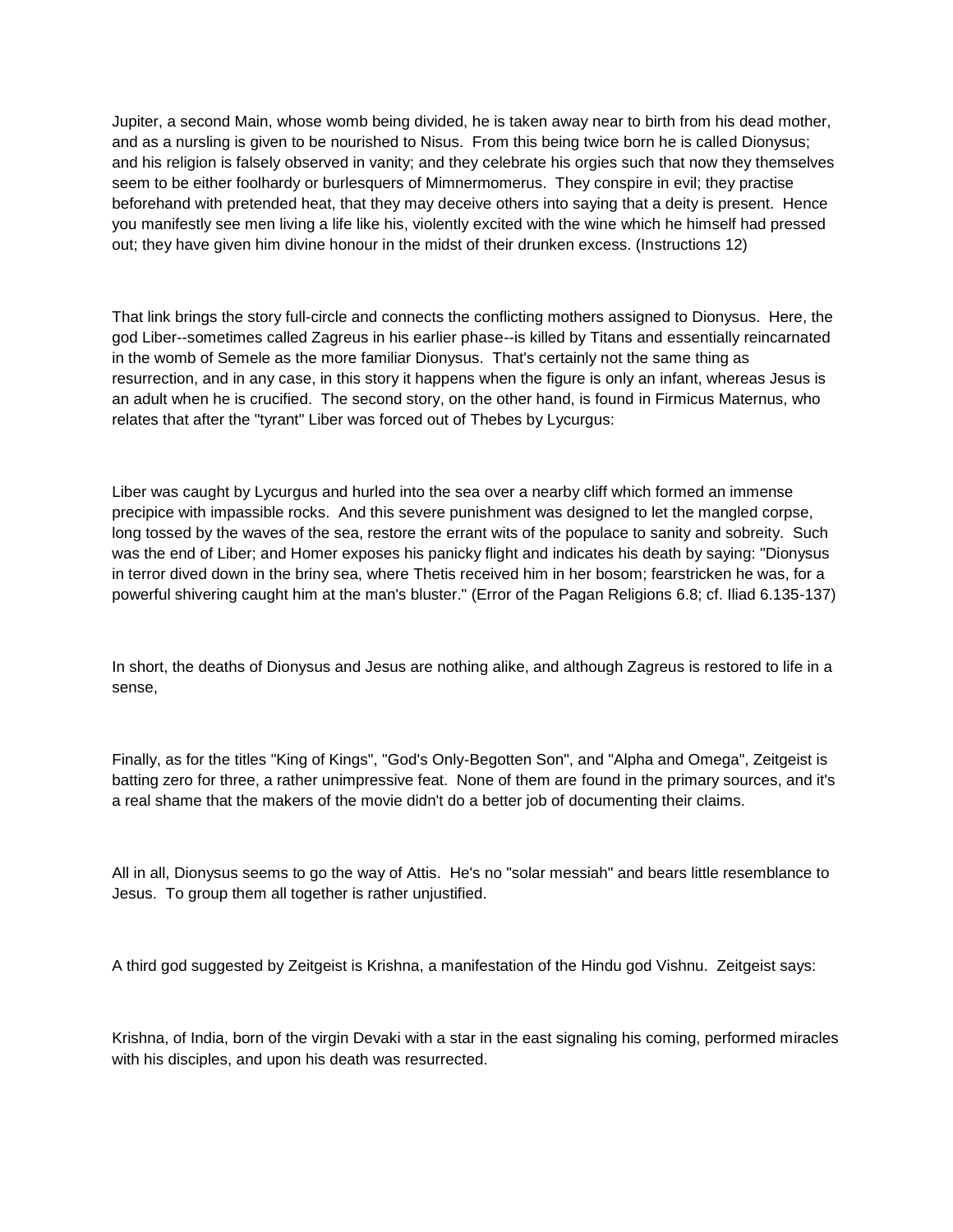Jupiter, a second Main, whose womb being divided, he is taken away near to birth from his dead mother, and as a nursling is given to be nourished to Nisus. From this being twice born he is called Dionysus; and his religion is falsely observed in vanity; and they celebrate his orgies such that now they themselves seem to be either foolhardy or burlesquers of Mimnermomerus. They conspire in evil; they practise beforehand with pretended heat, that they may deceive others into saying that a deity is present. Hence you manifestly see men living a life like his, violently excited with the wine which he himself had pressed out; they have given him divine honour in the midst of their drunken excess. (Instructions 12)

That link brings the story full-circle and connects the conflicting mothers assigned to Dionysus. Here, the god Liber--sometimes called Zagreus in his earlier phase--is killed by Titans and essentially reincarnated in the womb of Semele as the more familiar Dionysus. That's certainly not the same thing as resurrection, and in any case, in this story it happens when the figure is only an infant, whereas Jesus is an adult when he is crucified. The second story, on the other hand, is found in Firmicus Maternus, who relates that after the "tyrant" Liber was forced out of Thebes by Lycurgus:

Liber was caught by Lycurgus and hurled into the sea over a nearby cliff which formed an immense precipice with impassible rocks. And this severe punishment was designed to let the mangled corpse, long tossed by the waves of the sea, restore the errant wits of the populace to sanity and sobreity. Such was the end of Liber; and Homer exposes his panicky flight and indicates his death by saying: "Dionysus in terror dived down in the briny sea, where Thetis received him in her bosom; fearstricken he was, for a powerful shivering caught him at the man's bluster." (Error of the Pagan Religions 6.8; cf. Iliad 6.135-137)

In short, the deaths of Dionysus and Jesus are nothing alike, and although Zagreus is restored to life in a sense,

Finally, as for the titles "King of Kings", "God's Only-Begotten Son", and "Alpha and Omega", Zeitgeist is batting zero for three, a rather unimpressive feat. None of them are found in the primary sources, and it's a real shame that the makers of the movie didn't do a better job of documenting their claims.

All in all, Dionysus seems to go the way of Attis. He's no "solar messiah" and bears little resemblance to Jesus. To group them all together is rather unjustified.

A third god suggested by Zeitgeist is Krishna, a manifestation of the Hindu god Vishnu. Zeitgeist says:

Krishna, of India, born of the virgin Devaki with a star in the east signaling his coming, performed miracles with his disciples, and upon his death was resurrected.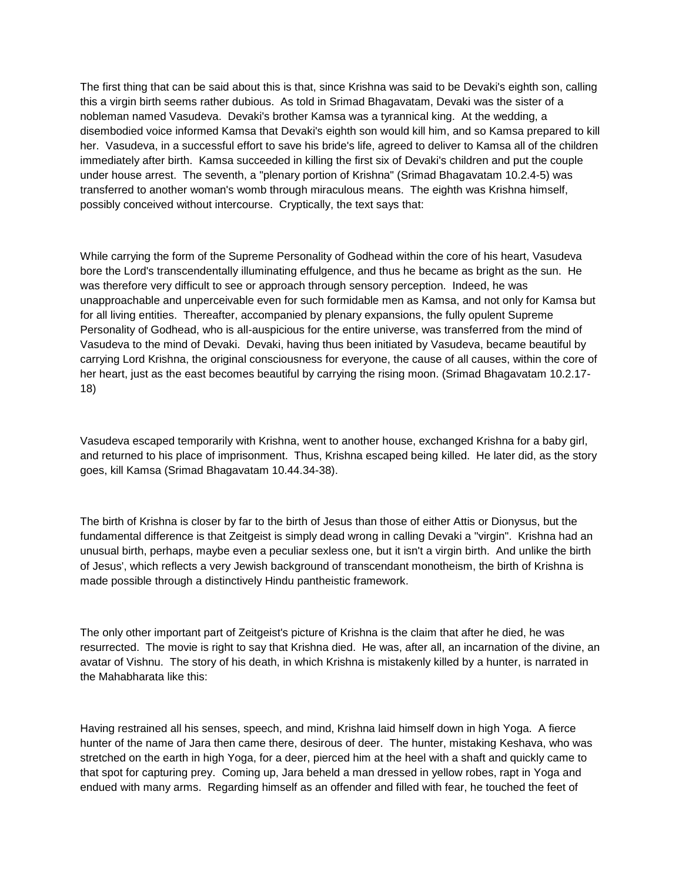The first thing that can be said about this is that, since Krishna was said to be Devaki's eighth son, calling this a virgin birth seems rather dubious. As told in Srimad Bhagavatam, Devaki was the sister of a nobleman named Vasudeva. Devaki's brother Kamsa was a tyrannical king. At the wedding, a disembodied voice informed Kamsa that Devaki's eighth son would kill him, and so Kamsa prepared to kill her. Vasudeva, in a successful effort to save his bride's life, agreed to deliver to Kamsa all of the children immediately after birth. Kamsa succeeded in killing the first six of Devaki's children and put the couple under house arrest. The seventh, a "plenary portion of Krishna" (Srimad Bhagavatam 10.2.4-5) was transferred to another woman's womb through miraculous means. The eighth was Krishna himself, possibly conceived without intercourse. Cryptically, the text says that:

While carrying the form of the Supreme Personality of Godhead within the core of his heart, Vasudeva bore the Lord's transcendentally illuminating effulgence, and thus he became as bright as the sun. He was therefore very difficult to see or approach through sensory perception. Indeed, he was unapproachable and unperceivable even for such formidable men as Kamsa, and not only for Kamsa but for all living entities. Thereafter, accompanied by plenary expansions, the fully opulent Supreme Personality of Godhead, who is all-auspicious for the entire universe, was transferred from the mind of Vasudeva to the mind of Devaki. Devaki, having thus been initiated by Vasudeva, became beautiful by carrying Lord Krishna, the original consciousness for everyone, the cause of all causes, within the core of her heart, just as the east becomes beautiful by carrying the rising moon. (Srimad Bhagavatam 10.2.17-18)

Vasudeva escaped temporarily with Krishna, went to another house, exchanged Krishna for a baby girl, and returned to his place of imprisonment. Thus, Krishna escaped being killed. He later did, as the story goes, kill Kamsa (Srimad Bhagavatam 10.44.34-38).

The birth of Krishna is closer by far to the birth of Jesus than those of either Attis or Dionysus, but the fundamental difference is that Zeitgeist is simply dead wrong in calling Devaki a "virgin". Krishna had an unusual birth, perhaps, maybe even a peculiar sexless one, but it isn't a virgin birth. And unlike the birth of Jesus', which reflects a very Jewish background of transcendant monotheism, the birth of Krishna is made possible through a distinctively Hindu pantheistic framework.

The only other important part of Zeitgeist's picture of Krishna is the claim that after he died, he was resurrected. The movie is right to say that Krishna died. He was, after all, an incarnation of the divine, an avatar of Vishnu. The story of his death, in which Krishna is mistakenly killed by a hunter, is narrated in the Mahabharata like this:

Having restrained all his senses, speech, and mind, Krishna laid himself down in high Yoga. A fierce hunter of the name of Jara then came there, desirous of deer. The hunter, mistaking Keshava, who was stretched on the earth in high Yoga, for a deer, pierced him at the heel with a shaft and quickly came to that spot for capturing prey. Coming up, Jara beheld a man dressed in yellow robes, rapt in Yoga and endued with many arms. Regarding himself as an offender and filled with fear, he touched the feet of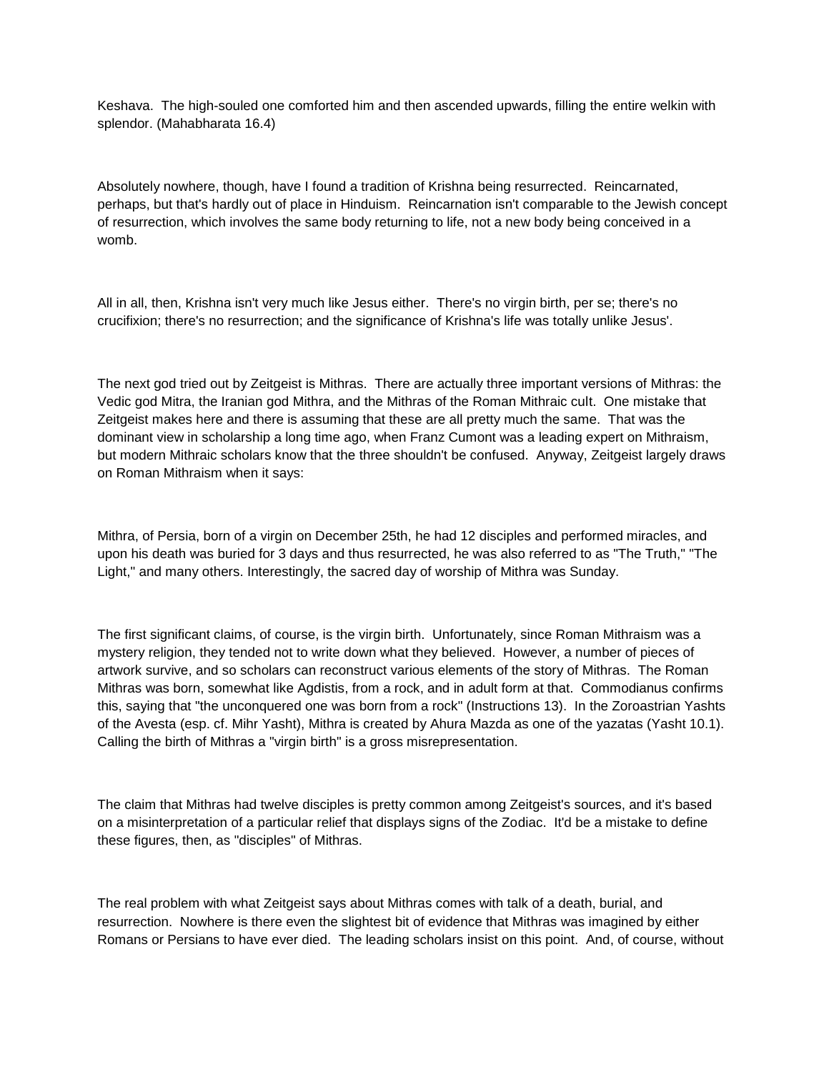Keshava. The high-souled one comforted him and then ascended upwards, filling the entire welkin with splendor. (Mahabharata 16.4)

Absolutely nowhere, though, have I found a tradition of Krishna being resurrected. Reincarnated, perhaps, but that's hardly out of place in Hinduism. Reincarnation isn't comparable to the Jewish concept of resurrection, which involves the same body returning to life, not a new body being conceived in a womb.

All in all, then, Krishna isn't very much like Jesus either. There's no virgin birth, per se; there's no crucifixion; there's no resurrection; and the significance of Krishna's life was totally unlike Jesus'.

The next god tried out by Zeitgeist is Mithras. There are actually three important versions of Mithras: the Vedic god Mitra, the Iranian god Mithra, and the Mithras of the Roman Mithraic cult. One mistake that Zeitgeist makes here and there is assuming that these are all pretty much the same. That was the dominant view in scholarship a long time ago, when Franz Cumont was a leading expert on Mithraism, but modern Mithraic scholars know that the three shouldn't be confused. Anyway, Zeitgeist largely draws on Roman Mithraism when it says:

Mithra, of Persia, born of a virgin on December 25th, he had 12 disciples and performed miracles, and upon his death was buried for 3 days and thus resurrected, he was also referred to as "The Truth," "The Light," and many others. Interestingly, the sacred day of worship of Mithra was Sunday.

The first significant claims, of course, is the virgin birth. Unfortunately, since Roman Mithraism was a mystery religion, they tended not to write down what they believed. However, a number of pieces of artwork survive, and so scholars can reconstruct various elements of the story of Mithras. The Roman Mithras was born, somewhat like Agdistis, from a rock, and in adult form at that. Commodianus confirms this, saying that "the unconquered one was born from a rock" (Instructions 13). In the Zoroastrian Yashts of the Avesta (esp. cf. Mihr Yasht), Mithra is created by Ahura Mazda as one of the yazatas (Yasht 10.1). Calling the birth of Mithras a "virgin birth" is a gross misrepresentation.

The claim that Mithras had twelve disciples is pretty common among Zeitgeist's sources, and it's based on a misinterpretation of a particular relief that displays signs of the Zodiac. It'd be a mistake to define these figures, then, as "disciples" of Mithras.

The real problem with what Zeitgeist says about Mithras comes with talk of a death, burial, and resurrection. Nowhere is there even the slightest bit of evidence that Mithras was imagined by either Romans or Persians to have ever died. The leading scholars insist on this point. And, of course, without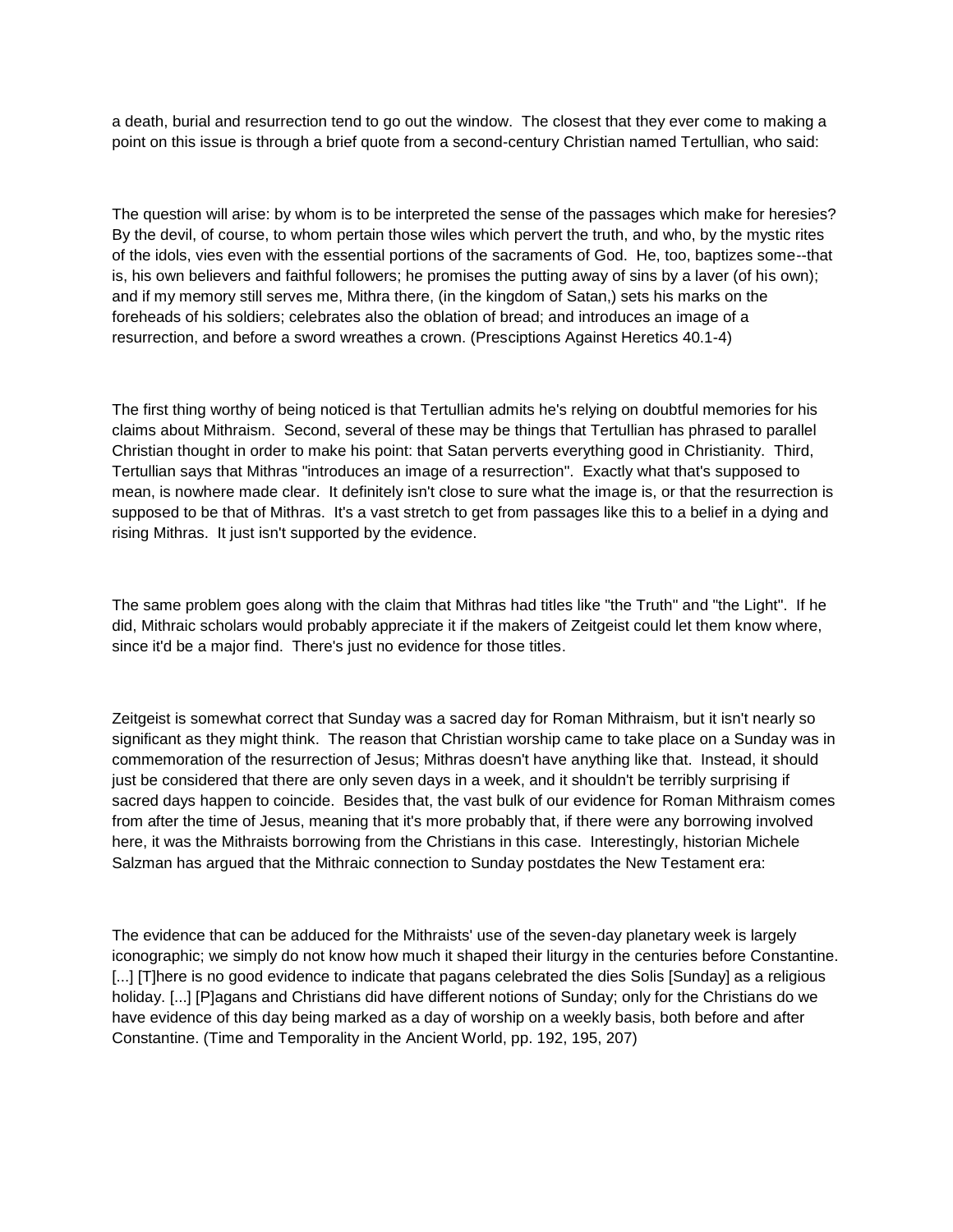a death, burial and resurrection tend to go out the window. The closest that they ever come to making a point on this issue is through a brief quote from a second-century Christian named Tertullian, who said:

The question will arise: by whom is to be interpreted the sense of the passages which make for heresies? By the devil, of course, to whom pertain those wiles which pervert the truth, and who, by the mystic rites of the idols, vies even with the essential portions of the sacraments of God. He, too, baptizes some--that is, his own believers and faithful followers; he promises the putting away of sins by a laver (of his own); and if my memory still serves me, Mithra there, (in the kingdom of Satan,) sets his marks on the foreheads of his soldiers; celebrates also the oblation of bread; and introduces an image of a resurrection, and before a sword wreathes a crown. (Presciptions Against Heretics 40.1-4)

The first thing worthy of being noticed is that Tertullian admits he's relying on doubtful memories for his claims about Mithraism. Second, several of these may be things that Tertullian has phrased to parallel Christian thought in order to make his point: that Satan perverts everything good in Christianity. Third, Tertullian says that Mithras "introduces an image of a resurrection". Exactly what that's supposed to mean, is nowhere made clear. It definitely isn't close to sure what the image is, or that the resurrection is supposed to be that of Mithras. It's a vast stretch to get from passages like this to a belief in a dying and rising Mithras. It just isn't supported by the evidence.

The same problem goes along with the claim that Mithras had titles like "the Truth" and "the Light". If he did, Mithraic scholars would probably appreciate it if the makers of Zeitgeist could let them know where, since it'd be a major find. There's just no evidence for those titles.

Zeitgeist is somewhat correct that Sunday was a sacred day for Roman Mithraism, but it isn't nearly so significant as they might think. The reason that Christian worship came to take place on a Sunday was in commemoration of the resurrection of Jesus; Mithras doesn't have anything like that. Instead, it should just be considered that there are only seven days in a week, and it shouldn't be terribly surprising if sacred days happen to coincide. Besides that, the vast bulk of our evidence for Roman Mithraism comes from after the time of Jesus, meaning that it's more probably that, if there were any borrowing involved here, it was the Mithraists borrowing from the Christians in this case. Interestingly, historian Michele Salzman has argued that the Mithraic connection to Sunday postdates the New Testament era:

The evidence that can be adduced for the Mithraists' use of the seven-day planetary week is largely iconographic; we simply do not know how much it shaped their liturgy in the centuries before Constantine. [...] [T]here is no good evidence to indicate that pagans celebrated the dies Solis [Sunday] as a religious holiday. [...] [P]agans and Christians did have different notions of Sunday; only for the Christians do we have evidence of this day being marked as a day of worship on a weekly basis, both before and after Constantine. (Time and Temporality in the Ancient World, pp. 192, 195, 207)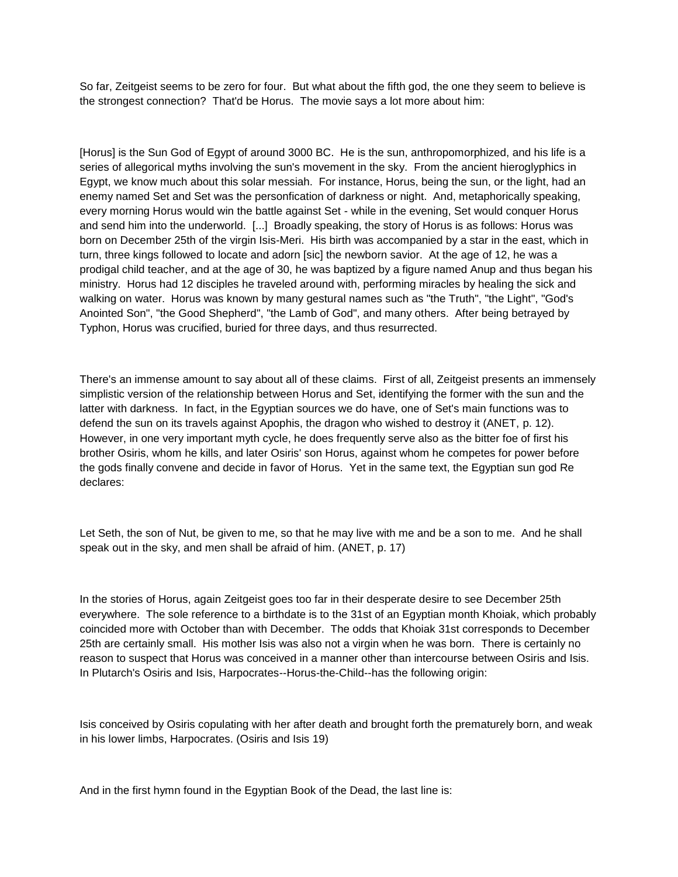So far, Zeitgeist seems to be zero for four. But what about the fifth god, the one they seem to believe is the strongest connection? That'd be Horus. The movie says a lot more about him:

[Horus] is the Sun God of Egypt of around 3000 BC. He is the sun, anthropomorphized, and his life is a series of allegorical myths involving the sun's movement in the sky. From the ancient hieroglyphics in Egypt, we know much about this solar messiah. For instance, Horus, being the sun, or the light, had an enemy named Set and Set was the personfication of darkness or night. And, metaphorically speaking, every morning Horus would win the battle against Set - while in the evening, Set would conquer Horus and send him into the underworld. [...] Broadly speaking, the story of Horus is as follows: Horus was born on December 25th of the virgin Isis-Meri. His birth was accompanied by a star in the east, which in turn, three kings followed to locate and adorn [sic] the newborn savior. At the age of 12, he was a prodigal child teacher, and at the age of 30, he was baptized by a figure named Anup and thus began his ministry. Horus had 12 disciples he traveled around with, performing miracles by healing the sick and walking on water. Horus was known by many gestural names such as "the Truth", "the Light", "God's Anointed Son", "the Good Shepherd", "the Lamb of God", and many others. After being betrayed by Typhon, Horus was crucified, buried for three days, and thus resurrected.

There's an immense amount to say about all of these claims. First of all, Zeitgeist presents an immensely simplistic version of the relationship between Horus and Set, identifying the former with the sun and the latter with darkness. In fact, in the Egyptian sources we do have, one of Set's main functions was to defend the sun on its travels against Apophis, the dragon who wished to destroy it (ANET, p. 12). However, in one very important myth cycle, he does frequently serve also as the bitter foe of first his brother Osiris, whom he kills, and later Osiris' son Horus, against whom he competes for power before the gods finally convene and decide in favor of Horus. Yet in the same text, the Egyptian sun god Re declares:

Let Seth, the son of Nut, be given to me, so that he may live with me and be a son to me. And he shall speak out in the sky, and men shall be afraid of him. (ANET, p. 17)

In the stories of Horus, again Zeitgeist goes too far in their desperate desire to see December 25th everywhere. The sole reference to a birthdate is to the 31st of an Egyptian month Khoiak, which probably coincided more with October than with December. The odds that Khoiak 31st corresponds to December 25th are certainly small. His mother Isis was also not a virgin when he was born. There is certainly no reason to suspect that Horus was conceived in a manner other than intercourse between Osiris and Isis. In Plutarch's Osiris and Isis, Harpocrates--Horus-the-Child--has the following origin:

Isis conceived by Osiris copulating with her after death and brought forth the prematurely born, and weak in his lower limbs, Harpocrates. (Osiris and Isis 19)

And in the first hymn found in the Egyptian Book of the Dead, the last line is: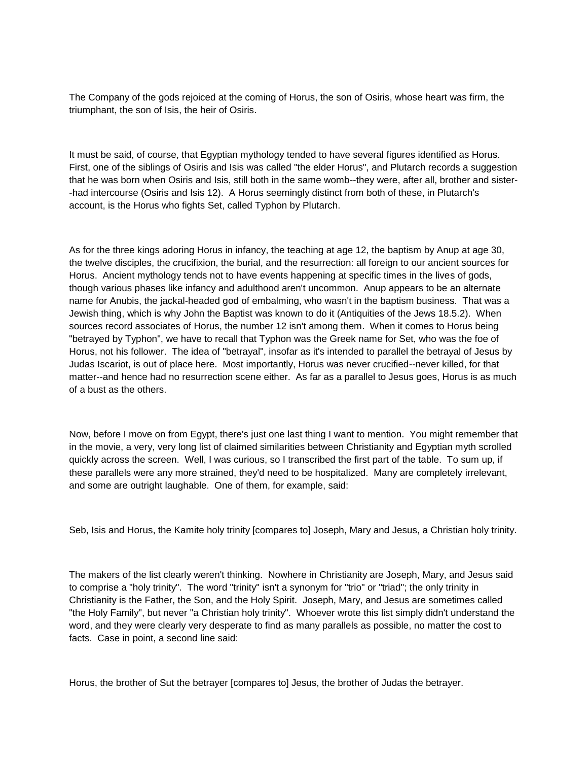The Company of the gods rejoiced at the coming of Horus, the son of Osiris, whose heart was firm, the triumphant, the son of Isis, the heir of Osiris.

It must be said, of course, that Egyptian mythology tended to have several figures identified as Horus. First, one of the siblings of Osiris and Isis was called "the elder Horus", and Plutarch records a suggestion that he was born when Osiris and Isis, still both in the same womb--they were, after all, brother and sister--had intercourse (Osiris and Isis 12). A Horus seemingly distinct from both of these, in Plutarch's account, is the Horus who fights Set, called Typhon by Plutarch.

As for the three kings adoring Horus in infancy, the teaching at age 12, the baptism by Anup at age 30, the twelve disciples, the crucifixion, the burial, and the resurrection: all foreign to our ancient sources for Horus. Ancient mythology tends not to have events happening at specific times in the lives of gods, though various phases like infancy and adulthood aren't uncommon. Anup appears to be an alternate name for Anubis, the jackal-headed god of embalming, who wasn't in the baptism business. That was a Jewish thing, which is why John the Baptist was known to do it (Antiquities of the Jews 18.5.2). When sources record associates of Horus, the number 12 isn't among them. When it comes to Horus being "betrayed by Typhon", we have to recall that Typhon was the Greek name for Set, who was the foe of Horus, not his follower. The idea of "betrayal", insofar as it's intended to parallel the betrayal of Jesus by Judas Iscariot, is out of place here. Most importantly, Horus was never crucified--never killed, for that matter--and hence had no resurrection scene either. As far as a parallel to Jesus goes, Horus is as much of a bust as the others.

Now, before I move on from Egypt, there's just one last thing I want to mention. You might remember that in the movie, a very, very long list of claimed similarities between Christianity and Egyptian myth scrolled quickly across the screen. Well, I was curious, so I transcribed the first part of the table. To sum up, if these parallels were any more strained, they'd need to be hospitalized. Many are completely irrelevant, and some are outright laughable. One of them, for example, said:

Seb, Isis and Horus, the Kamite holy trinity [compares to] Joseph, Mary and Jesus, a Christian holy trinity.

The makers of the list clearly weren't thinking. Nowhere in Christianity are Joseph, Mary, and Jesus said to comprise a "holy trinity". The word "trinity" isn't a synonym for "trio" or "triad"; the only trinity in Christianity is the Father, the Son, and the Holy Spirit. Joseph, Mary, and Jesus are sometimes called "the Holy Family", but never "a Christian holy trinity". Whoever wrote this list simply didn't understand the word, and they were clearly very desperate to find as many parallels as possible, no matter the cost to facts. Case in point, a second line said:

Horus, the brother of Sut the betrayer [compares to] Jesus, the brother of Judas the betrayer.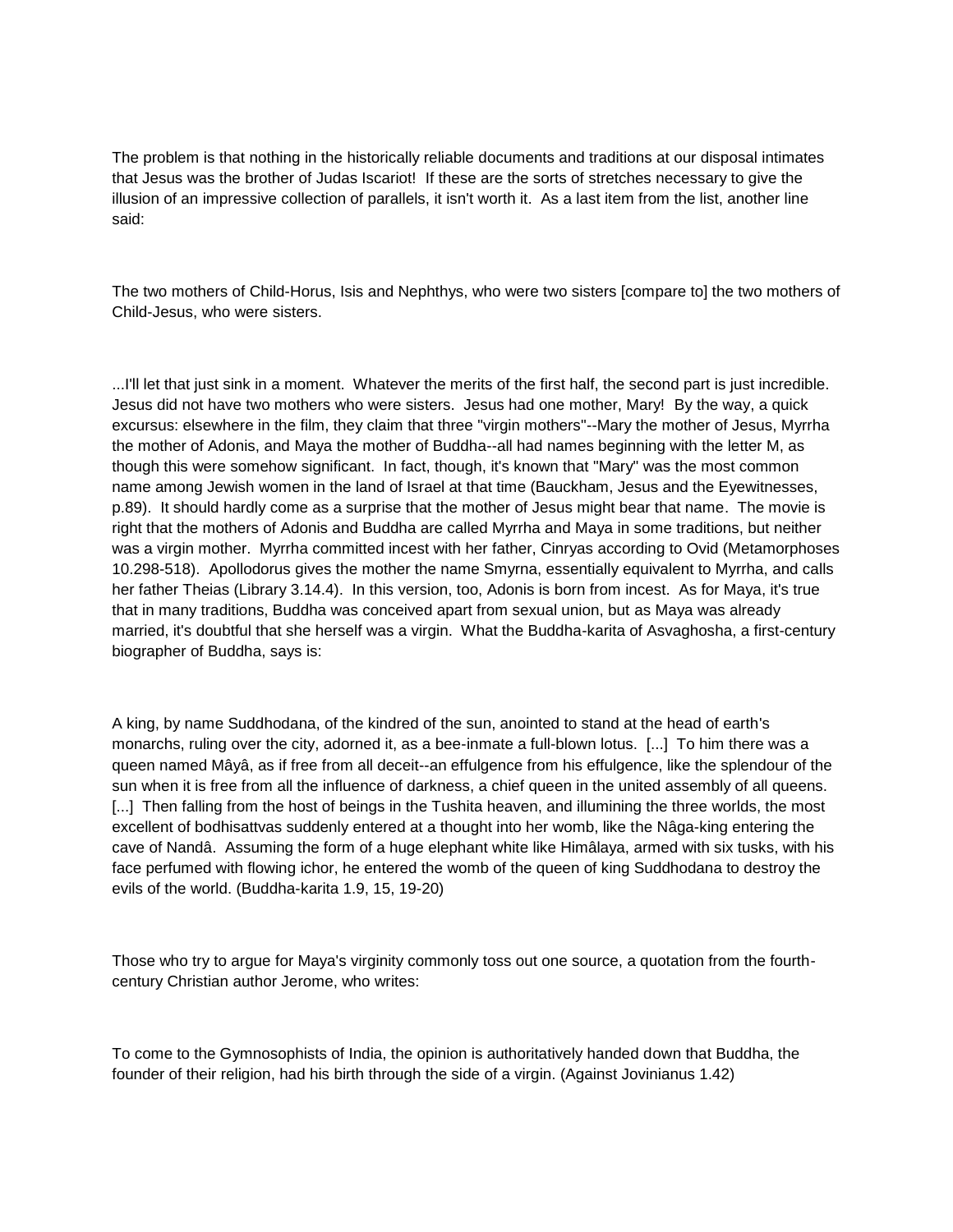The problem is that nothing in the historically reliable documents and traditions at our disposal intimates that Jesus was the brother of Judas Iscariot! If these are the sorts of stretches necessary to give the illusion of an impressive collection of parallels, it isn't worth it. As a last item from the list, another line said:

The two mothers of Child-Horus, Isis and Nephthys, who were two sisters [compare to] the two mothers of Child-Jesus, who were sisters.

...I'll let that just sink in a moment. Whatever the merits of the first half, the second part is just incredible. Jesus did not have two mothers who were sisters. Jesus had one mother, Mary! By the way, a quick excursus: elsewhere in the film, they claim that three "virgin mothers"--Mary the mother of Jesus, Myrrha the mother of Adonis, and Maya the mother of Buddha--all had names beginning with the letter M, as though this were somehow significant. In fact, though, it's known that "Mary" was the most common name among Jewish women in the land of Israel at that time (Bauckham, Jesus and the Eyewitnesses, p.89). It should hardly come as a surprise that the mother of Jesus might bear that name. The movie is right that the mothers of Adonis and Buddha are called Myrrha and Maya in some traditions, but neither was a virgin mother. Myrrha committed incest with her father, Cinryas according to Ovid (Metamorphoses 10.298-518). Apollodorus gives the mother the name Smyrna, essentially equivalent to Myrrha, and calls her father Theias (Library 3.14.4). In this version, too, Adonis is born from incest. As for Maya, it's true that in many traditions, Buddha was conceived apart from sexual union, but as Maya was already married, it's doubtful that she herself was a virgin. What the Buddha-karita of Asvaghosha, a first-century biographer of Buddha, says is:

A king, by name Suddhodana, of the kindred of the sun, anointed to stand at the head of earth's monarchs, ruling over the city, adorned it, as a bee-inmate a full-blown lotus. [...] To him there was a queen named Mâyâ, as if free from all deceit--an effulgence from his effulgence, like the splendour of the sun when it is free from all the influence of darkness, a chief queen in the united assembly of all queens. [...] Then falling from the host of beings in the Tushita heaven, and illumining the three worlds, the most excellent of bodhisattvas suddenly entered at a thought into her womb, like the Nâga-king entering the cave of Nandâ. Assuming the form of a huge elephant white like Himâlaya, armed with six tusks, with his face perfumed with flowing ichor, he entered the womb of the queen of king Suddhodana to destroy the evils of the world. (Buddha-karita 1.9, 15, 19-20)

Those who try to argue for Maya's virginity commonly toss out one source, a quotation from the fourth-century Christian author Jerome, who writes:

To come to the Gymnosophists of India, the opinion is authoritatively handed down that Buddha, the founder of their religion, had his birth through the side of a virgin. (Against Jovinianus 1.42)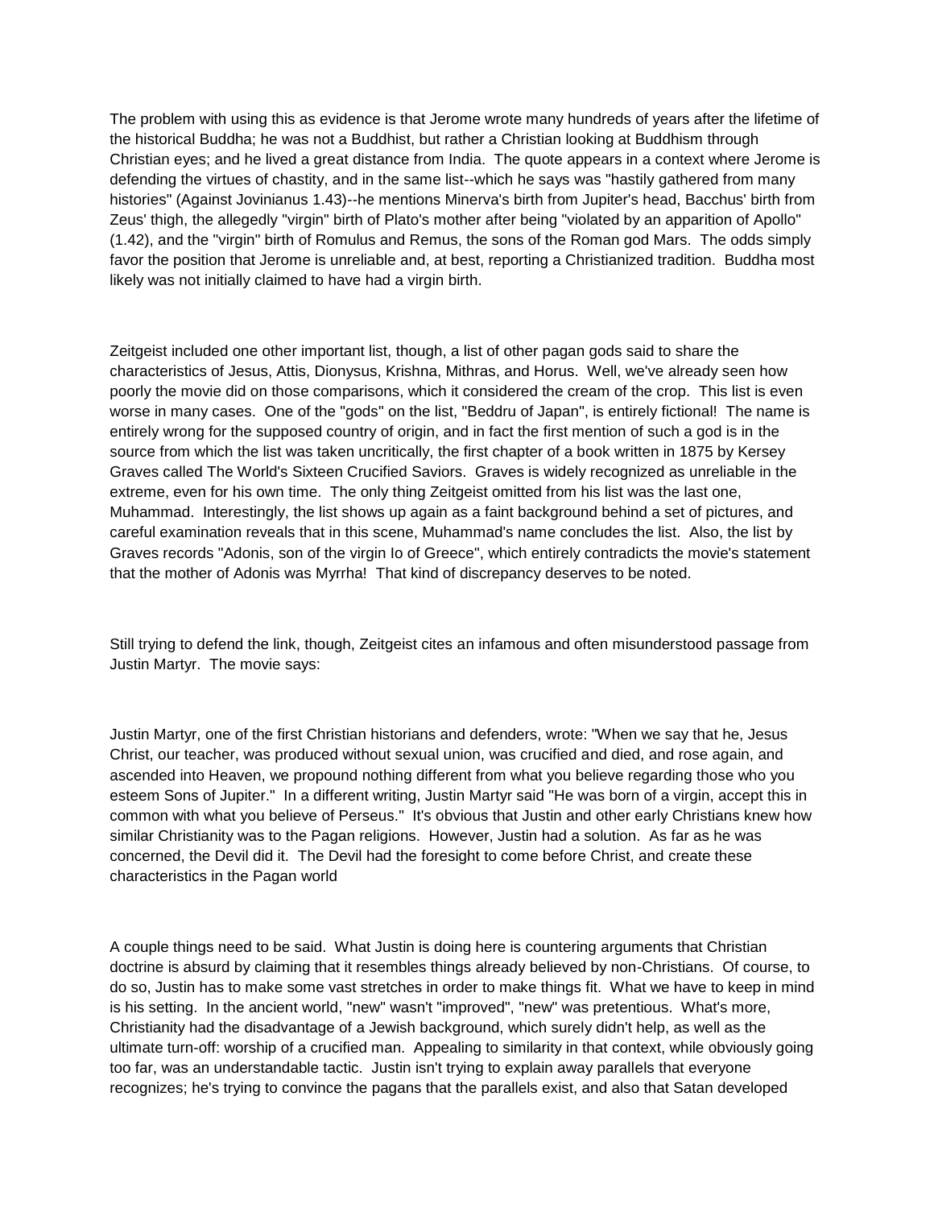The problem with using this as evidence is that Jerome wrote many hundreds of years after the lifetime of the historical Buddha; he was not a Buddhist, but rather a Christian looking at Buddhism through Christian eyes; and he lived a great distance from India. The quote appears in a context where Jerome is defending the virtues of chastity, and in the same list--which he says was "hastily gathered from many histories" (Against Jovinianus 1.43)--he mentions Minerva's birth from Jupiter's head, Bacchus' birth from Zeus' thigh, the allegedly "virgin" birth of Plato's mother after being "violated by an apparition of Apollo" (1.42), and the "virgin" birth of Romulus and Remus, the sons of the Roman god Mars. The odds simply favor the position that Jerome is unreliable and, at best, reporting a Christianized tradition. Buddha most likely was not initially claimed to have had a virgin birth.

Zeitgeist included one other important list, though, a list of other pagan gods said to share the characteristics of Jesus, Attis, Dionysus, Krishna, Mithras, and Horus. Well, we've already seen how poorly the movie did on those comparisons, which it considered the cream of the crop. This list is even worse in many cases. One of the "gods" on the list, "Beddru of Japan", is entirely fictional! The name is entirely wrong for the supposed country of origin, and in fact the first mention of such a god is in the source from which the list was taken uncritically, the first chapter of a book written in 1875 by Kersey Graves called The World's Sixteen Crucified Saviors. Graves is widely recognized as unreliable in the extreme, even for his own time. The only thing Zeitgeist omitted from his list was the last one, Muhammad. Interestingly, the list shows up again as a faint background behind a set of pictures, and careful examination reveals that in this scene, Muhammad's name concludes the list. Also, the list by Graves records "Adonis, son of the virgin Io of Greece", which entirely contradicts the movie's statement that the mother of Adonis was Myrrha! That kind of discrepancy deserves to be noted.

Still trying to defend the link, though, Zeitgeist cites an infamous and often misunderstood passage from Justin Martyr. The movie says:

Justin Martyr, one of the first Christian historians and defenders, wrote: "When we say that he, Jesus Christ, our teacher, was produced without sexual union, was crucified and died, and rose again, and ascended into Heaven, we propound nothing different from what you believe regarding those who you esteem Sons of Jupiter." In a different writing, Justin Martyr said "He was born of a virgin, accept this in common with what you believe of Perseus." It's obvious that Justin and other early Christians knew how similar Christianity was to the Pagan religions. However, Justin had a solution. As far as he was concerned, the Devil did it. The Devil had the foresight to come before Christ, and create these characteristics in the Pagan world

A couple things need to be said. What Justin is doing here is countering arguments that Christian doctrine is absurd by claiming that it resembles things already believed by non-Christians. Of course, to do so, Justin has to make some vast stretches in order to make things fit. What we have to keep in mind is his setting. In the ancient world, "new" wasn't "improved", "new" was pretentious. What's more, Christianity had the disadvantage of a Jewish background, which surely didn't help, as well as the ultimate turn-off: worship of a crucified man. Appealing to similarity in that context, while obviously going too far, was an understandable tactic. Justin isn't trying to explain away parallels that everyone recognizes; he's trying to convince the pagans that the parallels exist, and also that Satan developed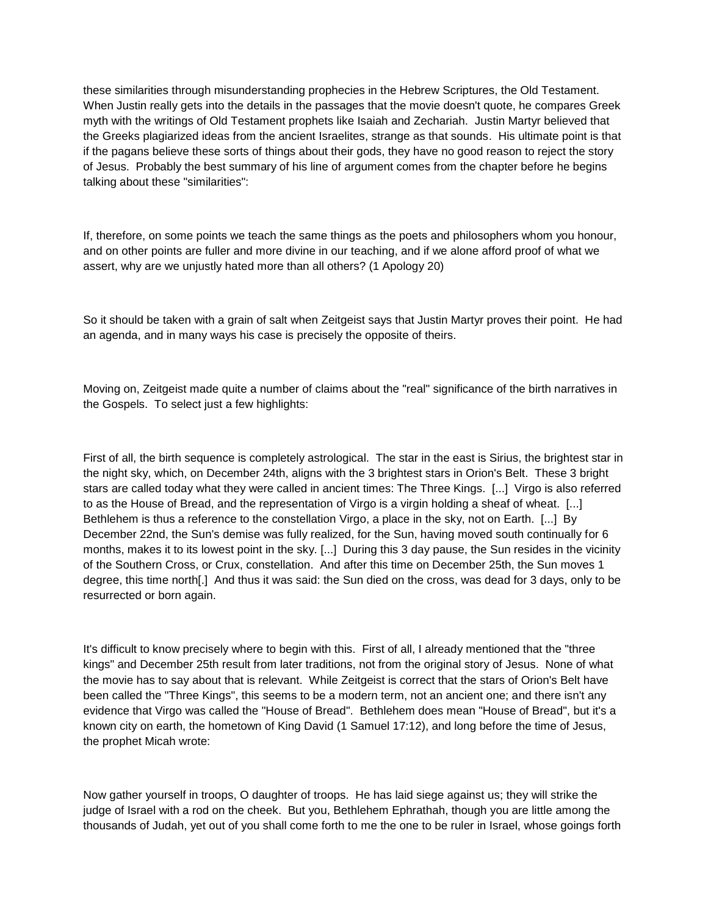these similarities through misunderstanding prophecies in the Hebrew Scriptures, the Old Testament. When Justin really gets into the details in the passages that the movie doesn't quote, he compares Greek myth with the writings of Old Testament prophets like Isaiah and Zechariah. Justin Martyr believed that the Greeks plagiarized ideas from the ancient Israelites, strange as that sounds. His ultimate point is that if the pagans believe these sorts of things about their gods, they have no good reason to reject the story of Jesus. Probably the best summary of his line of argument comes from the chapter before he begins talking about these "similarities":

If, therefore, on some points we teach the same things as the poets and philosophers whom you honour, and on other points are fuller and more divine in our teaching, and if we alone afford proof of what we assert, why are we unjustly hated more than all others? (1 Apology 20)

So it should be taken with a grain of salt when Zeitgeist says that Justin Martyr proves their point. He had an agenda, and in many ways his case is precisely the opposite of theirs.

Moving on, Zeitgeist made quite a number of claims about the "real" significance of the birth narratives in the Gospels. To select just a few highlights:

First of all, the birth sequence is completely astrological. The star in the east is Sirius, the brightest star in the night sky, which, on December 24th, aligns with the 3 brightest stars in Orion's Belt. These 3 bright stars are called today what they were called in ancient times: The Three Kings. [...] Virgo is also referred to as the House of Bread, and the representation of Virgo is a virgin holding a sheaf of wheat. [...] Bethlehem is thus a reference to the constellation Virgo, a place in the sky, not on Earth. [...] By December 22nd, the Sun's demise was fully realized, for the Sun, having moved south continually for 6 months, makes it to its lowest point in the sky. [...] During this 3 day pause, the Sun resides in the vicinity of the Southern Cross, or Crux, constellation. And after this time on December 25th, the Sun moves 1 degree, this time north[.] And thus it was said: the Sun died on the cross, was dead for 3 days, only to be resurrected or born again.

It's difficult to know precisely where to begin with this. First of all, I already mentioned that the "three kings" and December 25th result from later traditions, not from the original story of Jesus. None of what the movie has to say about that is relevant. While Zeitgeist is correct that the stars of Orion's Belt have been called the "Three Kings", this seems to be a modern term, not an ancient one; and there isn't any evidence that Virgo was called the "House of Bread". Bethlehem does mean "House of Bread", but it's a known city on earth, the hometown of King David (1 Samuel 17:12), and long before the time of Jesus, the prophet Micah wrote:

Now gather yourself in troops, O daughter of troops. He has laid siege against us; they will strike the judge of Israel with a rod on the cheek. But you, Bethlehem Ephrathah, though you are little among the thousands of Judah, yet out of you shall come forth to me the one to be ruler in Israel, whose goings forth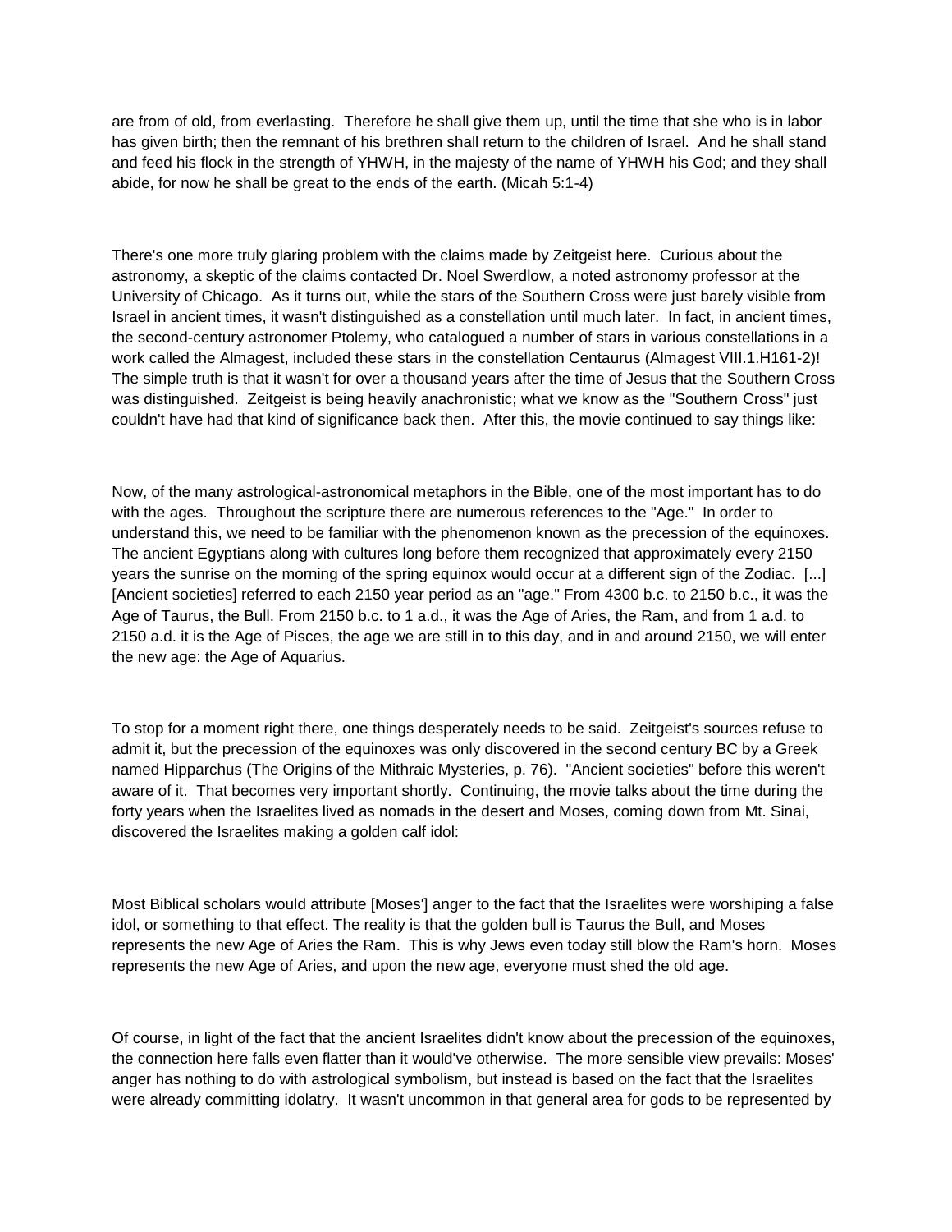are from of old, from everlasting. Therefore he shall give them up, until the time that she who is in labor has given birth; then the remnant of his brethren shall return to the children of Israel. And he shall stand and feed his flock in the strength of YHWH, in the majesty of the name of YHWH his God; and they shall abide, for now he shall be great to the ends of the earth. (Micah 5:1-4)

There's one more truly glaring problem with the claims made by Zeitgeist here. Curious about the astronomy, a skeptic of the claims contacted Dr. Noel Swerdlow, a noted astronomy professor at the University of Chicago. As it turns out, while the stars of the Southern Cross were just barely visible from Israel in ancient times, it wasn't distinguished as a constellation until much later. In fact, in ancient times, the second-century astronomer Ptolemy, who catalogued a number of stars in various constellations in a work called the Almagest, included these stars in the constellation Centaurus (Almagest VIII.1.H161-2)! The simple truth is that it wasn't for over a thousand years after the time of Jesus that the Southern Cross was distinguished. Zeitgeist is being heavily anachronistic; what we know as the "Southern Cross" just couldn't have had that kind of significance back then. After this, the movie continued to say things like:

Now, of the many astrological-astronomical metaphors in the Bible, one of the most important has to do with the ages. Throughout the scripture there are numerous references to the "Age." In order to understand this, we need to be familiar with the phenomenon known as the precession of the equinoxes. The ancient Egyptians along with cultures long before them recognized that approximately every 2150 years the sunrise on the morning of the spring equinox would occur at a different sign of the Zodiac. [...] [Ancient societies] referred to each 2150 year period as an "age." From 4300 b.c. to 2150 b.c., it was the Age of Taurus, the Bull. From 2150 b.c. to 1 a.d., it was the Age of Aries, the Ram, and from 1 a.d. to 2150 a.d. it is the Age of Pisces, the age we are still in to this day, and in and around 2150, we will enter the new age: the Age of Aquarius.

To stop for a moment right there, one things desperately needs to be said. Zeitgeist's sources refuse to admit it, but the precession of the equinoxes was only discovered in the second century BC by a Greek named Hipparchus (The Origins of the Mithraic Mysteries, p. 76). "Ancient societies" before this weren't aware of it. That becomes very important shortly. Continuing, the movie talks about the time during the forty years when the Israelites lived as nomads in the desert and Moses, coming down from Mt. Sinai, discovered the Israelites making a golden calf idol:

Most Biblical scholars would attribute [Moses'] anger to the fact that the Israelites were worshiping a false idol, or something to that effect. The reality is that the golden bull is Taurus the Bull, and Moses represents the new Age of Aries the Ram. This is why Jews even today still blow the Ram's horn. Moses represents the new Age of Aries, and upon the new age, everyone must shed the old age.

Of course, in light of the fact that the ancient Israelites didn't know about the precession of the equinoxes, the connection here falls even flatter than it would've otherwise. The more sensible view prevails: Moses' anger has nothing to do with astrological symbolism, but instead is based on the fact that the Israelites were already committing idolatry. It wasn't uncommon in that general area for gods to be represented by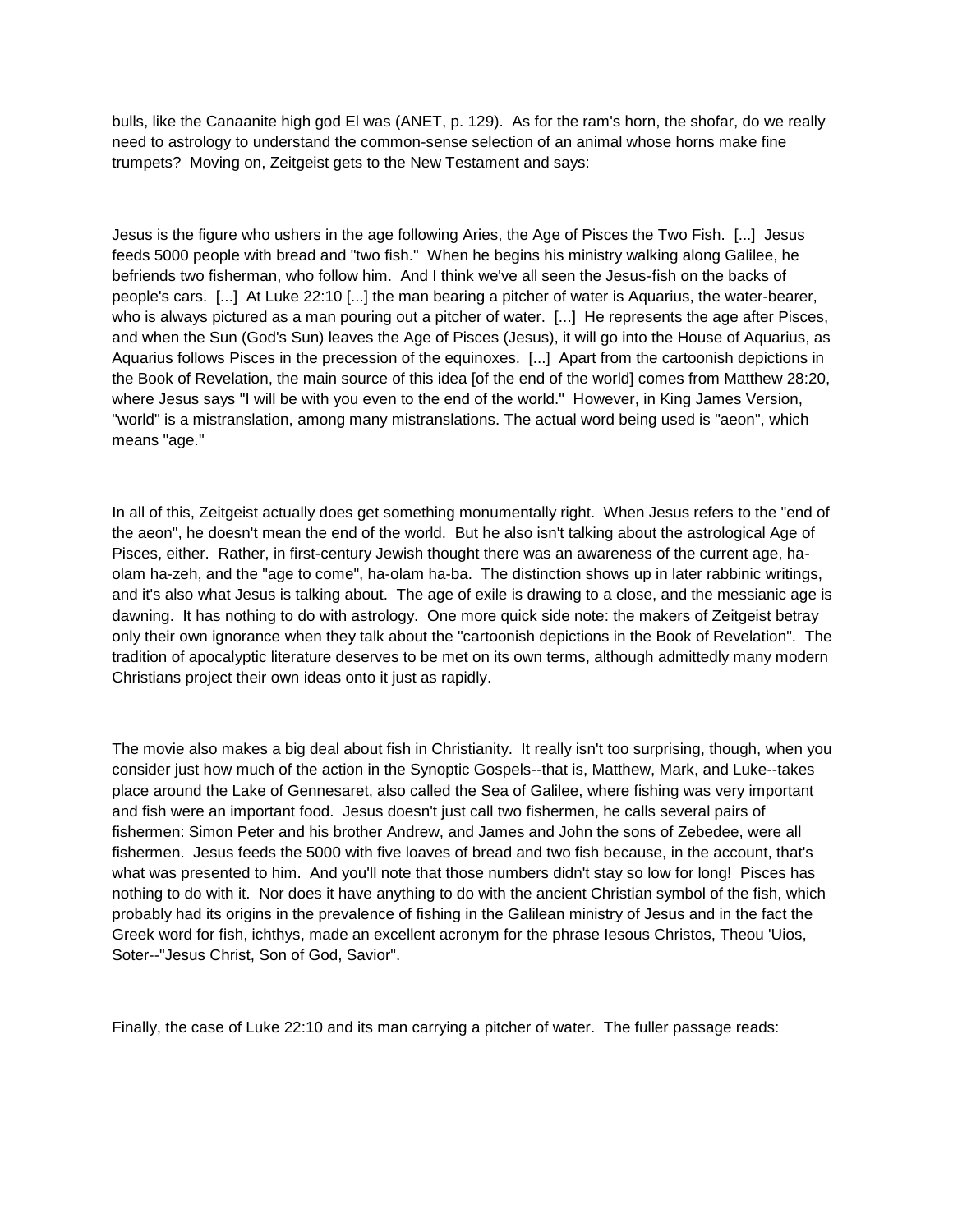bulls, like the Canaanite high god El was (ANET, p. 129). As for the ram's horn, the shofar, do we really need to astrology to understand the common-sense selection of an animal whose horns make fine trumpets? Moving on, Zeitgeist gets to the New Testament and says:

Jesus is the figure who ushers in the age following Aries, the Age of Pisces the Two Fish. [...] Jesus feeds 5000 people with bread and "two fish." When he begins his ministry walking along Galilee, he befriends two fisherman, who follow him. And I think we've all seen the Jesus-fish on the backs of people's cars. [...] At Luke 22:10 [...] the man bearing a pitcher of water is Aquarius, the water-bearer, who is always pictured as a man pouring out a pitcher of water. [...] He represents the age after Pisces, and when the Sun (God's Sun) leaves the Age of Pisces (Jesus), it will go into the House of Aquarius, as Aquarius follows Pisces in the precession of the equinoxes. [...] Apart from the cartoonish depictions in the Book of Revelation, the main source of this idea [of the end of the world] comes from Matthew 28:20, where Jesus says "I will be with you even to the end of the world." However, in King James Version, "world" is a mistranslation, among many mistranslations. The actual word being used is "aeon", which means "age."

In all of this, Zeitgeist actually does get something monumentally right. When Jesus refers to the "end of the aeon", he doesn't mean the end of the world. But he also isn't talking about the astrological Age of Pisces, either. Rather, in first-century Jewish thought there was an awareness of the current age, ha-olam ha-zeh, and the "age to come", ha-olam ha-ba. The distinction shows up in later rabbinic writings, and it's also what Jesus is talking about. The age of exile is drawing to a close, and the messianic age is dawning. It has nothing to do with astrology. One more quick side note: the makers of Zeitgeist betray only their own ignorance when they talk about the "cartoonish depictions in the Book of Revelation". The tradition of apocalyptic literature deserves to be met on its own terms, although admittedly many modern Christians project their own ideas onto it just as rapidly.

The movie also makes a big deal about fish in Christianity. It really isn't too surprising, though, when you consider just how much of the action in the Synoptic Gospels--that is, Matthew, Mark, and Luke--takes place around the Lake of Gennesaret, also called the Sea of Galilee, where fishing was very important and fish were an important food. Jesus doesn't just call two fishermen, he calls several pairs of fishermen: Simon Peter and his brother Andrew, and James and John the sons of Zebedee, were all fishermen. Jesus feeds the 5000 with five loaves of bread and two fish because, in the account, that's what was presented to him. And you'll note that those numbers didn't stay so low for long! Pisces has nothing to do with it. Nor does it have anything to do with the ancient Christian symbol of the fish, which probably had its origins in the prevalence of fishing in the Galilean ministry of Jesus and in the fact the Greek word for fish, ichthys, made an excellent acronym for the phrase Iesous Christos, Theou 'Uios, Soter--"Jesus Christ, Son of God, Savior".

Finally, the case of Luke 22:10 and its man carrying a pitcher of water. The fuller passage reads: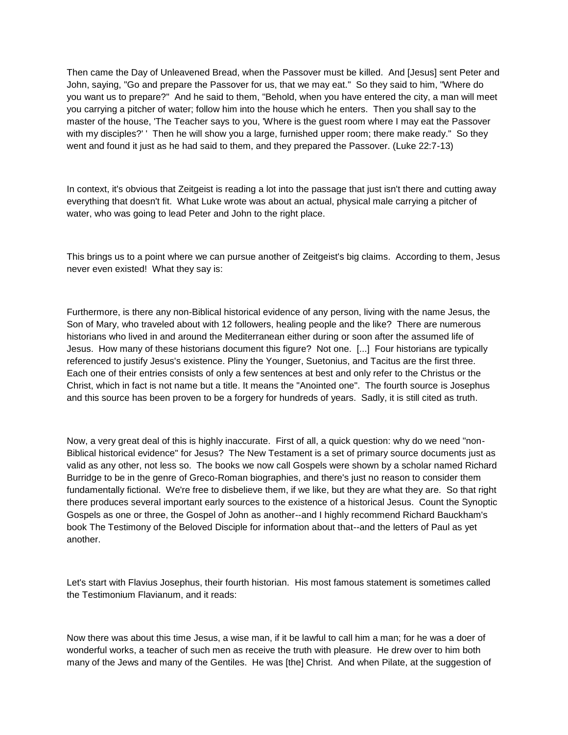Then came the Day of Unleavened Bread, when the Passover must be killed. And [Jesus] sent Peter and John, saying, "Go and prepare the Passover for us, that we may eat." So they said to him, "Where do you want us to prepare?" And he said to them, "Behold, when you have entered the city, a man will meet you carrying a pitcher of water; follow him into the house which he enters. Then you shall say to the master of the house, 'The Teacher says to you, 'Where is the guest room where I may eat the Passover with my disciples?' ' Then he will show you a large, furnished upper room; there make ready." So they went and found it just as he had said to them, and they prepared the Passover. (Luke 22:7-13)

In context, it's obvious that Zeitgeist is reading a lot into the passage that just isn't there and cutting away everything that doesn't fit. What Luke wrote was about an actual, physical male carrying a pitcher of water, who was going to lead Peter and John to the right place.

This brings us to a point where we can pursue another of Zeitgeist's big claims. According to them, Jesus never even existed! What they say is:

Furthermore, is there any non-Biblical historical evidence of any person, living with the name Jesus, the Son of Mary, who traveled about with 12 followers, healing people and the like? There are numerous historians who lived in and around the Mediterranean either during or soon after the assumed life of Jesus. How many of these historians document this figure? Not one. [...] Four historians are typically referenced to justify Jesus's existence. Pliny the Younger, Suetonius, and Tacitus are the first three. Each one of their entries consists of only a few sentences at best and only refer to the Christus or the Christ, which in fact is not name but a title. It means the "Anointed one". The fourth source is Josephus and this source has been proven to be a forgery for hundreds of years. Sadly, it is still cited as truth.

Now, a very great deal of this is highly inaccurate. First of all, a quick question: why do we need "non-Biblical historical evidence" for Jesus? The New Testament is a set of primary source documents just as valid as any other, not less so. The books we now call Gospels were shown by a scholar named Richard Burridge to be in the genre of Greco-Roman biographies, and there's just no reason to consider them fundamentally fictional. We're free to disbelieve them, if we like, but they are what they are. So that right there produces several important early sources to the existence of a historical Jesus. Count the Synoptic Gospels as one or three, the Gospel of John as another--and I highly recommend Richard Bauckham's book The Testimony of the Beloved Disciple for information about that--and the letters of Paul as yet another.

Let's start with Flavius Josephus, their fourth historian. His most famous statement is sometimes called the Testimonium Flavianum, and it reads:

Now there was about this time Jesus, a wise man, if it be lawful to call him a man; for he was a doer of wonderful works, a teacher of such men as receive the truth with pleasure. He drew over to him both many of the Jews and many of the Gentiles. He was [the] Christ. And when Pilate, at the suggestion of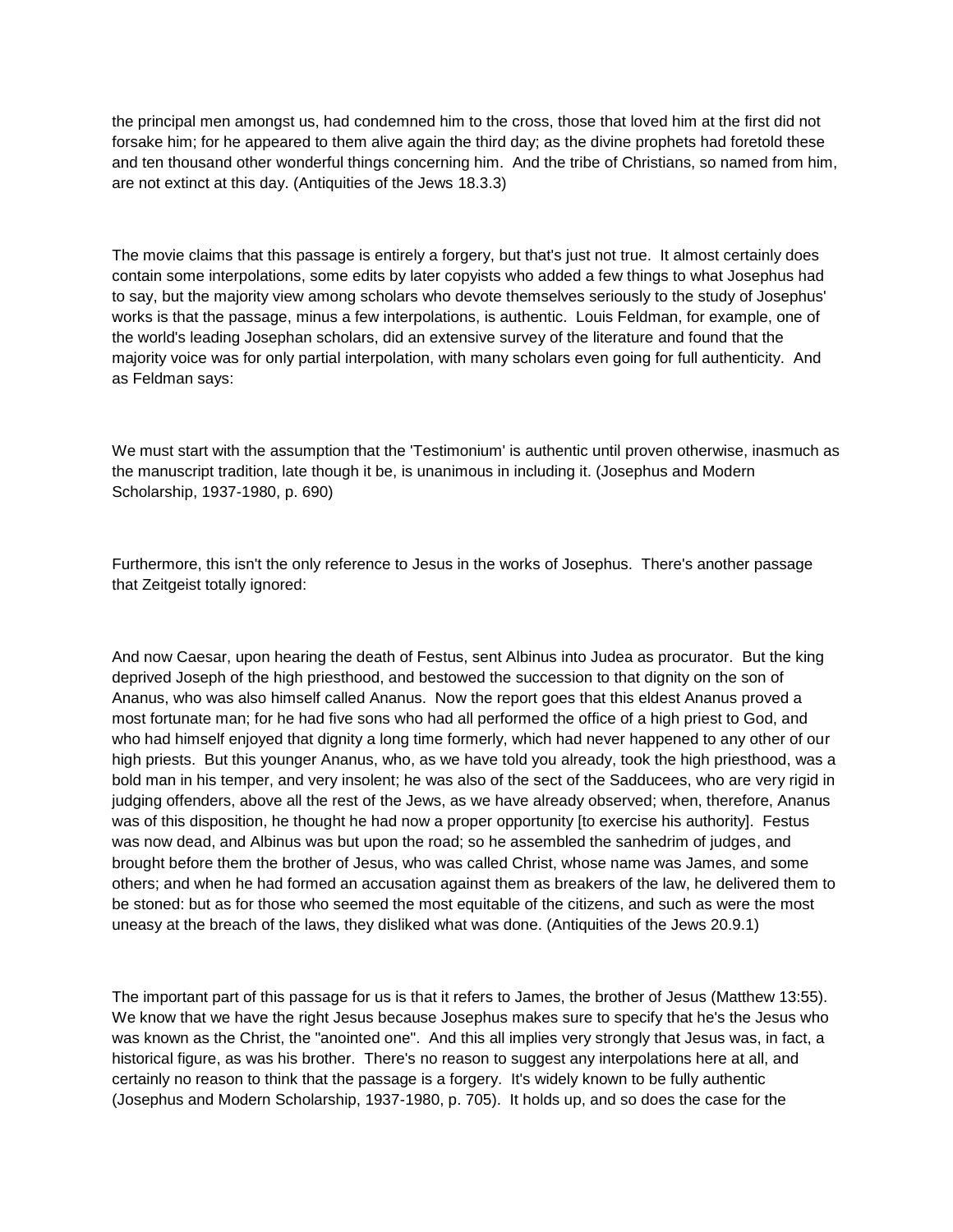the principal men amongst us, had condemned him to the cross, those that loved him at the first did not forsake him; for he appeared to them alive again the third day; as the divine prophets had foretold these and ten thousand other wonderful things concerning him. And the tribe of Christians, so named from him, are not extinct at this day. (Antiquities of the Jews 18.3.3)

The movie claims that this passage is entirely a forgery, but that's just not true. It almost certainly does contain some interpolations, some edits by later copyists who added a few things to what Josephus had to say, but the majority view among scholars who devote themselves seriously to the study of Josephus' works is that the passage, minus a few interpolations, is authentic. Louis Feldman, for example, one of the world's leading Josephan scholars, did an extensive survey of the literature and found that the majority voice was for only partial interpolation, with many scholars even going for full authenticity. And as Feldman says:

We must start with the assumption that the 'Testimonium' is authentic until proven otherwise, inasmuch as the manuscript tradition, late though it be, is unanimous in including it. (Josephus and Modern Scholarship, 1937-1980, p. 690)

Furthermore, this isn't the only reference to Jesus in the works of Josephus. There's another passage that Zeitgeist totally ignored:

And now Caesar, upon hearing the death of Festus, sent Albinus into Judea as procurator. But the king deprived Joseph of the high priesthood, and bestowed the succession to that dignity on the son of Ananus, who was also himself called Ananus. Now the report goes that this eldest Ananus proved a most fortunate man; for he had five sons who had all performed the office of a high priest to God, and who had himself enjoyed that dignity a long time formerly, which had never happened to any other of our high priests. But this younger Ananus, who, as we have told you already, took the high priesthood, was a bold man in his temper, and very insolent; he was also of the sect of the Sadducees, who are very rigid in judging offenders, above all the rest of the Jews, as we have already observed; when, therefore, Ananus was of this disposition, he thought he had now a proper opportunity [to exercise his authority]. Festus was now dead, and Albinus was but upon the road; so he assembled the sanhedrim of judges, and brought before them the brother of Jesus, who was called Christ, whose name was James, and some others; and when he had formed an accusation against them as breakers of the law, he delivered them to be stoned: but as for those who seemed the most equitable of the citizens, and such as were the most uneasy at the breach of the laws, they disliked what was done. (Antiquities of the Jews 20.9.1)

The important part of this passage for us is that it refers to James, the brother of Jesus (Matthew 13:55). We know that we have the right Jesus because Josephus makes sure to specify that he's the Jesus who was known as the Christ, the "anointed one". And this all implies very strongly that Jesus was, in fact, a historical figure, as was his brother. There's no reason to suggest any interpolations here at all, and certainly no reason to think that the passage is a forgery. It's widely known to be fully authentic (Josephus and Modern Scholarship, 1937-1980, p. 705). It holds up, and so does the case for the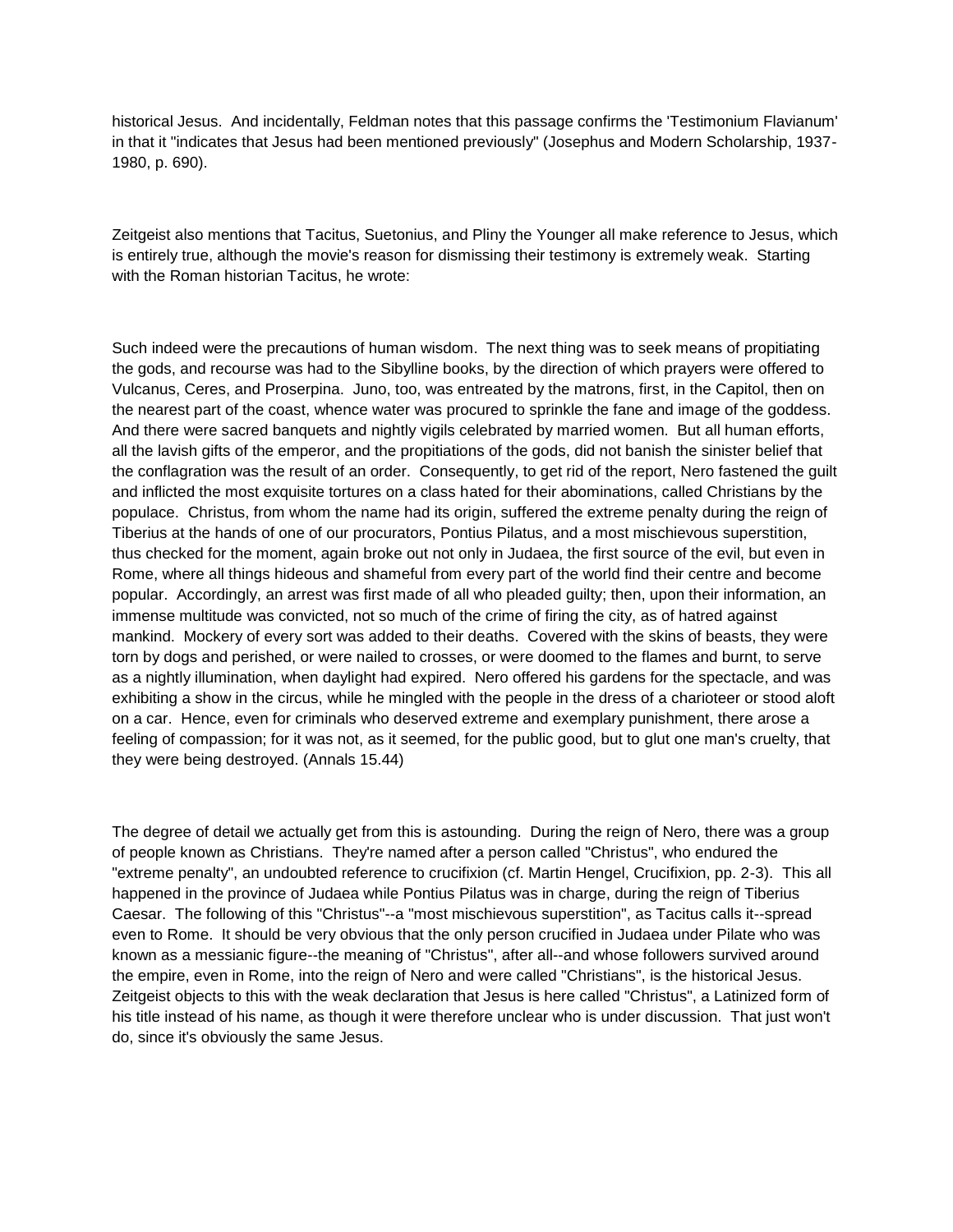historical Jesus. And incidentally, Feldman notes that this passage confirms the 'Testimonium Flavianum' in that it "indicates that Jesus had been mentioned previously" (Josephus and Modern Scholarship, 1937-1980, p. 690).

Zeitgeist also mentions that Tacitus, Suetonius, and Pliny the Younger all make reference to Jesus, which is entirely true, although the movie's reason for dismissing their testimony is extremely weak. Starting with the Roman historian Tacitus, he wrote:

Such indeed were the precautions of human wisdom. The next thing was to seek means of propitiating the gods, and recourse was had to the Sibylline books, by the direction of which prayers were offered to Vulcanus, Ceres, and Proserpina. Juno, too, was entreated by the matrons, first, in the Capitol, then on the nearest part of the coast, whence water was procured to sprinkle the fane and image of the goddess. And there were sacred banquets and nightly vigils celebrated by married women. But all human efforts, all the lavish gifts of the emperor, and the propitiations of the gods, did not banish the sinister belief that the conflagration was the result of an order. Consequently, to get rid of the report, Nero fastened the guilt and inflicted the most exquisite tortures on a class hated for their abominations, called Christians by the populace. Christus, from whom the name had its origin, suffered the extreme penalty during the reign of Tiberius at the hands of one of our procurators, Pontius Pilatus, and a most mischievous superstition, thus checked for the moment, again broke out not only in Judaea, the first source of the evil, but even in Rome, where all things hideous and shameful from every part of the world find their centre and become popular. Accordingly, an arrest was first made of all who pleaded guilty; then, upon their information, an immense multitude was convicted, not so much of the crime of firing the city, as of hatred against mankind. Mockery of every sort was added to their deaths. Covered with the skins of beasts, they were torn by dogs and perished, or were nailed to crosses, or were doomed to the flames and burnt, to serve as a nightly illumination, when daylight had expired. Nero offered his gardens for the spectacle, and was exhibiting a show in the circus, while he mingled with the people in the dress of a charioteer or stood aloft on a car. Hence, even for criminals who deserved extreme and exemplary punishment, there arose a feeling of compassion; for it was not, as it seemed, for the public good, but to glut one man's cruelty, that they were being destroyed. (Annals 15.44)

The degree of detail we actually get from this is astounding. During the reign of Nero, there was a group of people known as Christians. They're named after a person called "Christus", who endured the "extreme penalty", an undoubted reference to crucifixion (cf. Martin Hengel, Crucifixion, pp. 2-3). This all happened in the province of Judaea while Pontius Pilatus was in charge, during the reign of Tiberius Caesar. The following of this "Christus"--a "most mischievous superstition", as Tacitus calls it--spread even to Rome. It should be very obvious that the only person crucified in Judaea under Pilate who was known as a messianic figure--the meaning of "Christus", after all--and whose followers survived around the empire, even in Rome, into the reign of Nero and were called "Christians", is the historical Jesus. Zeitgeist objects to this with the weak declaration that Jesus is here called "Christus", a Latinized form of his title instead of his name, as though it were therefore unclear who is under discussion. That just won't do, since it's obviously the same Jesus.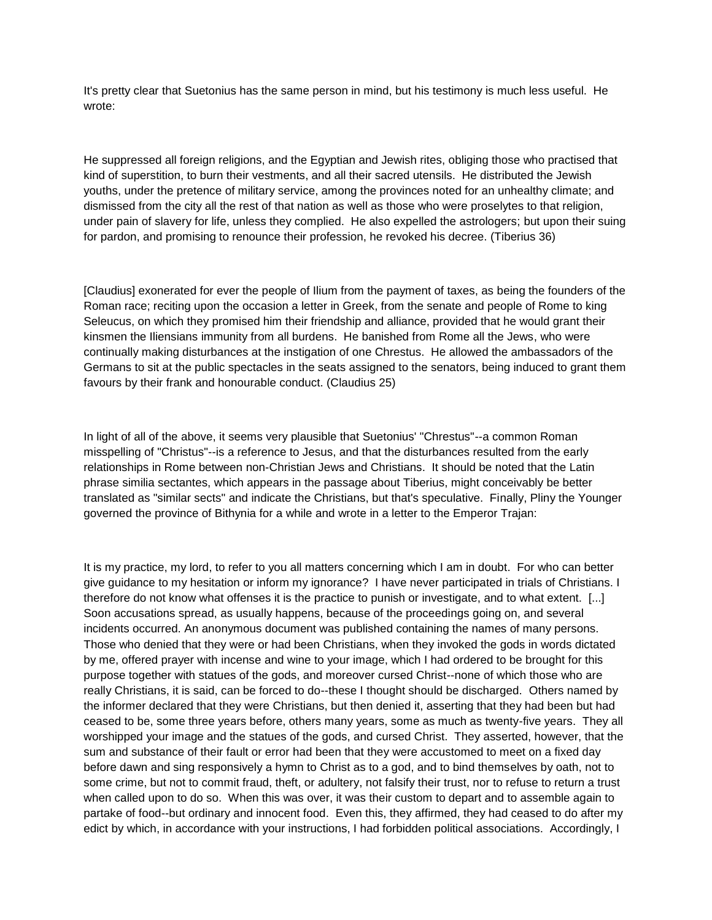It's pretty clear that Suetonius has the same person in mind, but his testimony is much less useful. He wrote:

He suppressed all foreign religions, and the Egyptian and Jewish rites, obliging those who practised that kind of superstition, to burn their vestments, and all their sacred utensils. He distributed the Jewish youths, under the pretence of military service, among the provinces noted for an unhealthy climate; and dismissed from the city all the rest of that nation as well as those who were proselytes to that religion, under pain of slavery for life, unless they complied. He also expelled the astrologers; but upon their suing for pardon, and promising to renounce their profession, he revoked his decree. (Tiberius 36)

[Claudius] exonerated for ever the people of Ilium from the payment of taxes, as being the founders of the Roman race; reciting upon the occasion a letter in Greek, from the senate and people of Rome to king Seleucus, on which they promised him their friendship and alliance, provided that he would grant their kinsmen the Iliensians immunity from all burdens. He banished from Rome all the Jews, who were continually making disturbances at the instigation of one Chrestus. He allowed the ambassadors of the Germans to sit at the public spectacles in the seats assigned to the senators, being induced to grant them favours by their frank and honourable conduct. (Claudius 25)

In light of all of the above, it seems very plausible that Suetonius' "Chrestus"--a common Roman misspelling of "Christus"--is a reference to Jesus, and that the disturbances resulted from the early relationships in Rome between non-Christian Jews and Christians. It should be noted that the Latin phrase similia sectantes, which appears in the passage about Tiberius, might conceivably be better translated as "similar sects" and indicate the Christians, but that's speculative. Finally, Pliny the Younger governed the province of Bithynia for a while and wrote in a letter to the Emperor Trajan:

It is my practice, my lord, to refer to you all matters concerning which I am in doubt. For who can better give guidance to my hesitation or inform my ignorance? I have never participated in trials of Christians. I therefore do not know what offenses it is the practice to punish or investigate, and to what extent. [...] Soon accusations spread, as usually happens, because of the proceedings going on, and several incidents occurred. An anonymous document was published containing the names of many persons. Those who denied that they were or had been Christians, when they invoked the gods in words dictated by me, offered prayer with incense and wine to your image, which I had ordered to be brought for this purpose together with statues of the gods, and moreover cursed Christ--none of which those who are really Christians, it is said, can be forced to do--these I thought should be discharged. Others named by the informer declared that they were Christians, but then denied it, asserting that they had been but had ceased to be, some three years before, others many years, some as much as twenty-five years. They all worshipped your image and the statues of the gods, and cursed Christ. They asserted, however, that the sum and substance of their fault or error had been that they were accustomed to meet on a fixed day before dawn and sing responsively a hymn to Christ as to a god, and to bind themselves by oath, not to some crime, but not to commit fraud, theft, or adultery, not falsify their trust, nor to refuse to return a trust when called upon to do so. When this was over, it was their custom to depart and to assemble again to partake of food--but ordinary and innocent food. Even this, they affirmed, they had ceased to do after my edict by which, in accordance with your instructions, I had forbidden political associations. Accordingly, I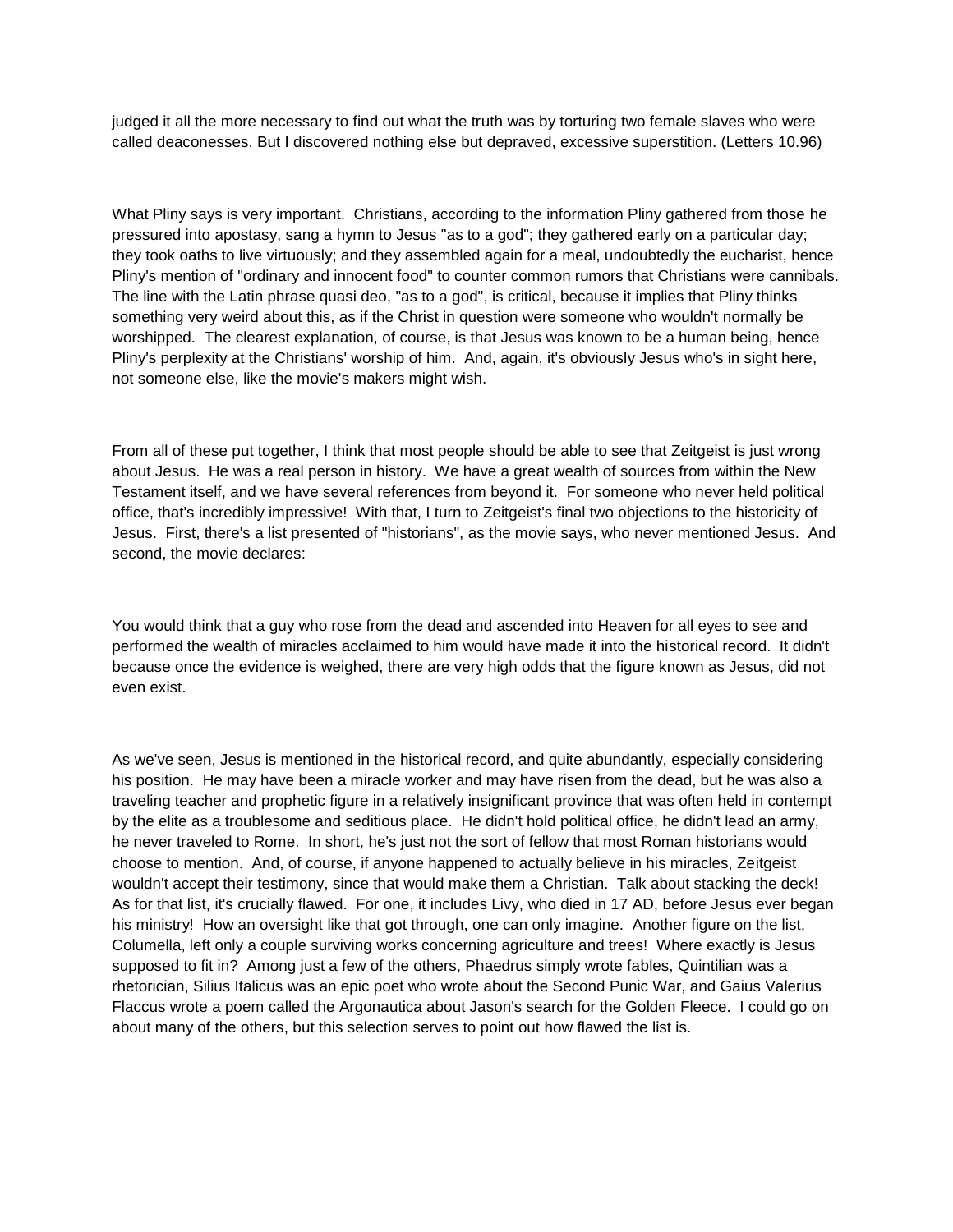judged it all the more necessary to find out what the truth was by torturing two female slaves who were called deaconesses. But I discovered nothing else but depraved, excessive superstition. (Letters 10.96)

What Pliny says is very important. Christians, according to the information Pliny gathered from those he pressured into apostasy, sang a hymn to Jesus "as to a god"; they gathered early on a particular day; they took oaths to live virtuously; and they assembled again for a meal, undoubtedly the eucharist, hence Pliny's mention of "ordinary and innocent food" to counter common rumors that Christians were cannibals. The line with the Latin phrase quasi deo, "as to a god", is critical, because it implies that Pliny thinks something very weird about this, as if the Christ in question were someone who wouldn't normally be worshipped. The clearest explanation, of course, is that Jesus was known to be a human being, hence Pliny's perplexity at the Christians' worship of him. And, again, it's obviously Jesus who's in sight here, not someone else, like the movie's makers might wish.

From all of these put together, I think that most people should be able to see that Zeitgeist is just wrong about Jesus. He was a real person in history. We have a great wealth of sources from within the New Testament itself, and we have several references from beyond it. For someone who never held political office, that's incredibly impressive! With that, I turn to Zeitgeist's final two objections to the historicity of Jesus. First, there's a list presented of "historians", as the movie says, who never mentioned Jesus. And second, the movie declares:

You would think that a guy who rose from the dead and ascended into Heaven for all eyes to see and performed the wealth of miracles acclaimed to him would have made it into the historical record. It didn't because once the evidence is weighed, there are very high odds that the figure known as Jesus, did not even exist.

As we've seen, Jesus is mentioned in the historical record, and quite abundantly, especially considering his position. He may have been a miracle worker and may have risen from the dead, but he was also a traveling teacher and prophetic figure in a relatively insignificant province that was often held in contempt by the elite as a troublesome and seditious place. He didn't hold political office, he didn't lead an army, he never traveled to Rome. In short, he's just not the sort of fellow that most Roman historians would choose to mention. And, of course, if anyone happened to actually believe in his miracles, Zeitgeist wouldn't accept their testimony, since that would make them a Christian. Talk about stacking the deck! As for that list, it's crucially flawed. For one, it includes Livy, who died in 17 AD, before Jesus ever began his ministry! How an oversight like that got through, one can only imagine. Another figure on the list, Columella, left only a couple surviving works concerning agriculture and trees! Where exactly is Jesus supposed to fit in? Among just a few of the others, Phaedrus simply wrote fables, Quintilian was a rhetorician, Silius Italicus was an epic poet who wrote about the Second Punic War, and Gaius Valerius Flaccus wrote a poem called the Argonautica about Jason's search for the Golden Fleece. I could go on about many of the others, but this selection serves to point out how flawed the list is.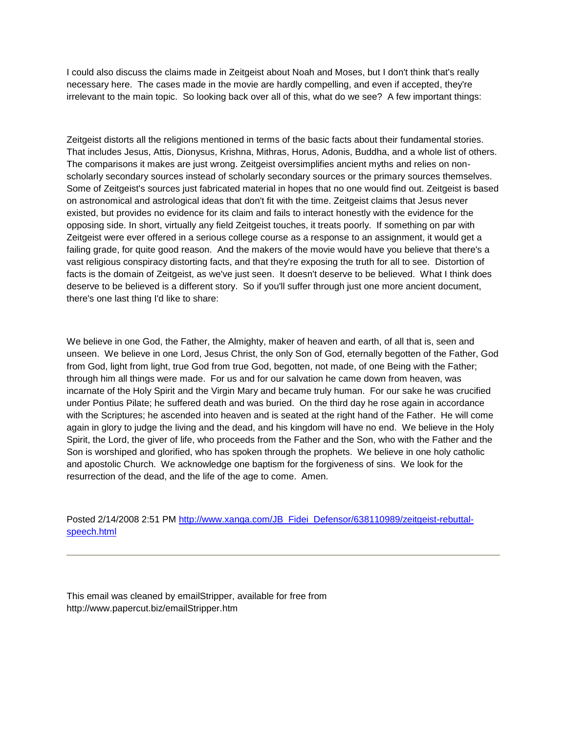I could also discuss the claims made in Zeitgeist about Noah and Moses, but I don't think that's really necessary here. The cases made in the movie are hardly compelling, and even if accepted, they're irrelevant to the main topic. So looking back over all of this, what do we see? A few important things:

Zeitgeist distorts all the religions mentioned in terms of the basic facts about their fundamental stories. That includes Jesus, Attis, Dionysus, Krishna, Mithras, Horus, Adonis, Buddha, and a whole list of others. The comparisons it makes are just wrong. Zeitgeist oversimplifies ancient myths and relies on non-scholarly secondary sources instead of scholarly secondary sources or the primary sources themselves. Some of Zeitgeist's sources just fabricated material in hopes that no one would find out. Zeitgeist is based on astronomical and astrological ideas that don't fit with the time. Zeitgeist claims that Jesus never existed, but provides no evidence for its claim and fails to interact honestly with the evidence for the opposing side. In short, virtually any field Zeitgeist touches, it treats poorly. If something on par with Zeitgeist were ever offered in a serious college course as a response to an assignment, it would get a failing grade, for quite good reason. And the makers of the movie would have you believe that there's a vast religious conspiracy distorting facts, and that they're exposing the truth for all to see. Distortion of facts is the domain of Zeitgeist, as we've just seen. It doesn't deserve to be believed. What I think does deserve to be believed is a different story. So if you'll suffer through just one more ancient document, there's one last thing I'd like to share:

We believe in one God, the Father, the Almighty, maker of heaven and earth, of all that is, seen and unseen. We believe in one Lord, Jesus Christ, the only Son of God, eternally begotten of the Father, God from God, light from light, true God from true God, begotten, not made, of one Being with the Father; through him all things were made. For us and for our salvation he came down from heaven, was incarnate of the Holy Spirit and the Virgin Mary and became truly human. For our sake he was crucified under Pontius Pilate; he suffered death and was buried. On the third day he rose again in accordance with the Scriptures; he ascended into heaven and is seated at the right hand of the Father. He will come again in glory to judge the living and the dead, and his kingdom will have no end. We believe in the Holy Spirit, the Lord, the giver of life, who proceeds from the Father and the Son, who with the Father and the Son is worshiped and glorified, who has spoken through the prophets. We believe in one holy catholic and apostolic Church. We acknowledge one baptism for the forgiveness of sins. We look for the resurrection of the dead, and the life of the age to come. Amen.

Posted 2/14/2008 2:51 PM [http://www.xanga.com/JB_Fidei_Defensor/638110989/zeitgeist-rebuttal-speech.html](http://www.xanga.com/JB_Fidei_Defensor/638110989/zeitgeist-rebuttal-speech.html)

---

This email was cleaned by emailStripper, available for free from http://www.papercut.biz/emailStripper.htm